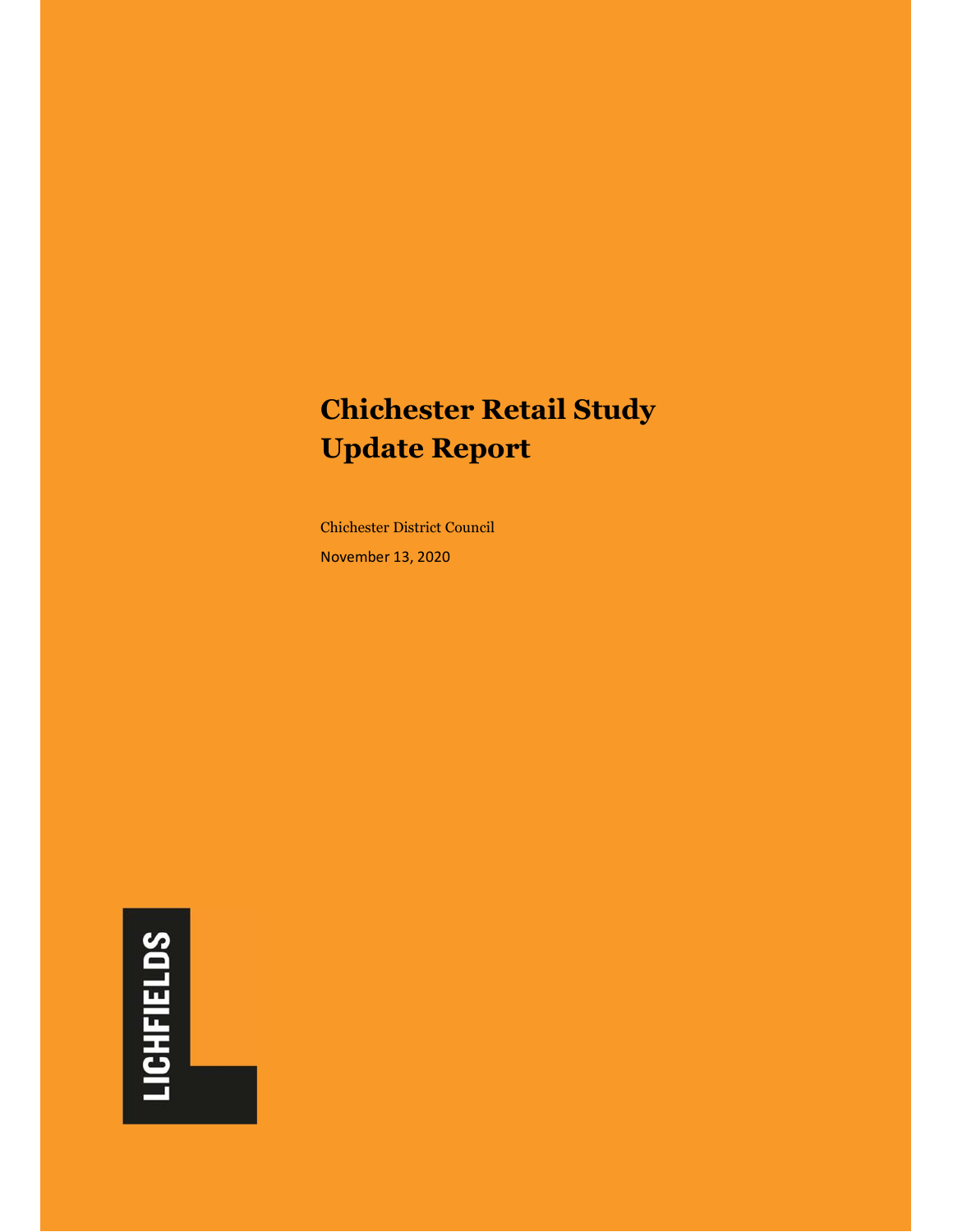# Chichester Retail Study Update Report

Chichester District Council

November 13, 2020

LICHFIELDS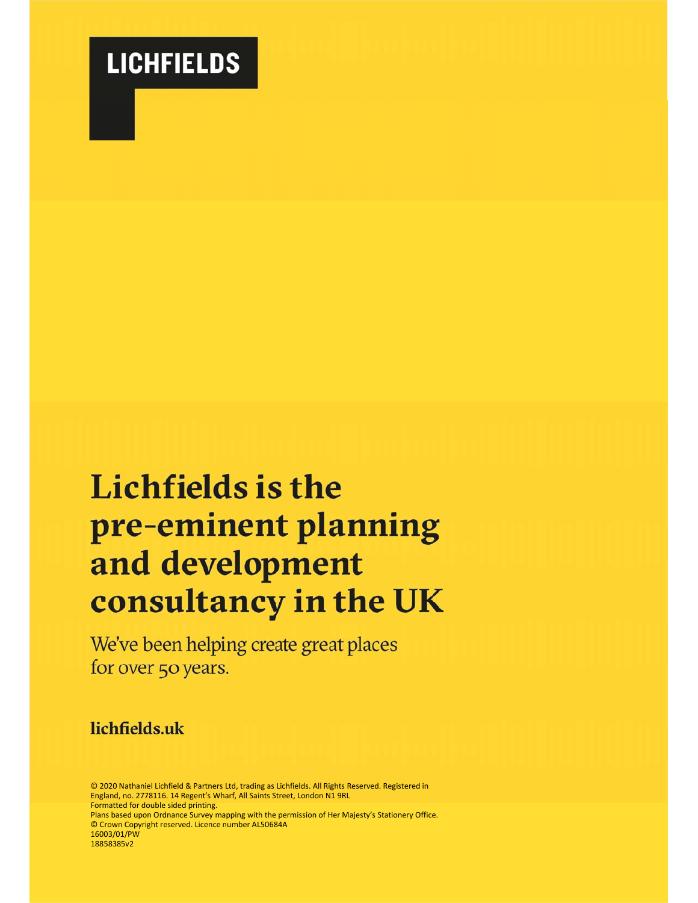**LICHFIELDS**

# Lichfields is the pre-eminent planning and development consultancy in the UK

We've been helping create great places for over 50 years.

**lichfields.uk**

© 2020 Nathaniel Lichfield & Partners Ltd, trading as Lichfields. All Rights Reserved. Registered in England, no. 2778116. 14 Regent's Wharf, All Saints Street, London N1 9RL
Formatted for double sided printing.
Plans based upon Ordnance Survey mapping with the permission of Her Majesty's Stationery Office.
© Crown Copyright reserved. Licence number AL50684A
16003/01/PW
18858385v2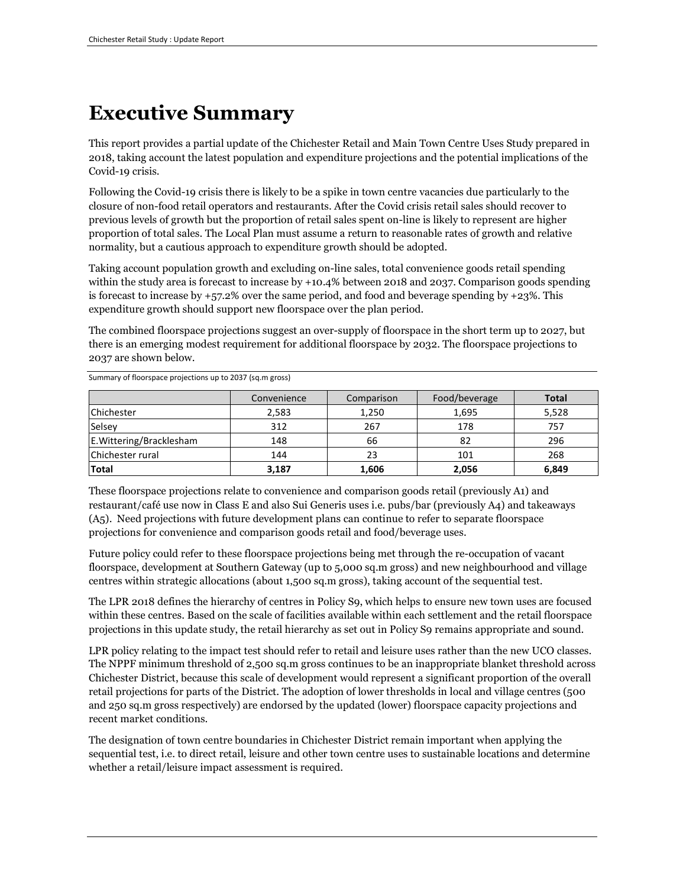# Executive Summary

This report provides a partial update of the Chichester Retail and Main Town Centre Uses Study prepared in 2018, taking account the latest population and expenditure projections and the potential implications of the Covid-19 crisis.

Following the Covid-19 crisis there is likely to be a spike in town centre vacancies due particularly to the closure of non-food retail operators and restaurants. After the Covid crisis retail sales should recover to previous levels of growth but the proportion of retail sales spent on-line is likely to represent are higher proportion of total sales. The Local Plan must assume a return to reasonable rates of growth and relative normality, but a cautious approach to expenditure growth should be adopted.

Taking account population growth and excluding on-line sales, total convenience goods retail spending within the study area is forecast to increase by +10.4% between 2018 and 2037. Comparison goods spending is forecast to increase by +57.2% over the same period, and food and beverage spending by +23%. This expenditure growth should support new floorspace over the plan period.

The combined floorspace projections suggest an over-supply of floorspace in the short term up to 2027, but there is an emerging modest requirement for additional floorspace by 2032. The floorspace projections to 2037 are shown below.

Summary of floorspace projections up to 2037 (sq.m gross)

| | Convenience | Comparison | Food/beverage | **Total** |
|---|---|---|---|---|
| Chichester | 2,583 | 1,250 | 1,695 | 5,528 |
| Selsey | 312 | 267 | 178 | 757 |
| E.Wittering/Bracklesham | 148 | 66 | 82 | 296 |
| Chichester rural | 144 | 23 | 101 | 268 |
| **Total** | **3,187** | **1,606** | **2,056** | **6,849** |

These floorspace projections relate to convenience and comparison goods retail (previously A1) and restaurant/café use now in Class E and also Sui Generis uses i.e. pubs/bar (previously A4) and takeaways (A5). Need projections with future development plans can continue to refer to separate floorspace projections for convenience and comparison goods retail and food/beverage uses.

Future policy could refer to these floorspace projections being met through the re-occupation of vacant floorspace, development at Southern Gateway (up to 5,000 sq.m gross) and new neighbourhood and village centres within strategic allocations (about 1,500 sq.m gross), taking account of the sequential test.

The LPR 2018 defines the hierarchy of centres in Policy S9, which helps to ensure new town uses are focused within these centres. Based on the scale of facilities available within each settlement and the retail floorspace projections in this update study, the retail hierarchy as set out in Policy S9 remains appropriate and sound.

LPR policy relating to the impact test should refer to retail and leisure uses rather than the new UCO classes. The NPPF minimum threshold of 2,500 sq.m gross continues to be an inappropriate blanket threshold across Chichester District, because this scale of development would represent a significant proportion of the overall retail projections for parts of the District. The adoption of lower thresholds in local and village centres (500 and 250 sq.m gross respectively) are endorsed by the updated (lower) floorspace capacity projections and recent market conditions.

The designation of town centre boundaries in Chichester District remain important when applying the sequential test, i.e. to direct retail, leisure and other town centre uses to sustainable locations and determine whether a retail/leisure impact assessment is required.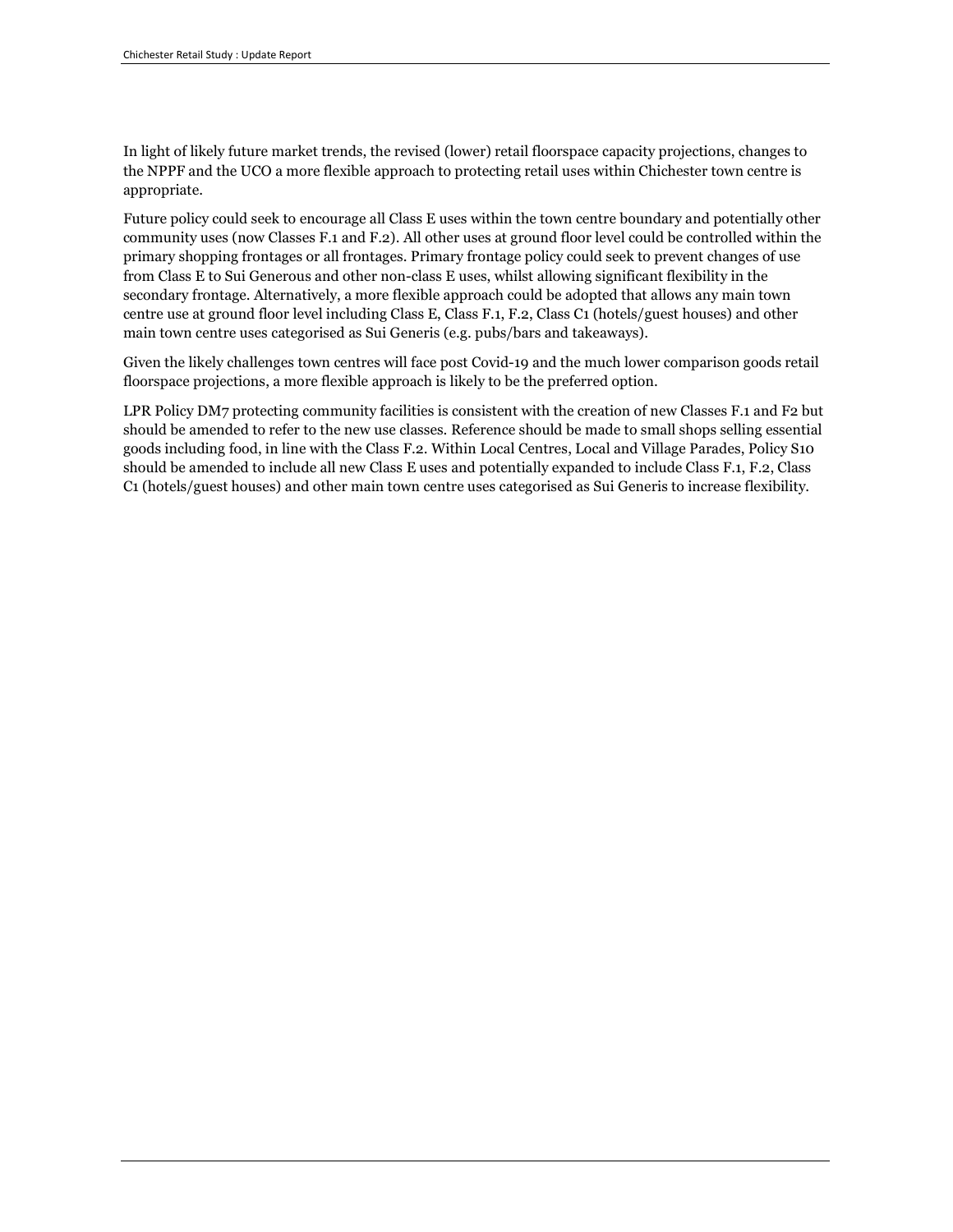In light of likely future market trends, the revised (lower) retail floorspace capacity projections, changes to the NPPF and the UCO a more flexible approach to protecting retail uses within Chichester town centre is appropriate.

Future policy could seek to encourage all Class E uses within the town centre boundary and potentially other community uses (now Classes F.1 and F.2). All other uses at ground floor level could be controlled within the primary shopping frontages or all frontages. Primary frontage policy could seek to prevent changes of use from Class E to Sui Generous and other non-class E uses, whilst allowing significant flexibility in the secondary frontage. Alternatively, a more flexible approach could be adopted that allows any main town centre use at ground floor level including Class E, Class F.1, F.2, Class C1 (hotels/guest houses) and other main town centre uses categorised as Sui Generis (e.g. pubs/bars and takeaways).

Given the likely challenges town centres will face post Covid-19 and the much lower comparison goods retail floorspace projections, a more flexible approach is likely to be the preferred option.

LPR Policy DM7 protecting community facilities is consistent with the creation of new Classes F.1 and F2 but should be amended to refer to the new use classes. Reference should be made to small shops selling essential goods including food, in line with the Class F.2. Within Local Centres, Local and Village Parades, Policy S10 should be amended to include all new Class E uses and potentially expanded to include Class F.1, F.2, Class C1 (hotels/guest houses) and other main town centre uses categorised as Sui Generis to increase flexibility.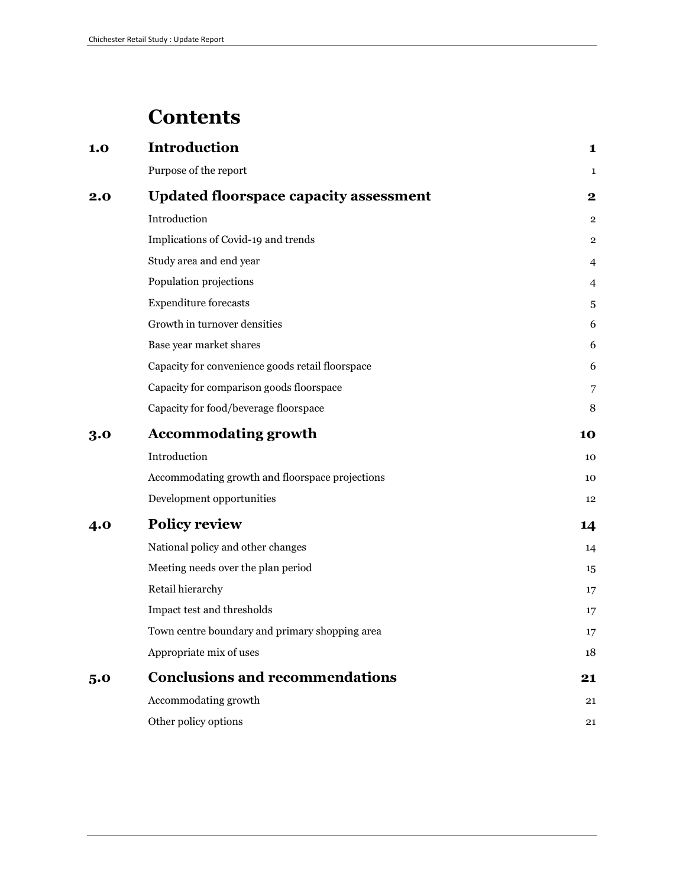# Contents

| | | |
|---|---|---|
| **1.0** | **Introduction** | **1** |
| | Purpose of the report | 1 |
| **2.0** | **Updated floorspace capacity assessment** | **2** |
| | Introduction | 2 |
| | Implications of Covid-19 and trends | 2 |
| | Study area and end year | 4 |
| | Population projections | 4 |
| | Expenditure forecasts | 5 |
| | Growth in turnover densities | 6 |
| | Base year market shares | 6 |
| | Capacity for convenience goods retail floorspace | 6 |
| | Capacity for comparison goods floorspace | 7 |
| | Capacity for food/beverage floorspace | 8 |
| **3.0** | **Accommodating growth** | **10** |
| | Introduction | 10 |
| | Accommodating growth and floorspace projections | 10 |
| | Development opportunities | 12 |
| **4.0** | **Policy review** | **14** |
| | National policy and other changes | 14 |
| | Meeting needs over the plan period | 15 |
| | Retail hierarchy | 17 |
| | Impact test and thresholds | 17 |
| | Town centre boundary and primary shopping area | 17 |
| | Appropriate mix of uses | 18 |
| **5.0** | **Conclusions and recommendations** | **21** |
| | Accommodating growth | 21 |
| | Other policy options | 21 |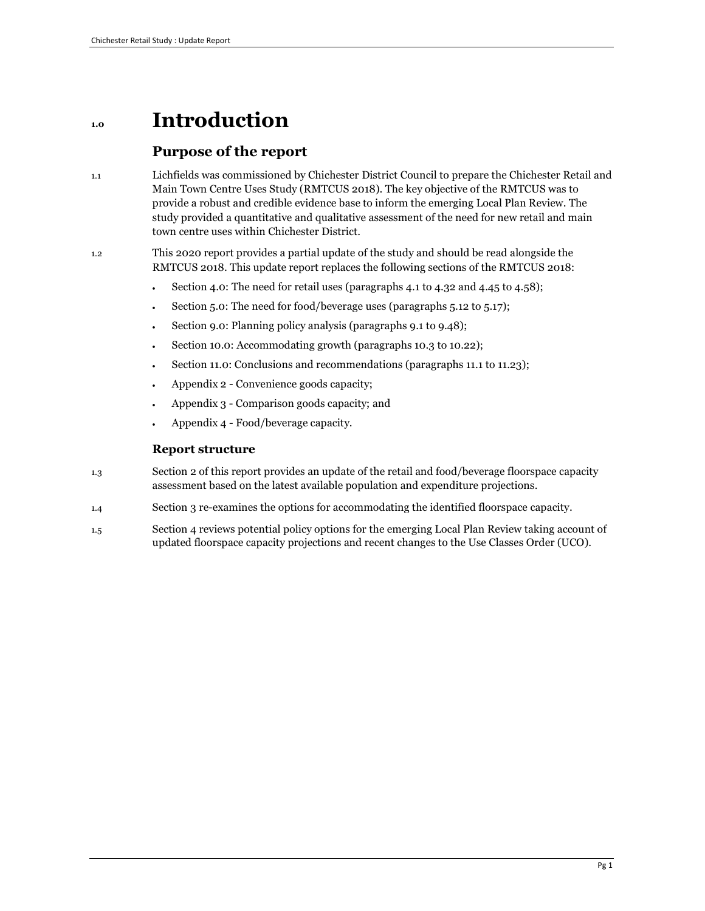# 1.0 Introduction

## Purpose of the report

1.1 Lichfields was commissioned by Chichester District Council to prepare the Chichester Retail and Main Town Centre Uses Study (RMTCUS 2018). The key objective of the RMTCUS was to provide a robust and credible evidence base to inform the emerging Local Plan Review. The study provided a quantitative and qualitative assessment of the need for new retail and main town centre uses within Chichester District.

1.2 This 2020 report provides a partial update of the study and should be read alongside the RMTCUS 2018. This update report replaces the following sections of the RMTCUS 2018:

- Section 4.0: The need for retail uses (paragraphs 4.1 to 4.32 and 4.45 to 4.58);
- Section 5.0: The need for food/beverage uses (paragraphs 5.12 to 5.17);
- Section 9.0: Planning policy analysis (paragraphs 9.1 to 9.48);
- Section 10.0: Accommodating growth (paragraphs 10.3 to 10.22);
- Section 11.0: Conclusions and recommendations (paragraphs 11.1 to 11.23);
- Appendix 2 - Convenience goods capacity;
- Appendix 3 - Comparison goods capacity; and
- Appendix 4 - Food/beverage capacity.

### Report structure

1.3 Section 2 of this report provides an update of the retail and food/beverage floorspace capacity assessment based on the latest available population and expenditure projections.

1.4 Section 3 re-examines the options for accommodating the identified floorspace capacity.

1.5 Section 4 reviews potential policy options for the emerging Local Plan Review taking account of updated floorspace capacity projections and recent changes to the Use Classes Order (UCO).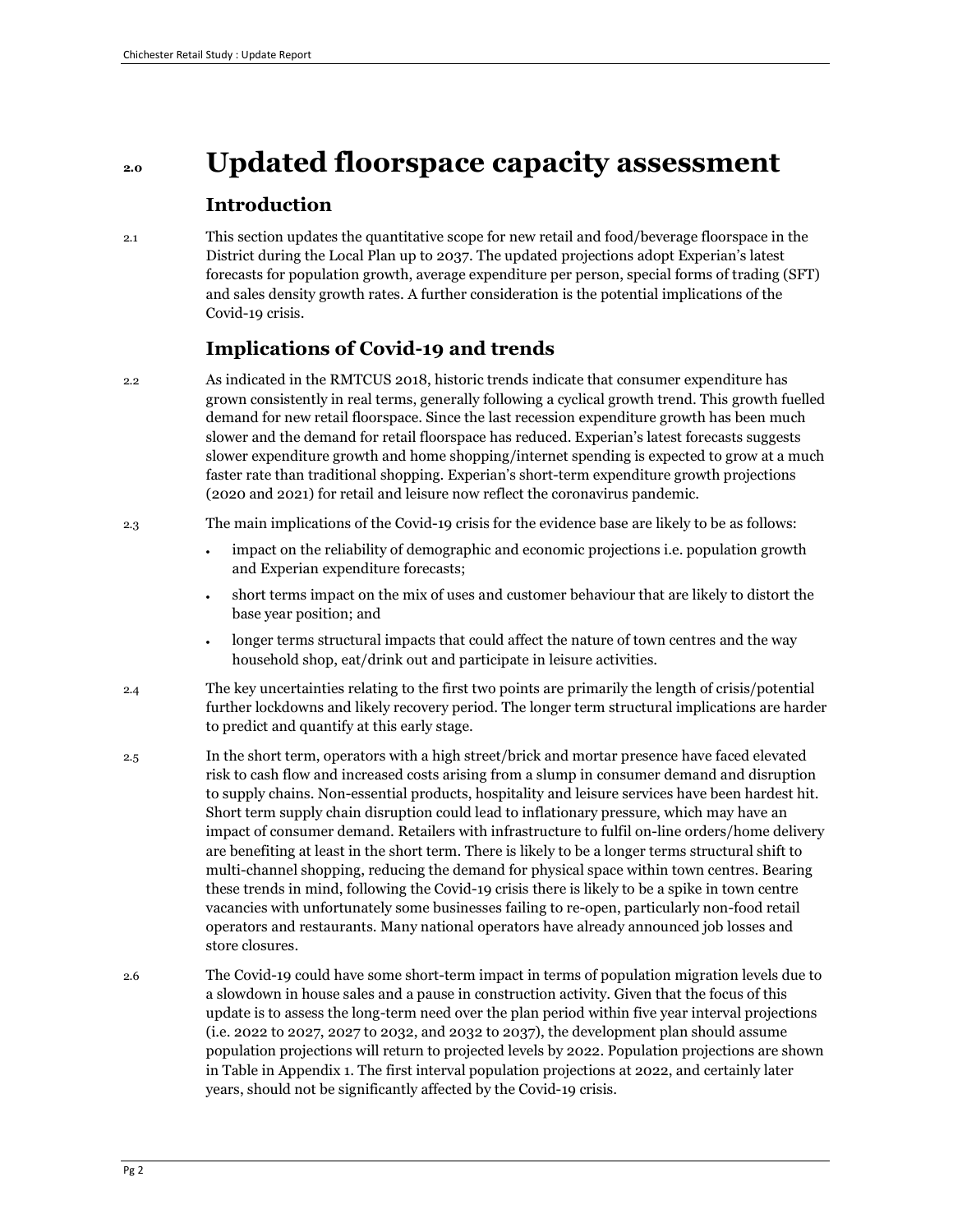# 2.0 Updated floorspace capacity assessment

## Introduction

2.1 This section updates the quantitative scope for new retail and food/beverage floorspace in the District during the Local Plan up to 2037. The updated projections adopt Experian's latest forecasts for population growth, average expenditure per person, special forms of trading (SFT) and sales density growth rates. A further consideration is the potential implications of the Covid-19 crisis.

## Implications of Covid-19 and trends

2.2 As indicated in the RMTCUS 2018, historic trends indicate that consumer expenditure has grown consistently in real terms, generally following a cyclical growth trend. This growth fuelled demand for new retail floorspace. Since the last recession expenditure growth has been much slower and the demand for retail floorspace has reduced. Experian's latest forecasts suggests slower expenditure growth and home shopping/internet spending is expected to grow at a much faster rate than traditional shopping. Experian's short-term expenditure growth projections (2020 and 2021) for retail and leisure now reflect the coronavirus pandemic.

2.3 The main implications of the Covid-19 crisis for the evidence base are likely to be as follows:

- impact on the reliability of demographic and economic projections i.e. population growth and Experian expenditure forecasts;
- short terms impact on the mix of uses and customer behaviour that are likely to distort the base year position; and
- longer terms structural impacts that could affect the nature of town centres and the way household shop, eat/drink out and participate in leisure activities.

2.4 The key uncertainties relating to the first two points are primarily the length of crisis/potential further lockdowns and likely recovery period. The longer term structural implications are harder to predict and quantify at this early stage.

2.5 In the short term, operators with a high street/brick and mortar presence have faced elevated risk to cash flow and increased costs arising from a slump in consumer demand and disruption to supply chains. Non-essential products, hospitality and leisure services have been hardest hit. Short term supply chain disruption could lead to inflationary pressure, which may have an impact of consumer demand. Retailers with infrastructure to fulfil on-line orders/home delivery are benefiting at least in the short term. There is likely to be a longer terms structural shift to multi-channel shopping, reducing the demand for physical space within town centres. Bearing these trends in mind, following the Covid-19 crisis there is likely to be a spike in town centre vacancies with unfortunately some businesses failing to re-open, particularly non-food retail operators and restaurants. Many national operators have already announced job losses and store closures.

2.6 The Covid-19 could have some short-term impact in terms of population migration levels due to a slowdown in house sales and a pause in construction activity. Given that the focus of this update is to assess the long-term need over the plan period within five year interval projections (i.e. 2022 to 2027, 2027 to 2032, and 2032 to 2037), the development plan should assume population projections will return to projected levels by 2022. Population projections are shown in Table in Appendix 1. The first interval population projections at 2022, and certainly later years, should not be significantly affected by the Covid-19 crisis.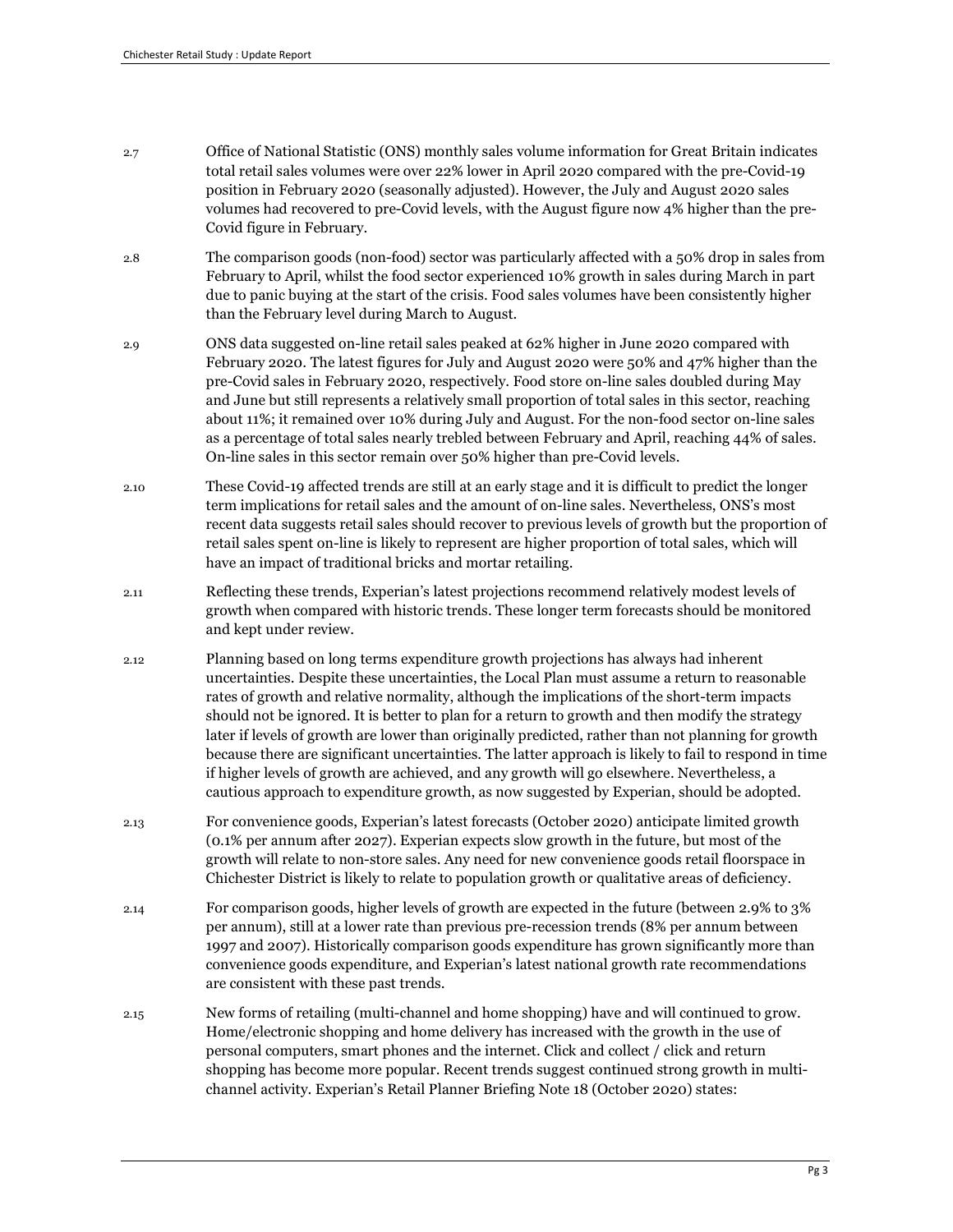2.7 Office of National Statistic (ONS) monthly sales volume information for Great Britain indicates total retail sales volumes were over 22% lower in April 2020 compared with the pre-Covid-19 position in February 2020 (seasonally adjusted). However, the July and August 2020 sales volumes had recovered to pre-Covid levels, with the August figure now 4% higher than the pre-Covid figure in February.

2.8 The comparison goods (non-food) sector was particularly affected with a 50% drop in sales from February to April, whilst the food sector experienced 10% growth in sales during March in part due to panic buying at the start of the crisis. Food sales volumes have been consistently higher than the February level during March to August.

2.9 ONS data suggested on-line retail sales peaked at 62% higher in June 2020 compared with February 2020. The latest figures for July and August 2020 were 50% and 47% higher than the pre-Covid sales in February 2020, respectively. Food store on-line sales doubled during May and June but still represents a relatively small proportion of total sales in this sector, reaching about 11%; it remained over 10% during July and August. For the non-food sector on-line sales as a percentage of total sales nearly trebled between February and April, reaching 44% of sales. On-line sales in this sector remain over 50% higher than pre-Covid levels.

2.10 These Covid-19 affected trends are still at an early stage and it is difficult to predict the longer term implications for retail sales and the amount of on-line sales. Nevertheless, ONS's most recent data suggests retail sales should recover to previous levels of growth but the proportion of retail sales spent on-line is likely to represent are higher proportion of total sales, which will have an impact of traditional bricks and mortar retailing.

2.11 Reflecting these trends, Experian's latest projections recommend relatively modest levels of growth when compared with historic trends. These longer term forecasts should be monitored and kept under review.

2.12 Planning based on long terms expenditure growth projections has always had inherent uncertainties. Despite these uncertainties, the Local Plan must assume a return to reasonable rates of growth and relative normality, although the implications of the short-term impacts should not be ignored. It is better to plan for a return to growth and then modify the strategy later if levels of growth are lower than originally predicted, rather than not planning for growth because there are significant uncertainties. The latter approach is likely to fail to respond in time if higher levels of growth are achieved, and any growth will go elsewhere. Nevertheless, a cautious approach to expenditure growth, as now suggested by Experian, should be adopted.

2.13 For convenience goods, Experian's latest forecasts (October 2020) anticipate limited growth (0.1% per annum after 2027). Experian expects slow growth in the future, but most of the growth will relate to non-store sales. Any need for new convenience goods retail floorspace in Chichester District is likely to relate to population growth or qualitative areas of deficiency.

2.14 For comparison goods, higher levels of growth are expected in the future (between 2.9% to 3% per annum), still at a lower rate than previous pre-recession trends (8% per annum between 1997 and 2007). Historically comparison goods expenditure has grown significantly more than convenience goods expenditure, and Experian's latest national growth rate recommendations are consistent with these past trends.

2.15 New forms of retailing (multi-channel and home shopping) have and will continued to grow. Home/electronic shopping and home delivery has increased with the growth in the use of personal computers, smart phones and the internet. Click and collect / click and return shopping has become more popular. Recent trends suggest continued strong growth in multi-channel activity. Experian's Retail Planner Briefing Note 18 (October 2020) states: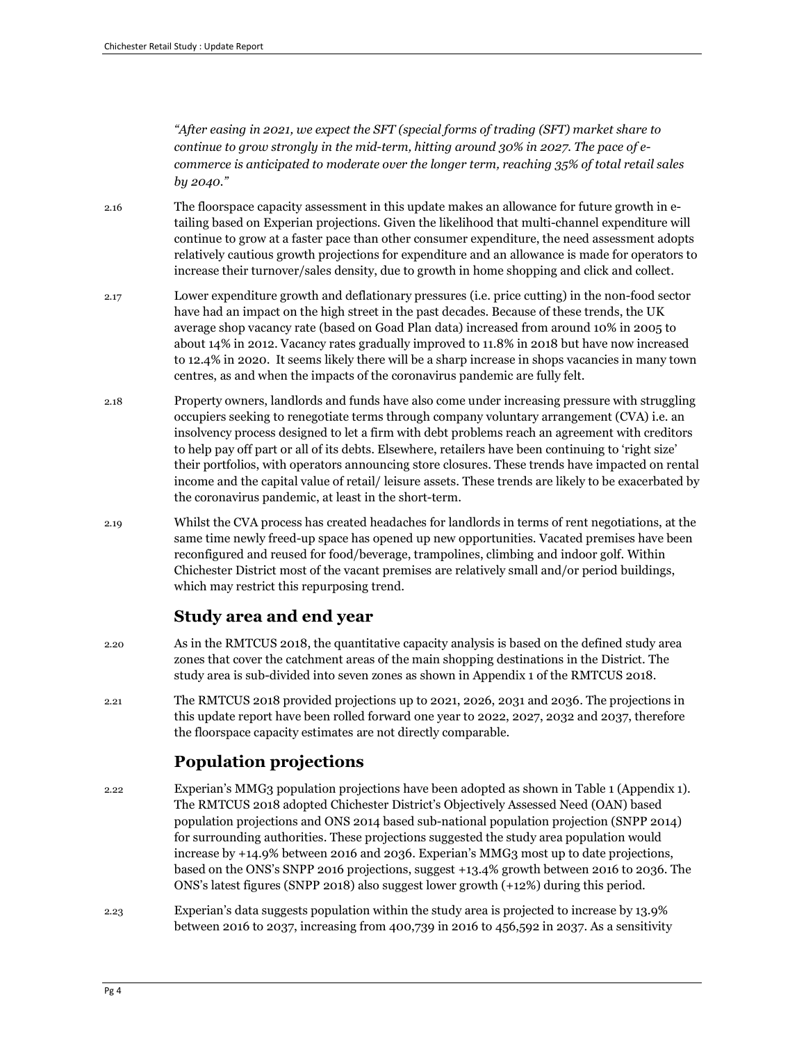*"After easing in 2021, we expect the SFT (special forms of trading (SFT) market share to continue to grow strongly in the mid-term, hitting around 30% in 2027. The pace of e-commerce is anticipated to moderate over the longer term, reaching 35% of total retail sales by 2040."*

2.16 The floorspace capacity assessment in this update makes an allowance for future growth in e-tailing based on Experian projections. Given the likelihood that multi-channel expenditure will continue to grow at a faster pace than other consumer expenditure, the need assessment adopts relatively cautious growth projections for expenditure and an allowance is made for operators to increase their turnover/sales density, due to growth in home shopping and click and collect.

2.17 Lower expenditure growth and deflationary pressures (i.e. price cutting) in the non-food sector have had an impact on the high street in the past decades. Because of these trends, the UK average shop vacancy rate (based on Goad Plan data) increased from around 10% in 2005 to about 14% in 2012. Vacancy rates gradually improved to 11.8% in 2018 but have now increased to 12.4% in 2020. It seems likely there will be a sharp increase in shops vacancies in many town centres, as and when the impacts of the coronavirus pandemic are fully felt.

2.18 Property owners, landlords and funds have also come under increasing pressure with struggling occupiers seeking to renegotiate terms through company voluntary arrangement (CVA) i.e. an insolvency process designed to let a firm with debt problems reach an agreement with creditors to help pay off part or all of its debts. Elsewhere, retailers have been continuing to 'right size' their portfolios, with operators announcing store closures. These trends have impacted on rental income and the capital value of retail/ leisure assets. These trends are likely to be exacerbated by the coronavirus pandemic, at least in the short-term.

2.19 Whilst the CVA process has created headaches for landlords in terms of rent negotiations, at the same time newly freed-up space has opened up new opportunities. Vacated premises have been reconfigured and reused for food/beverage, trampolines, climbing and indoor golf. Within Chichester District most of the vacant premises are relatively small and/or period buildings, which may restrict this repurposing trend.

## Study area and end year

2.20 As in the RMTCUS 2018, the quantitative capacity analysis is based on the defined study area zones that cover the catchment areas of the main shopping destinations in the District. The study area is sub-divided into seven zones as shown in Appendix 1 of the RMTCUS 2018.

2.21 The RMTCUS 2018 provided projections up to 2021, 2026, 2031 and 2036. The projections in this update report have been rolled forward one year to 2022, 2027, 2032 and 2037, therefore the floorspace capacity estimates are not directly comparable.

## Population projections

2.22 Experian's MMG3 population projections have been adopted as shown in Table 1 (Appendix 1). The RMTCUS 2018 adopted Chichester District's Objectively Assessed Need (OAN) based population projections and ONS 2014 based sub-national population projection (SNPP 2014) for surrounding authorities. These projections suggested the study area population would increase by +14.9% between 2016 and 2036. Experian's MMG3 most up to date projections, based on the ONS's SNPP 2016 projections, suggest +13.4% growth between 2016 to 2036. The ONS's latest figures (SNPP 2018) also suggest lower growth (+12%) during this period.

2.23 Experian's data suggests population within the study area is projected to increase by 13.9% between 2016 to 2037, increasing from 400,739 in 2016 to 456,592 in 2037. As a sensitivity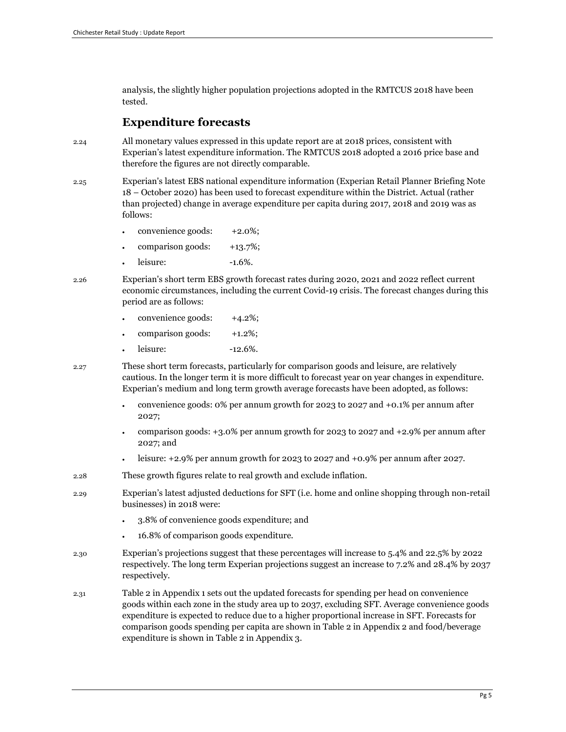analysis, the slightly higher population projections adopted in the RMTCUS 2018 have been tested.

## Expenditure forecasts

2.24 All monetary values expressed in this update report are at 2018 prices, consistent with Experian's latest expenditure information. The RMTCUS 2018 adopted a 2016 price base and therefore the figures are not directly comparable.

2.25 Experian's latest EBS national expenditure information (Experian Retail Planner Briefing Note 18 – October 2020) has been used to forecast expenditure within the District. Actual (rather than projected) change in average expenditure per capita during 2017, 2018 and 2019 was as follows:

- convenience goods: +2.0%;
- comparison goods: +13.7%;
- leisure: -1.6%.

2.26 Experian's short term EBS growth forecast rates during 2020, 2021 and 2022 reflect current economic circumstances, including the current Covid-19 crisis. The forecast changes during this period are as follows:

- convenience goods: +4.2%;
- comparison goods: +1.2%;
- leisure: -12.6%.

2.27 These short term forecasts, particularly for comparison goods and leisure, are relatively cautious. In the longer term it is more difficult to forecast year on year changes in expenditure. Experian's medium and long term growth average forecasts have been adopted, as follows:

- convenience goods: 0% per annum growth for 2023 to 2027 and +0.1% per annum after 2027;
- comparison goods: +3.0% per annum growth for 2023 to 2027 and +2.9% per annum after 2027; and
- leisure: +2.9% per annum growth for 2023 to 2027 and +0.9% per annum after 2027.

2.28 These growth figures relate to real growth and exclude inflation.

2.29 Experian's latest adjusted deductions for SFT (i.e. home and online shopping through non-retail businesses) in 2018 were:

- 3.8% of convenience goods expenditure; and
- 16.8% of comparison goods expenditure.

2.30 Experian's projections suggest that these percentages will increase to 5.4% and 22.5% by 2022 respectively. The long term Experian projections suggest an increase to 7.2% and 28.4% by 2037 respectively.

2.31 Table 2 in Appendix 1 sets out the updated forecasts for spending per head on convenience goods within each zone in the study area up to 2037, excluding SFT. Average convenience goods expenditure is expected to reduce due to a higher proportional increase in SFT. Forecasts for comparison goods spending per capita are shown in Table 2 in Appendix 2 and food/beverage expenditure is shown in Table 2 in Appendix 3.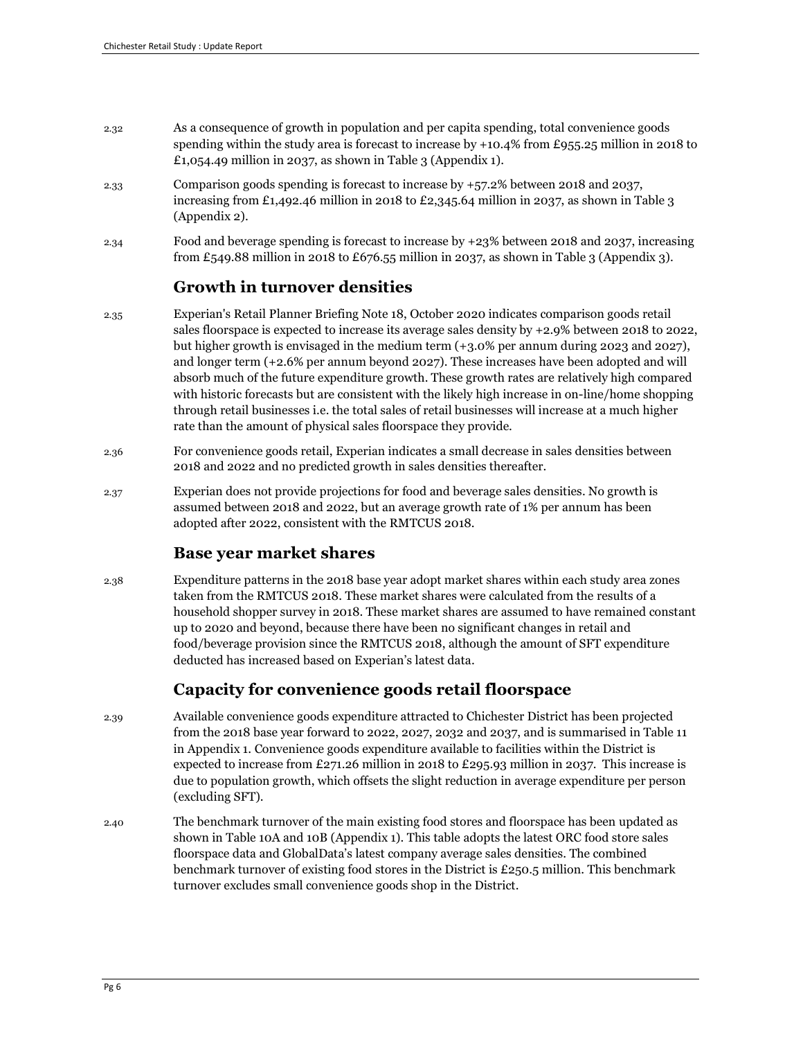2.32 As a consequence of growth in population and per capita spending, total convenience goods spending within the study area is forecast to increase by +10.4% from £955.25 million in 2018 to £1,054.49 million in 2037, as shown in Table 3 (Appendix 1).

2.33 Comparison goods spending is forecast to increase by +57.2% between 2018 and 2037, increasing from £1,492.46 million in 2018 to £2,345.64 million in 2037, as shown in Table 3 (Appendix 2).

2.34 Food and beverage spending is forecast to increase by +23% between 2018 and 2037, increasing from £549.88 million in 2018 to £676.55 million in 2037, as shown in Table 3 (Appendix 3).

## Growth in turnover densities

2.35 Experian's Retail Planner Briefing Note 18, October 2020 indicates comparison goods retail sales floorspace is expected to increase its average sales density by +2.9% between 2018 to 2022, but higher growth is envisaged in the medium term (+3.0% per annum during 2023 and 2027), and longer term (+2.6% per annum beyond 2027). These increases have been adopted and will absorb much of the future expenditure growth. These growth rates are relatively high compared with historic forecasts but are consistent with the likely high increase in on-line/home shopping through retail businesses i.e. the total sales of retail businesses will increase at a much higher rate than the amount of physical sales floorspace they provide.

2.36 For convenience goods retail, Experian indicates a small decrease in sales densities between 2018 and 2022 and no predicted growth in sales densities thereafter.

2.37 Experian does not provide projections for food and beverage sales densities. No growth is assumed between 2018 and 2022, but an average growth rate of 1% per annum has been adopted after 2022, consistent with the RMTCUS 2018.

## Base year market shares

2.38 Expenditure patterns in the 2018 base year adopt market shares within each study area zones taken from the RMTCUS 2018. These market shares were calculated from the results of a household shopper survey in 2018. These market shares are assumed to have remained constant up to 2020 and beyond, because there have been no significant changes in retail and food/beverage provision since the RMTCUS 2018, although the amount of SFT expenditure deducted has increased based on Experian's latest data.

## Capacity for convenience goods retail floorspace

2.39 Available convenience goods expenditure attracted to Chichester District has been projected from the 2018 base year forward to 2022, 2027, 2032 and 2037, and is summarised in Table 11 in Appendix 1. Convenience goods expenditure available to facilities within the District is expected to increase from £271.26 million in 2018 to £295.93 million in 2037. This increase is due to population growth, which offsets the slight reduction in average expenditure per person (excluding SFT).

2.40 The benchmark turnover of the main existing food stores and floorspace has been updated as shown in Table 10A and 10B (Appendix 1). This table adopts the latest ORC food store sales floorspace data and GlobalData's latest company average sales densities. The combined benchmark turnover of existing food stores in the District is £250.5 million. This benchmark turnover excludes small convenience goods shop in the District.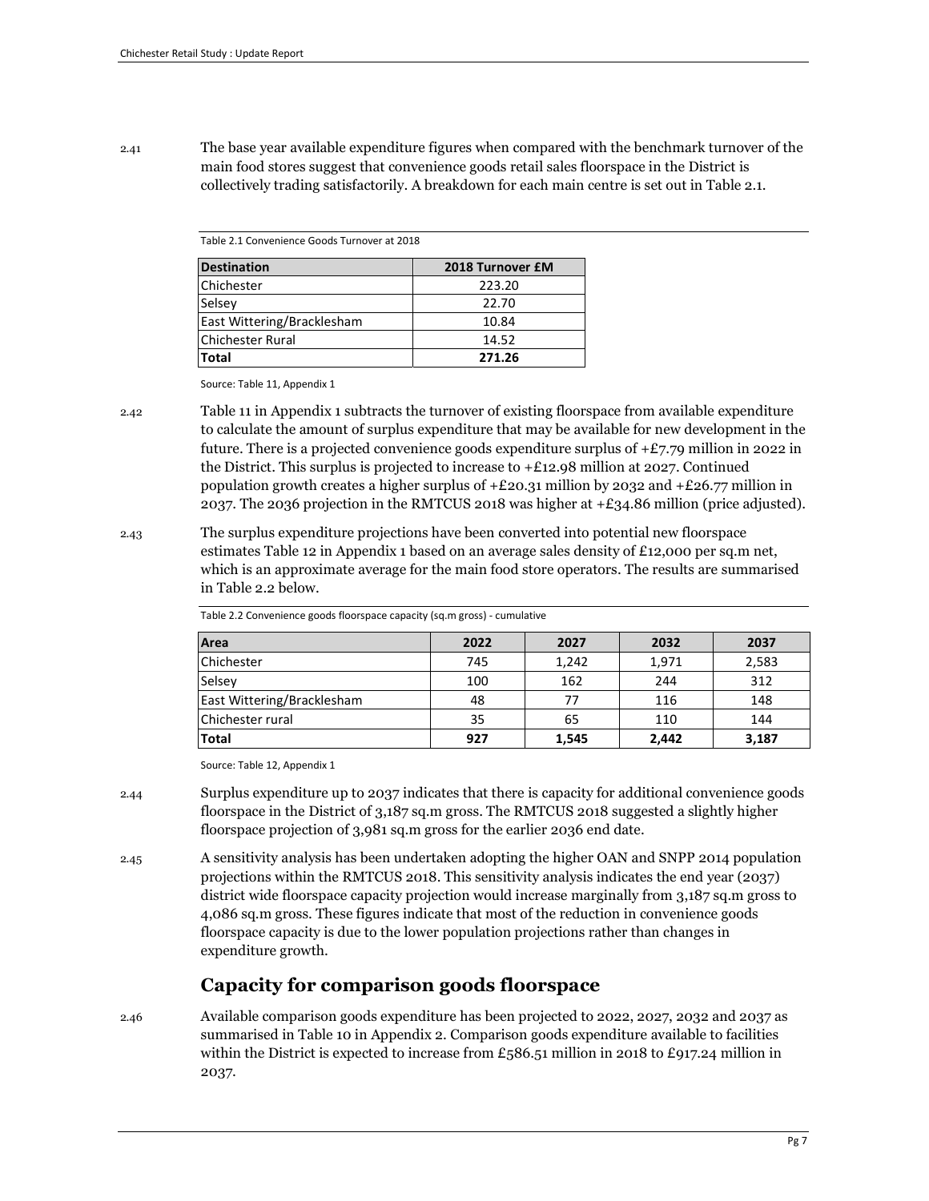2.41 The base year available expenditure figures when compared with the benchmark turnover of the main food stores suggest that convenience goods retail sales floorspace in the District is collectively trading satisfactorily. A breakdown for each main centre is set out in Table 2.1.

Table 2.1 Convenience Goods Turnover at 2018

| Destination | 2018 Turnover £M |
|---|---|
| Chichester | 223.20 |
| Selsey | 22.70 |
| East Wittering/Bracklesham | 10.84 |
| Chichester Rural | 14.52 |
| **Total** | **271.26** |

Source: Table 11, Appendix 1

2.42 Table 11 in Appendix 1 subtracts the turnover of existing floorspace from available expenditure to calculate the amount of surplus expenditure that may be available for new development in the future. There is a projected convenience goods expenditure surplus of +£7.79 million in 2022 in the District. This surplus is projected to increase to +£12.98 million at 2027. Continued population growth creates a higher surplus of +£20.31 million by 2032 and +£26.77 million in 2037. The 2036 projection in the RMTCUS 2018 was higher at +£34.86 million (price adjusted).

2.43 The surplus expenditure projections have been converted into potential new floorspace estimates Table 12 in Appendix 1 based on an average sales density of £12,000 per sq.m net, which is an approximate average for the main food store operators. The results are summarised in Table 2.2 below.

Table 2.2 Convenience goods floorspace capacity (sq.m gross) - cumulative

| Area | 2022 | 2027 | 2032 | 2037 |
|---|---|---|---|---|
| Chichester | 745 | 1,242 | 1,971 | 2,583 |
| Selsey | 100 | 162 | 244 | 312 |
| East Wittering/Bracklesham | 48 | 77 | 116 | 148 |
| Chichester rural | 35 | 65 | 110 | 144 |
| **Total** | **927** | **1,545** | **2,442** | **3,187** |

Source: Table 12, Appendix 1

2.44 Surplus expenditure up to 2037 indicates that there is capacity for additional convenience goods floorspace in the District of 3,187 sq.m gross. The RMTCUS 2018 suggested a slightly higher floorspace projection of 3,981 sq.m gross for the earlier 2036 end date.

2.45 A sensitivity analysis has been undertaken adopting the higher OAN and SNPP 2014 population projections within the RMTCUS 2018. This sensitivity analysis indicates the end year (2037) district wide floorspace capacity projection would increase marginally from 3,187 sq.m gross to 4,086 sq.m gross. These figures indicate that most of the reduction in convenience goods floorspace capacity is due to the lower population projections rather than changes in expenditure growth.

## Capacity for comparison goods floorspace

2.46 Available comparison goods expenditure has been projected to 2022, 2027, 2032 and 2037 as summarised in Table 10 in Appendix 2. Comparison goods expenditure available to facilities within the District is expected to increase from £586.51 million in 2018 to £917.24 million in 2037.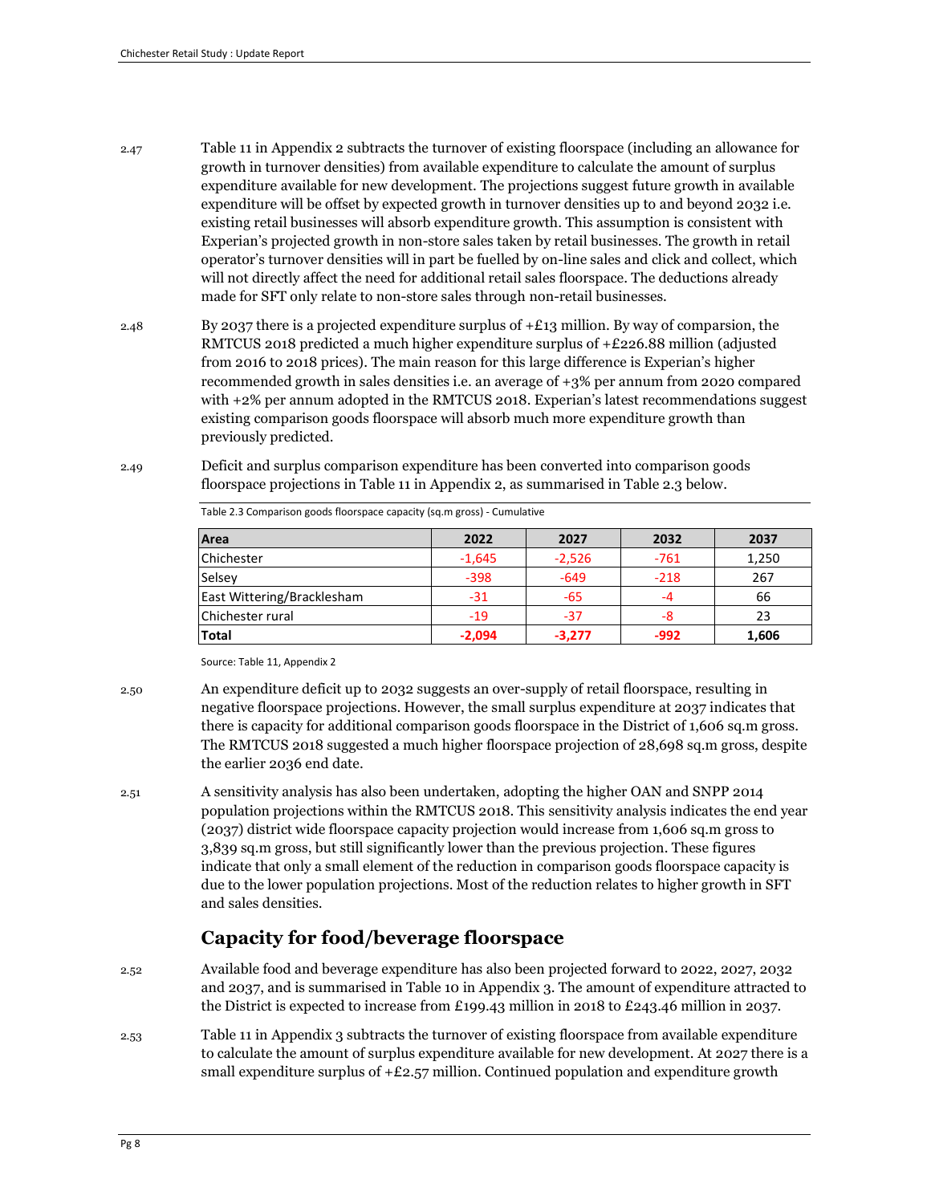2.47 Table 11 in Appendix 2 subtracts the turnover of existing floorspace (including an allowance for growth in turnover densities) from available expenditure to calculate the amount of surplus expenditure available for new development. The projections suggest future growth in available expenditure will be offset by expected growth in turnover densities up to and beyond 2032 i.e. existing retail businesses will absorb expenditure growth. This assumption is consistent with Experian's projected growth in non-store sales taken by retail businesses. The growth in retail operator's turnover densities will in part be fuelled by on-line sales and click and collect, which will not directly affect the need for additional retail sales floorspace. The deductions already made for SFT only relate to non-store sales through non-retail businesses.

2.48 By 2037 there is a projected expenditure surplus of +£13 million. By way of comparsion, the RMTCUS 2018 predicted a much higher expenditure surplus of +£226.88 million (adjusted from 2016 to 2018 prices). The main reason for this large difference is Experian's higher recommended growth in sales densities i.e. an average of +3% per annum from 2020 compared with +2% per annum adopted in the RMTCUS 2018. Experian's latest recommendations suggest existing comparison goods floorspace will absorb much more expenditure growth than previously predicted.

2.49 Deficit and surplus comparison expenditure has been converted into comparison goods floorspace projections in Table 11 in Appendix 2, as summarised in Table 2.3 below.

Table 2.3 Comparison goods floorspace capacity (sq.m gross) - Cumulative

| Area | 2022 | 2027 | 2032 | 2037 |
|---|---|---|---|---|
| Chichester | -1,645 | -2,526 | -761 | 1,250 |
| Selsey | -398 | -649 | -218 | 267 |
| East Wittering/Bracklesham | -31 | -65 | -4 | 66 |
| Chichester rural | -19 | -37 | -8 | 23 |
| **Total** | **-2,094** | **-3,277** | **-992** | **1,606** |

Source: Table 11, Appendix 2

2.50 An expenditure deficit up to 2032 suggests an over-supply of retail floorspace, resulting in negative floorspace projections. However, the small surplus expenditure at 2037 indicates that there is capacity for additional comparison goods floorspace in the District of 1,606 sq.m gross. The RMTCUS 2018 suggested a much higher floorspace projection of 28,698 sq.m gross, despite the earlier 2036 end date.

2.51 A sensitivity analysis has also been undertaken, adopting the higher OAN and SNPP 2014 population projections within the RMTCUS 2018. This sensitivity analysis indicates the end year (2037) district wide floorspace capacity projection would increase from 1,606 sq.m gross to 3,839 sq.m gross, but still significantly lower than the previous projection. These figures indicate that only a small element of the reduction in comparison goods floorspace capacity is due to the lower population projections. Most of the reduction relates to higher growth in SFT and sales densities.

## Capacity for food/beverage floorspace

2.52 Available food and beverage expenditure has also been projected forward to 2022, 2027, 2032 and 2037, and is summarised in Table 10 in Appendix 3. The amount of expenditure attracted to the District is expected to increase from £199.43 million in 2018 to £243.46 million in 2037.

2.53 Table 11 in Appendix 3 subtracts the turnover of existing floorspace from available expenditure to calculate the amount of surplus expenditure available for new development. At 2027 there is a small expenditure surplus of +£2.57 million. Continued population and expenditure growth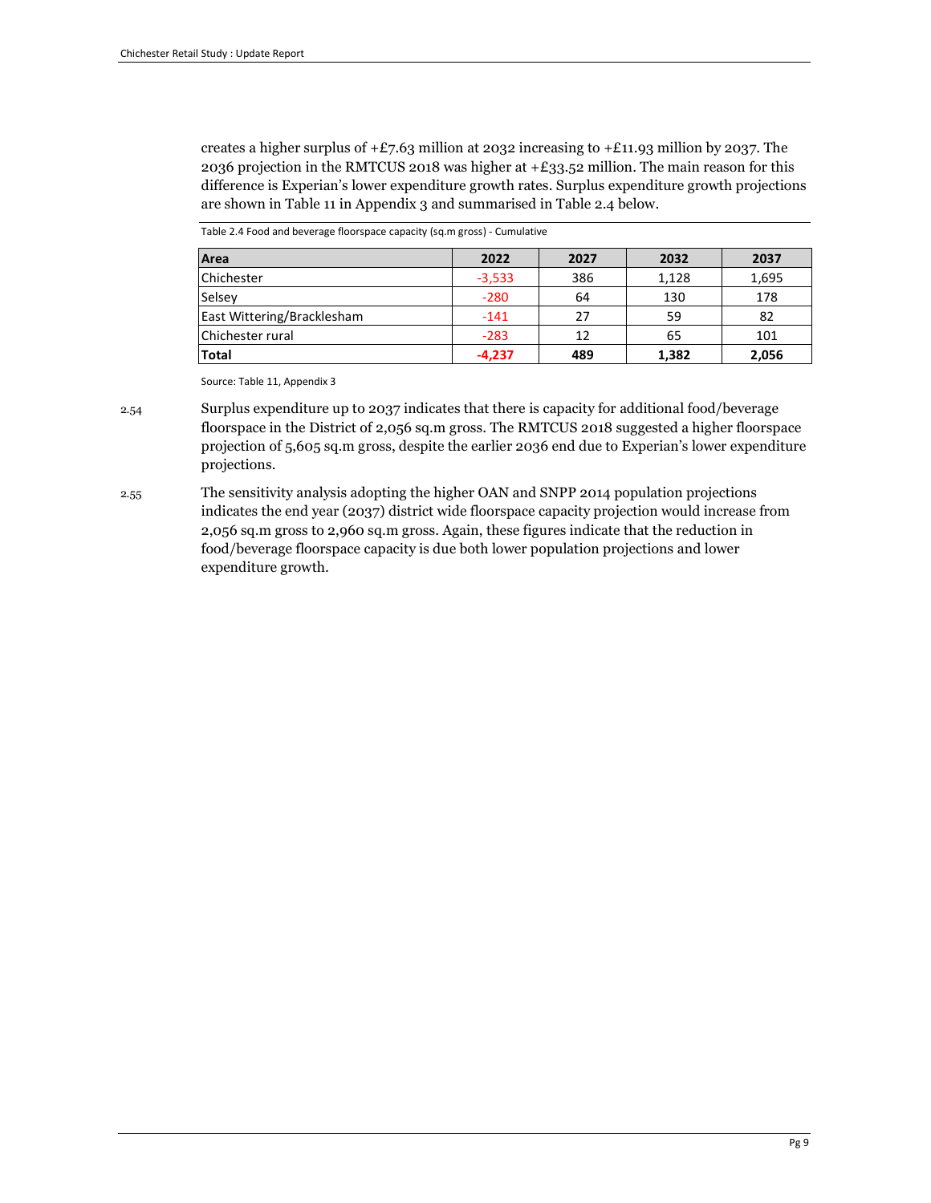creates a higher surplus of +£7.63 million at 2032 increasing to +£11.93 million by 2037. The 2036 projection in the RMTCUS 2018 was higher at +£33.52 million. The main reason for this difference is Experian's lower expenditure growth rates. Surplus expenditure growth projections are shown in Table 11 in Appendix 3 and summarised in Table 2.4 below.

Table 2.4 Food and beverage floorspace capacity (sq.m gross) - Cumulative

| Area | 2022 | 2027 | 2032 | 2037 |
|---|---|---|---|---|
| Chichester | -3,533 | 386 | 1,128 | 1,695 |
| Selsey | -280 | 64 | 130 | 178 |
| East Wittering/Bracklesham | -141 | 27 | 59 | 82 |
| Chichester rural | -283 | 12 | 65 | 101 |
| **Total** | **-4,237** | **489** | **1,382** | **2,056** |

Source: Table 11, Appendix 3

2.54 Surplus expenditure up to 2037 indicates that there is capacity for additional food/beverage floorspace in the District of 2,056 sq.m gross. The RMTCUS 2018 suggested a higher floorspace projection of 5,605 sq.m gross, despite the earlier 2036 end due to Experian's lower expenditure projections.

2.55 The sensitivity analysis adopting the higher OAN and SNPP 2014 population projections indicates the end year (2037) district wide floorspace capacity projection would increase from 2,056 sq.m gross to 2,960 sq.m gross. Again, these figures indicate that the reduction in food/beverage floorspace capacity is due both lower population projections and lower expenditure growth.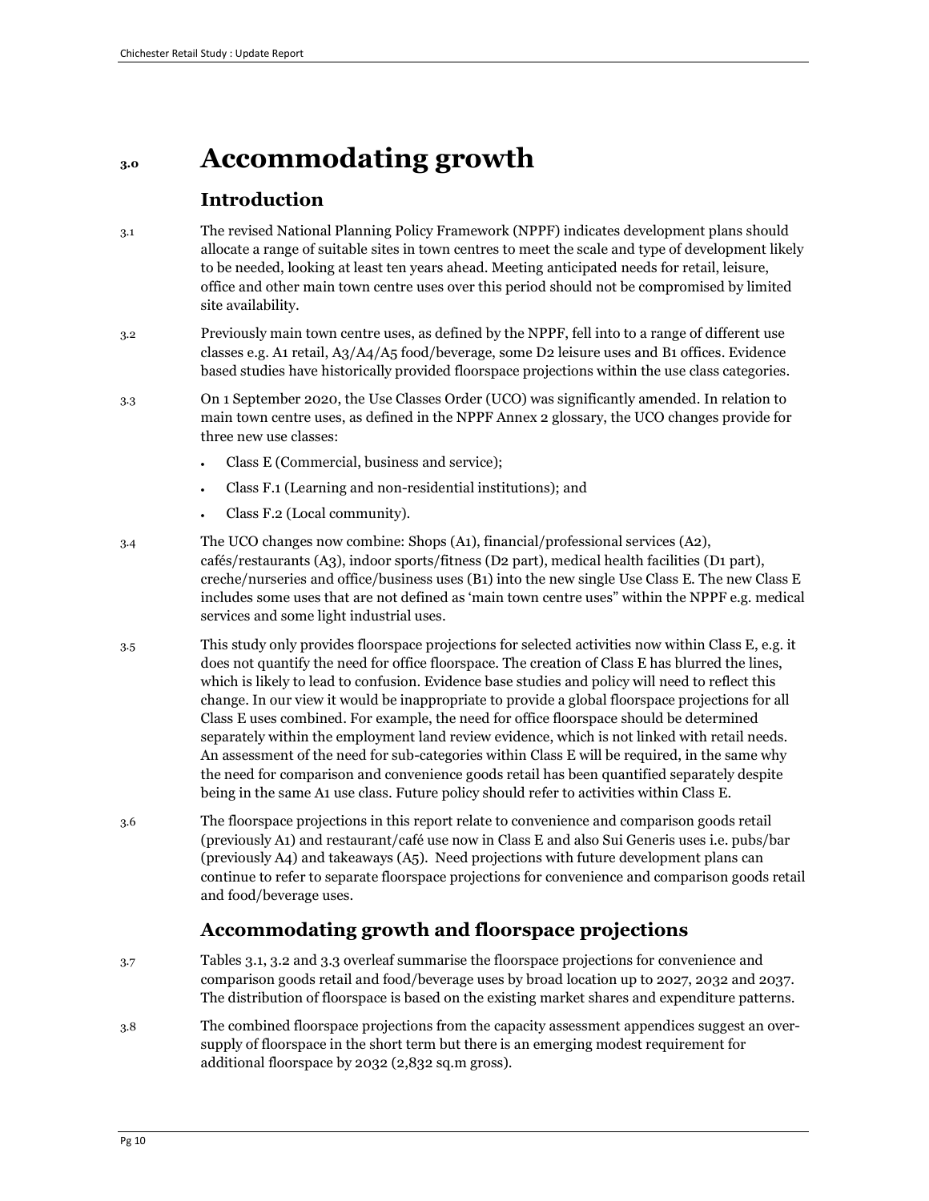# 3.0 Accommodating growth

## Introduction

3.1 The revised National Planning Policy Framework (NPPF) indicates development plans should allocate a range of suitable sites in town centres to meet the scale and type of development likely to be needed, looking at least ten years ahead. Meeting anticipated needs for retail, leisure, office and other main town centre uses over this period should not be compromised by limited site availability.

3.2 Previously main town centre uses, as defined by the NPPF, fell into to a range of different use classes e.g. A1 retail, A3/A4/A5 food/beverage, some D2 leisure uses and B1 offices. Evidence based studies have historically provided floorspace projections within the use class categories.

3.3 On 1 September 2020, the Use Classes Order (UCO) was significantly amended. In relation to main town centre uses, as defined in the NPPF Annex 2 glossary, the UCO changes provide for three new use classes:

- Class E (Commercial, business and service);
- Class F.1 (Learning and non-residential institutions); and
- Class F.2 (Local community).

3.4 The UCO changes now combine: Shops (A1), financial/professional services (A2), cafés/restaurants (A3), indoor sports/fitness (D2 part), medical health facilities (D1 part), creche/nurseries and office/business uses (B1) into the new single Use Class E. The new Class E includes some uses that are not defined as 'main town centre uses" within the NPPF e.g. medical services and some light industrial uses.

3.5 This study only provides floorspace projections for selected activities now within Class E, e.g. it does not quantify the need for office floorspace. The creation of Class E has blurred the lines, which is likely to lead to confusion. Evidence base studies and policy will need to reflect this change. In our view it would be inappropriate to provide a global floorspace projections for all Class E uses combined. For example, the need for office floorspace should be determined separately within the employment land review evidence, which is not linked with retail needs. An assessment of the need for sub-categories within Class E will be required, in the same why the need for comparison and convenience goods retail has been quantified separately despite being in the same A1 use class. Future policy should refer to activities within Class E.

3.6 The floorspace projections in this report relate to convenience and comparison goods retail (previously A1) and restaurant/café use now in Class E and also Sui Generis uses i.e. pubs/bar (previously A4) and takeaways (A5). Need projections with future development plans can continue to refer to separate floorspace projections for convenience and comparison goods retail and food/beverage uses.

## Accommodating growth and floorspace projections

3.7 Tables 3.1, 3.2 and 3.3 overleaf summarise the floorspace projections for convenience and comparison goods retail and food/beverage uses by broad location up to 2027, 2032 and 2037. The distribution of floorspace is based on the existing market shares and expenditure patterns.

3.8 The combined floorspace projections from the capacity assessment appendices suggest an over-supply of floorspace in the short term but there is an emerging modest requirement for additional floorspace by 2032 (2,832 sq.m gross).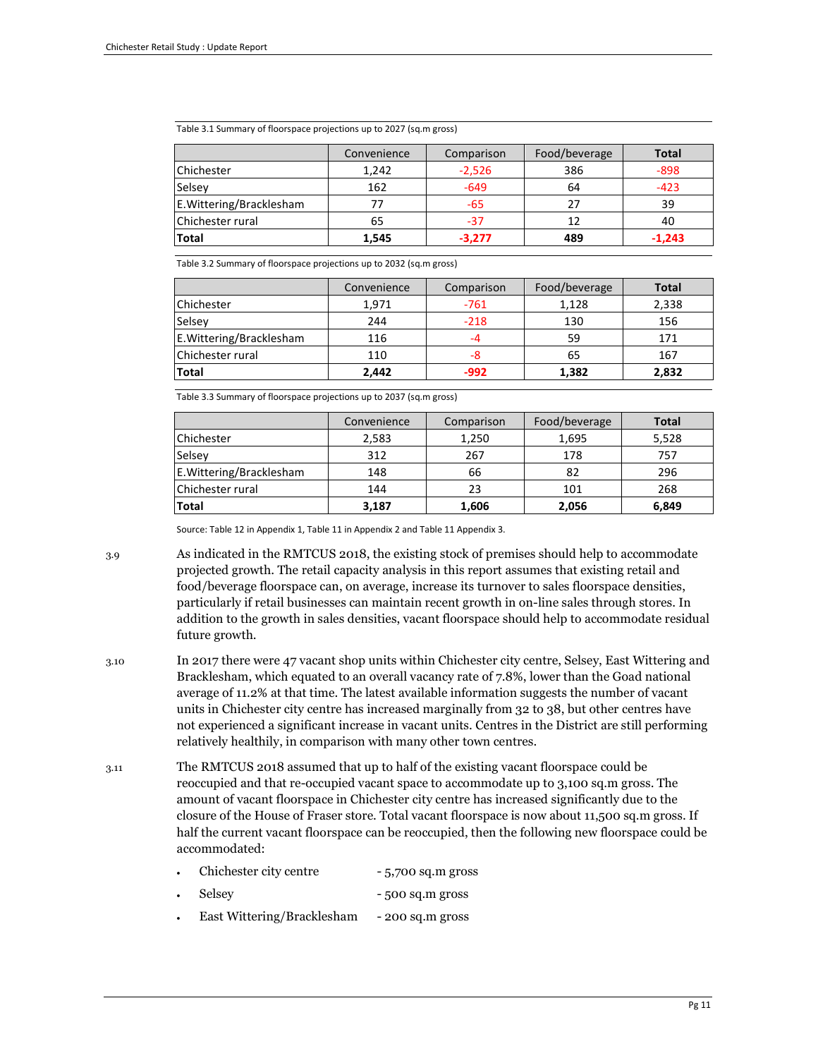Table 3.1 Summary of floorspace projections up to 2027 (sq.m gross)

| | Convenience | Comparison | Food/beverage | Total |
|---|---|---|---|---|
| Chichester | 1,242 | -2,526 | 386 | -898 |
| Selsey | 162 | -649 | 64 | -423 |
| E.Wittering/Bracklesham | 77 | -65 | 27 | 39 |
| Chichester rural | 65 | -37 | 12 | 40 |
| **Total** | **1,545** | **-3,277** | **489** | **-1,243** |

Table 3.2 Summary of floorspace projections up to 2032 (sq.m gross)

| | Convenience | Comparison | Food/beverage | Total |
|---|---|---|---|---|
| Chichester | 1,971 | -761 | 1,128 | 2,338 |
| Selsey | 244 | -218 | 130 | 156 |
| E.Wittering/Bracklesham | 116 | -4 | 59 | 171 |
| Chichester rural | 110 | -8 | 65 | 167 |
| **Total** | **2,442** | **-992** | **1,382** | **2,832** |

Table 3.3 Summary of floorspace projections up to 2037 (sq.m gross)

| | Convenience | Comparison | Food/beverage | Total |
|---|---|---|---|---|
| Chichester | 2,583 | 1,250 | 1,695 | 5,528 |
| Selsey | 312 | 267 | 178 | 757 |
| E.Wittering/Bracklesham | 148 | 66 | 82 | 296 |
| Chichester rural | 144 | 23 | 101 | 268 |
| **Total** | **3,187** | **1,606** | **2,056** | **6,849** |

Source: Table 12 in Appendix 1, Table 11 in Appendix 2 and Table 11 Appendix 3.

3.9 As indicated in the RMTCUS 2018, the existing stock of premises should help to accommodate projected growth. The retail capacity analysis in this report assumes that existing retail and food/beverage floorspace can, on average, increase its turnover to sales floorspace densities, particularly if retail businesses can maintain recent growth in on-line sales through stores. In addition to the growth in sales densities, vacant floorspace should help to accommodate residual future growth.

3.10 In 2017 there were 47 vacant shop units within Chichester city centre, Selsey, East Wittering and Bracklesham, which equated to an overall vacancy rate of 7.8%, lower than the Goad national average of 11.2% at that time. The latest available information suggests the number of vacant units in Chichester city centre has increased marginally from 32 to 38, but other centres have not experienced a significant increase in vacant units. Centres in the District are still performing relatively healthily, in comparison with many other town centres.

3.11 The RMTCUS 2018 assumed that up to half of the existing vacant floorspace could be reoccupied and that re-occupied vacant space to accommodate up to 3,100 sq.m gross. The amount of vacant floorspace in Chichester city centre has increased significantly due to the closure of the House of Fraser store. Total vacant floorspace is now about 11,500 sq.m gross. If half the current vacant floorspace can be reoccupied, then the following new floorspace could be accommodated:

- Chichester city centre - 5,700 sq.m gross
- Selsey - 500 sq.m gross
- East Wittering/Bracklesham - 200 sq.m gross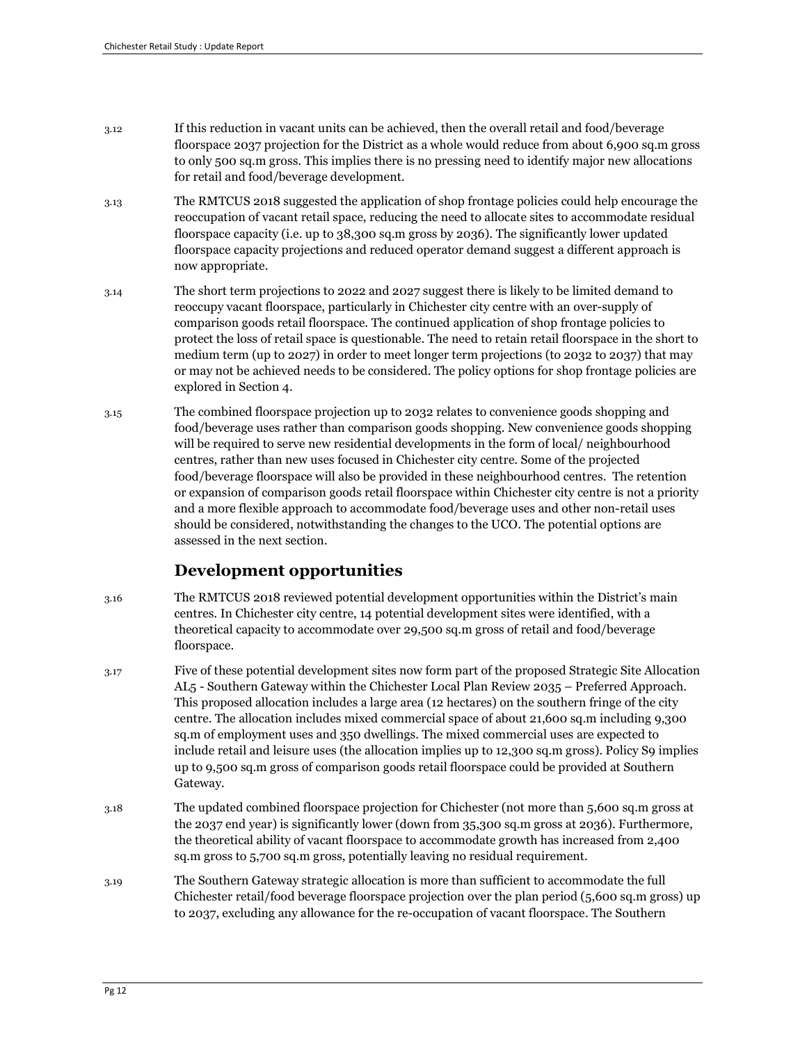3.12 If this reduction in vacant units can be achieved, then the overall retail and food/beverage floorspace 2037 projection for the District as a whole would reduce from about 6,900 sq.m gross to only 500 sq.m gross. This implies there is no pressing need to identify major new allocations for retail and food/beverage development.

3.13 The RMTCUS 2018 suggested the application of shop frontage policies could help encourage the reoccupation of vacant retail space, reducing the need to allocate sites to accommodate residual floorspace capacity (i.e. up to 38,300 sq.m gross by 2036). The significantly lower updated floorspace capacity projections and reduced operator demand suggest a different approach is now appropriate.

3.14 The short term projections to 2022 and 2027 suggest there is likely to be limited demand to reoccupy vacant floorspace, particularly in Chichester city centre with an over-supply of comparison goods retail floorspace. The continued application of shop frontage policies to protect the loss of retail space is questionable. The need to retain retail floorspace in the short to medium term (up to 2027) in order to meet longer term projections (to 2032 to 2037) that may or may not be achieved needs to be considered. The policy options for shop frontage policies are explored in Section 4.

3.15 The combined floorspace projection up to 2032 relates to convenience goods shopping and food/beverage uses rather than comparison goods shopping. New convenience goods shopping will be required to serve new residential developments in the form of local/ neighbourhood centres, rather than new uses focused in Chichester city centre. Some of the projected food/beverage floorspace will also be provided in these neighbourhood centres. The retention or expansion of comparison goods retail floorspace within Chichester city centre is not a priority and a more flexible approach to accommodate food/beverage uses and other non-retail uses should be considered, notwithstanding the changes to the UCO. The potential options are assessed in the next section.

## Development opportunities

3.16 The RMTCUS 2018 reviewed potential development opportunities within the District's main centres. In Chichester city centre, 14 potential development sites were identified, with a theoretical capacity to accommodate over 29,500 sq.m gross of retail and food/beverage floorspace.

3.17 Five of these potential development sites now form part of the proposed Strategic Site Allocation AL5 - Southern Gateway within the Chichester Local Plan Review 2035 – Preferred Approach. This proposed allocation includes a large area (12 hectares) on the southern fringe of the city centre. The allocation includes mixed commercial space of about 21,600 sq.m including 9,300 sq.m of employment uses and 350 dwellings. The mixed commercial uses are expected to include retail and leisure uses (the allocation implies up to 12,300 sq.m gross). Policy S9 implies up to 9,500 sq.m gross of comparison goods retail floorspace could be provided at Southern Gateway.

3.18 The updated combined floorspace projection for Chichester (not more than 5,600 sq.m gross at the 2037 end year) is significantly lower (down from 35,300 sq.m gross at 2036). Furthermore, the theoretical ability of vacant floorspace to accommodate growth has increased from 2,400 sq.m gross to 5,700 sq.m gross, potentially leaving no residual requirement.

3.19 The Southern Gateway strategic allocation is more than sufficient to accommodate the full Chichester retail/food beverage floorspace projection over the plan period (5,600 sq.m gross) up to 2037, excluding any allowance for the re-occupation of vacant floorspace. The Southern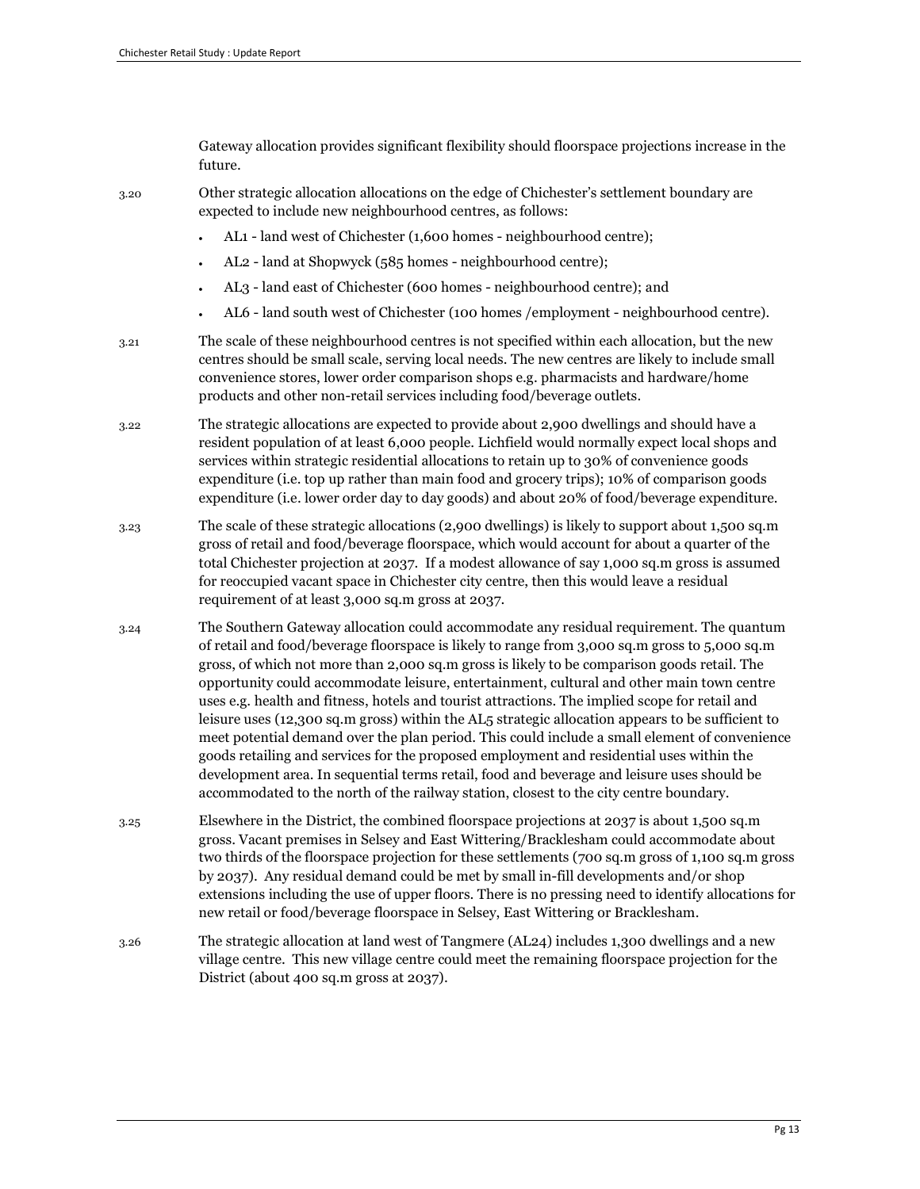Gateway allocation provides significant flexibility should floorspace projections increase in the future.

3.20 Other strategic allocation allocations on the edge of Chichester's settlement boundary are expected to include new neighbourhood centres, as follows:

- AL1 - land west of Chichester (1,600 homes - neighbourhood centre);
- AL2 - land at Shopwyck (585 homes - neighbourhood centre);
- AL3 - land east of Chichester (600 homes - neighbourhood centre); and
- AL6 - land south west of Chichester (100 homes /employment - neighbourhood centre).

3.21 The scale of these neighbourhood centres is not specified within each allocation, but the new centres should be small scale, serving local needs. The new centres are likely to include small convenience stores, lower order comparison shops e.g. pharmacists and hardware/home products and other non-retail services including food/beverage outlets.

3.22 The strategic allocations are expected to provide about 2,900 dwellings and should have a resident population of at least 6,000 people. Lichfield would normally expect local shops and services within strategic residential allocations to retain up to 30% of convenience goods expenditure (i.e. top up rather than main food and grocery trips); 10% of comparison goods expenditure (i.e. lower order day to day goods) and about 20% of food/beverage expenditure.

3.23 The scale of these strategic allocations (2,900 dwellings) is likely to support about 1,500 sq.m gross of retail and food/beverage floorspace, which would account for about a quarter of the total Chichester projection at 2037. If a modest allowance of say 1,000 sq.m gross is assumed for reoccupied vacant space in Chichester city centre, then this would leave a residual requirement of at least 3,000 sq.m gross at 2037.

3.24 The Southern Gateway allocation could accommodate any residual requirement. The quantum of retail and food/beverage floorspace is likely to range from 3,000 sq.m gross to 5,000 sq.m gross, of which not more than 2,000 sq.m gross is likely to be comparison goods retail. The opportunity could accommodate leisure, entertainment, cultural and other main town centre uses e.g. health and fitness, hotels and tourist attractions. The implied scope for retail and leisure uses (12,300 sq.m gross) within the AL5 strategic allocation appears to be sufficient to meet potential demand over the plan period. This could include a small element of convenience goods retailing and services for the proposed employment and residential uses within the development area. In sequential terms retail, food and beverage and leisure uses should be accommodated to the north of the railway station, closest to the city centre boundary.

3.25 Elsewhere in the District, the combined floorspace projections at 2037 is about 1,500 sq.m gross. Vacant premises in Selsey and East Wittering/Bracklesham could accommodate about two thirds of the floorspace projection for these settlements (700 sq.m gross of 1,100 sq.m gross by 2037). Any residual demand could be met by small in-fill developments and/or shop extensions including the use of upper floors. There is no pressing need to identify allocations for new retail or food/beverage floorspace in Selsey, East Wittering or Bracklesham.

3.26 The strategic allocation at land west of Tangmere (AL24) includes 1,300 dwellings and a new village centre. This new village centre could meet the remaining floorspace projection for the District (about 400 sq.m gross at 2037).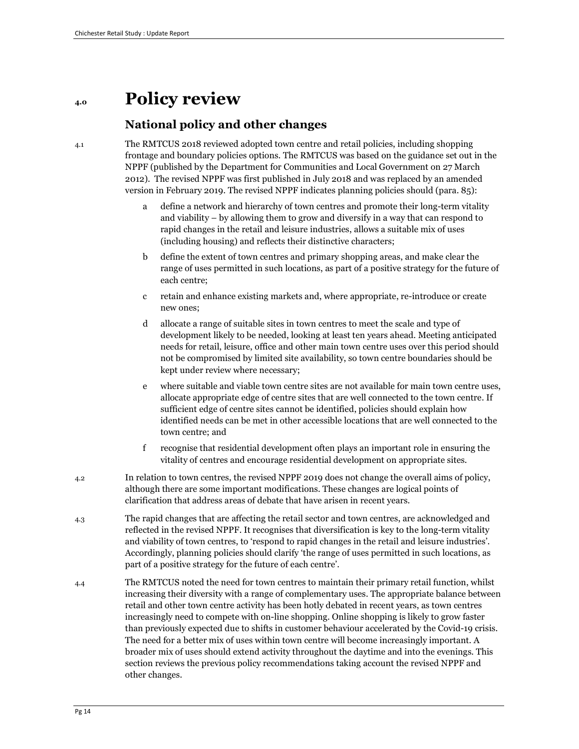# 4.0 Policy review

## National policy and other changes

4.1 The RMTCUS 2018 reviewed adopted town centre and retail policies, including shopping frontage and boundary policies options. The RMTCUS was based on the guidance set out in the NPPF (published by the Department for Communities and Local Government on 27 March 2012). The revised NPPF was first published in July 2018 and was replaced by an amended version in February 2019. The revised NPPF indicates planning policies should (para. 85):

a. define a network and hierarchy of town centres and promote their long-term vitality and viability – by allowing them to grow and diversify in a way that can respond to rapid changes in the retail and leisure industries, allows a suitable mix of uses (including housing) and reflects their distinctive characters;

b. define the extent of town centres and primary shopping areas, and make clear the range of uses permitted in such locations, as part of a positive strategy for the future of each centre;

c. retain and enhance existing markets and, where appropriate, re-introduce or create new ones;

d. allocate a range of suitable sites in town centres to meet the scale and type of development likely to be needed, looking at least ten years ahead. Meeting anticipated needs for retail, leisure, office and other main town centre uses over this period should not be compromised by limited site availability, so town centre boundaries should be kept under review where necessary;

e. where suitable and viable town centre sites are not available for main town centre uses, allocate appropriate edge of centre sites that are well connected to the town centre. If sufficient edge of centre sites cannot be identified, policies should explain how identified needs can be met in other accessible locations that are well connected to the town centre; and

f. recognise that residential development often plays an important role in ensuring the vitality of centres and encourage residential development on appropriate sites.

4.2 In relation to town centres, the revised NPPF 2019 does not change the overall aims of policy, although there are some important modifications. These changes are logical points of clarification that address areas of debate that have arisen in recent years.

4.3 The rapid changes that are affecting the retail sector and town centres, are acknowledged and reflected in the revised NPPF. It recognises that diversification is key to the long-term vitality and viability of town centres, to 'respond to rapid changes in the retail and leisure industries'. Accordingly, planning policies should clarify 'the range of uses permitted in such locations, as part of a positive strategy for the future of each centre'.

4.4 The RMTCUS noted the need for town centres to maintain their primary retail function, whilst increasing their diversity with a range of complementary uses. The appropriate balance between retail and other town centre activity has been hotly debated in recent years, as town centres increasingly need to compete with on-line shopping. Online shopping is likely to grow faster than previously expected due to shifts in customer behaviour accelerated by the Covid-19 crisis. The need for a better mix of uses within town centre will become increasingly important. A broader mix of uses should extend activity throughout the daytime and into the evenings. This section reviews the previous policy recommendations taking account the revised NPPF and other changes.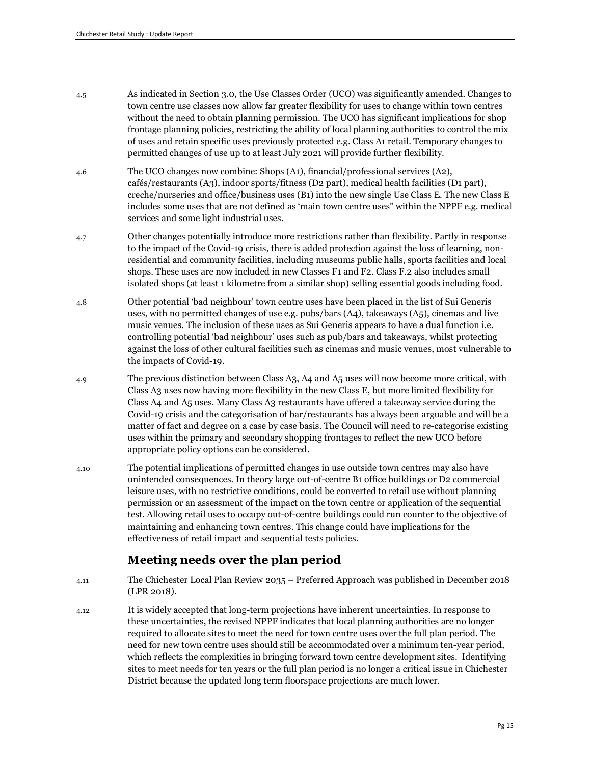4.5 As indicated in Section 3.0, the Use Classes Order (UCO) was significantly amended. Changes to town centre use classes now allow far greater flexibility for uses to change within town centres without the need to obtain planning permission. The UCO has significant implications for shop frontage planning policies, restricting the ability of local planning authorities to control the mix of uses and retain specific uses previously protected e.g. Class A1 retail. Temporary changes to permitted changes of use up to at least July 2021 will provide further flexibility.

4.6 The UCO changes now combine: Shops (A1), financial/professional services (A2), cafés/restaurants (A3), indoor sports/fitness (D2 part), medical health facilities (D1 part), creche/nurseries and office/business uses (B1) into the new single Use Class E. The new Class E includes some uses that are not defined as 'main town centre uses" within the NPPF e.g. medical services and some light industrial uses.

4.7 Other changes potentially introduce more restrictions rather than flexibility. Partly in response to the impact of the Covid-19 crisis, there is added protection against the loss of learning, non-residential and community facilities, including museums public halls, sports facilities and local shops. These uses are now included in new Classes F1 and F2. Class F.2 also includes small isolated shops (at least 1 kilometre from a similar shop) selling essential goods including food.

4.8 Other potential 'bad neighbour' town centre uses have been placed in the list of Sui Generis uses, with no permitted changes of use e.g. pubs/bars (A4), takeaways (A5), cinemas and live music venues. The inclusion of these uses as Sui Generis appears to have a dual function i.e. controlling potential 'bad neighbour' uses such as pub/bars and takeaways, whilst protecting against the loss of other cultural facilities such as cinemas and music venues, most vulnerable to the impacts of Covid-19.

4.9 The previous distinction between Class A3, A4 and A5 uses will now become more critical, with Class A3 uses now having more flexibility in the new Class E, but more limited flexibility for Class A4 and A5 uses. Many Class A3 restaurants have offered a takeaway service during the Covid-19 crisis and the categorisation of bar/restaurants has always been arguable and will be a matter of fact and degree on a case by case basis. The Council will need to re-categorise existing uses within the primary and secondary shopping frontages to reflect the new UCO before appropriate policy options can be considered.

4.10 The potential implications of permitted changes in use outside town centres may also have unintended consequences. In theory large out-of-centre B1 office buildings or D2 commercial leisure uses, with no restrictive conditions, could be converted to retail use without planning permission or an assessment of the impact on the town centre or application of the sequential test. Allowing retail uses to occupy out-of-centre buildings could run counter to the objective of maintaining and enhancing town centres. This change could have implications for the effectiveness of retail impact and sequential tests policies.

## Meeting needs over the plan period

4.11 The Chichester Local Plan Review 2035 – Preferred Approach was published in December 2018 (LPR 2018).

4.12 It is widely accepted that long-term projections have inherent uncertainties. In response to these uncertainties, the revised NPPF indicates that local planning authorities are no longer required to allocate sites to meet the need for town centre uses over the full plan period. The need for new town centre uses should still be accommodated over a minimum ten-year period, which reflects the complexities in bringing forward town centre development sites. Identifying sites to meet needs for ten years or the full plan period is no longer a critical issue in Chichester District because the updated long term floorspace projections are much lower.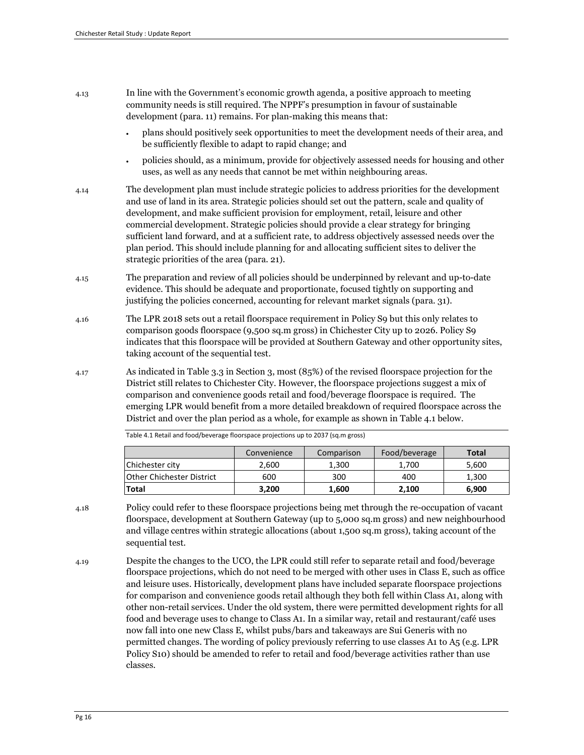4.13 In line with the Government's economic growth agenda, a positive approach to meeting community needs is still required. The NPPF's presumption in favour of sustainable development (para. 11) remains. For plan-making this means that:

- plans should positively seek opportunities to meet the development needs of their area, and be sufficiently flexible to adapt to rapid change; and
- policies should, as a minimum, provide for objectively assessed needs for housing and other uses, as well as any needs that cannot be met within neighbouring areas.

4.14 The development plan must include strategic policies to address priorities for the development and use of land in its area. Strategic policies should set out the pattern, scale and quality of development, and make sufficient provision for employment, retail, leisure and other commercial development. Strategic policies should provide a clear strategy for bringing sufficient land forward, and at a sufficient rate, to address objectively assessed needs over the plan period. This should include planning for and allocating sufficient sites to deliver the strategic priorities of the area (para. 21).

4.15 The preparation and review of all policies should be underpinned by relevant and up-to-date evidence. This should be adequate and proportionate, focused tightly on supporting and justifying the policies concerned, accounting for relevant market signals (para. 31).

4.16 The LPR 2018 sets out a retail floorspace requirement in Policy S9 but this only relates to comparison goods floorspace (9,500 sq.m gross) in Chichester City up to 2026. Policy S9 indicates that this floorspace will be provided at Southern Gateway and other opportunity sites, taking account of the sequential test.

4.17 As indicated in Table 3.3 in Section 3, most (85%) of the revised floorspace projection for the District still relates to Chichester City. However, the floorspace projections suggest a mix of comparison and convenience goods retail and food/beverage floorspace is required. The emerging LPR would benefit from a more detailed breakdown of required floorspace across the District and over the plan period as a whole, for example as shown in Table 4.1 below.

Table 4.1 Retail and food/beverage floorspace projections up to 2037 (sq.m gross)

| | Convenience | Comparison | Food/beverage | **Total** |
|---|---|---|---|---|
| Chichester city | 2,600 | 1,300 | 1,700 | 5,600 |
| Other Chichester District | 600 | 300 | 400 | 1,300 |
| **Total** | **3,200** | **1,600** | **2,100** | **6,900** |

4.18 Policy could refer to these floorspace projections being met through the re-occupation of vacant floorspace, development at Southern Gateway (up to 5,000 sq.m gross) and new neighbourhood and village centres within strategic allocations (about 1,500 sq.m gross), taking account of the sequential test.

4.19 Despite the changes to the UCO, the LPR could still refer to separate retail and food/beverage floorspace projections, which do not need to be merged with other uses in Class E, such as office and leisure uses. Historically, development plans have included separate floorspace projections for comparison and convenience goods retail although they both fell within Class A1, along with other non-retail services. Under the old system, there were permitted development rights for all food and beverage uses to change to Class A1. In a similar way, retail and restaurant/café uses now fall into one new Class E, whilst pubs/bars and takeaways are Sui Generis with no permitted changes. The wording of policy previously referring to use classes A1 to A5 (e.g. LPR Policy S10) should be amended to refer to retail and food/beverage activities rather than use classes.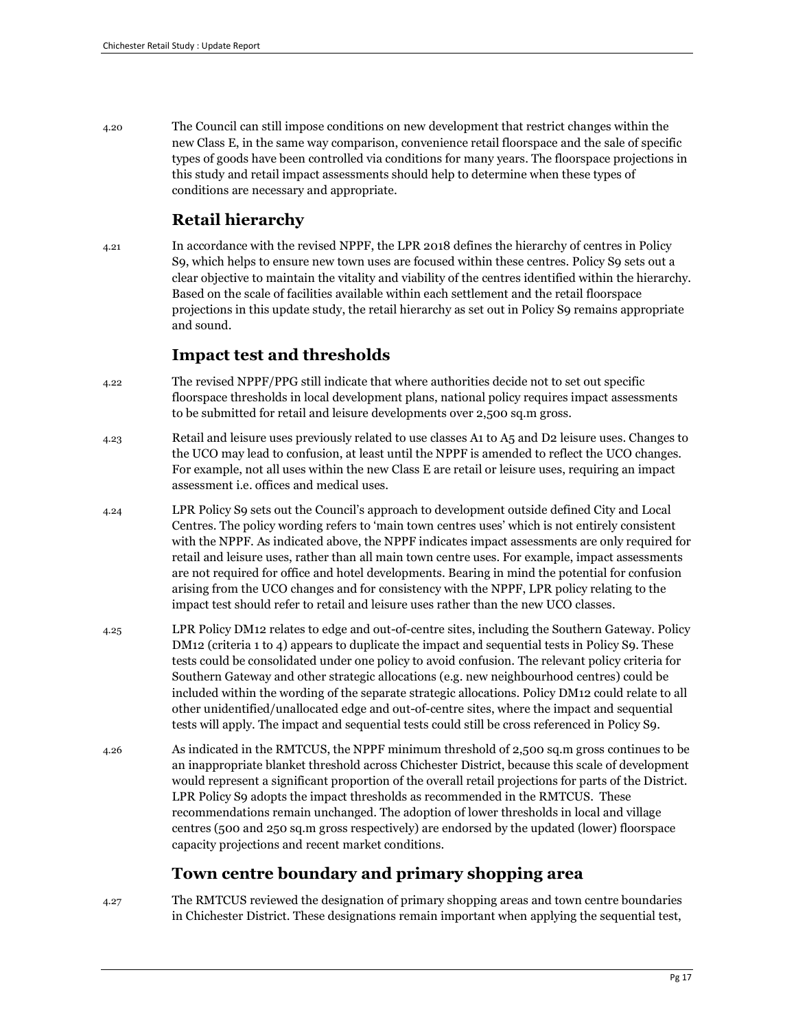4.20 The Council can still impose conditions on new development that restrict changes within the new Class E, in the same way comparison, convenience retail floorspace and the sale of specific types of goods have been controlled via conditions for many years. The floorspace projections in this study and retail impact assessments should help to determine when these types of conditions are necessary and appropriate.

## Retail hierarchy

4.21 In accordance with the revised NPPF, the LPR 2018 defines the hierarchy of centres in Policy S9, which helps to ensure new town uses are focused within these centres. Policy S9 sets out a clear objective to maintain the vitality and viability of the centres identified within the hierarchy. Based on the scale of facilities available within each settlement and the retail floorspace projections in this update study, the retail hierarchy as set out in Policy S9 remains appropriate and sound.

## Impact test and thresholds

4.22 The revised NPPF/PPG still indicate that where authorities decide not to set out specific floorspace thresholds in local development plans, national policy requires impact assessments to be submitted for retail and leisure developments over 2,500 sq.m gross.

4.23 Retail and leisure uses previously related to use classes A1 to A5 and D2 leisure uses. Changes to the UCO may lead to confusion, at least until the NPPF is amended to reflect the UCO changes. For example, not all uses within the new Class E are retail or leisure uses, requiring an impact assessment i.e. offices and medical uses.

4.24 LPR Policy S9 sets out the Council's approach to development outside defined City and Local Centres. The policy wording refers to 'main town centres uses' which is not entirely consistent with the NPPF. As indicated above, the NPPF indicates impact assessments are only required for retail and leisure uses, rather than all main town centre uses. For example, impact assessments are not required for office and hotel developments. Bearing in mind the potential for confusion arising from the UCO changes and for consistency with the NPPF, LPR policy relating to the impact test should refer to retail and leisure uses rather than the new UCO classes.

4.25 LPR Policy DM12 relates to edge and out-of-centre sites, including the Southern Gateway. Policy DM12 (criteria 1 to 4) appears to duplicate the impact and sequential tests in Policy S9. These tests could be consolidated under one policy to avoid confusion. The relevant policy criteria for Southern Gateway and other strategic allocations (e.g. new neighbourhood centres) could be included within the wording of the separate strategic allocations. Policy DM12 could relate to all other unidentified/unallocated edge and out-of-centre sites, where the impact and sequential tests will apply. The impact and sequential tests could still be cross referenced in Policy S9.

4.26 As indicated in the RMTCUS, the NPPF minimum threshold of 2,500 sq.m gross continues to be an inappropriate blanket threshold across Chichester District, because this scale of development would represent a significant proportion of the overall retail projections for parts of the District. LPR Policy S9 adopts the impact thresholds as recommended in the RMTCUS. These recommendations remain unchanged. The adoption of lower thresholds in local and village centres (500 and 250 sq.m gross respectively) are endorsed by the updated (lower) floorspace capacity projections and recent market conditions.

## Town centre boundary and primary shopping area

4.27 The RMTCUS reviewed the designation of primary shopping areas and town centre boundaries in Chichester District. These designations remain important when applying the sequential test,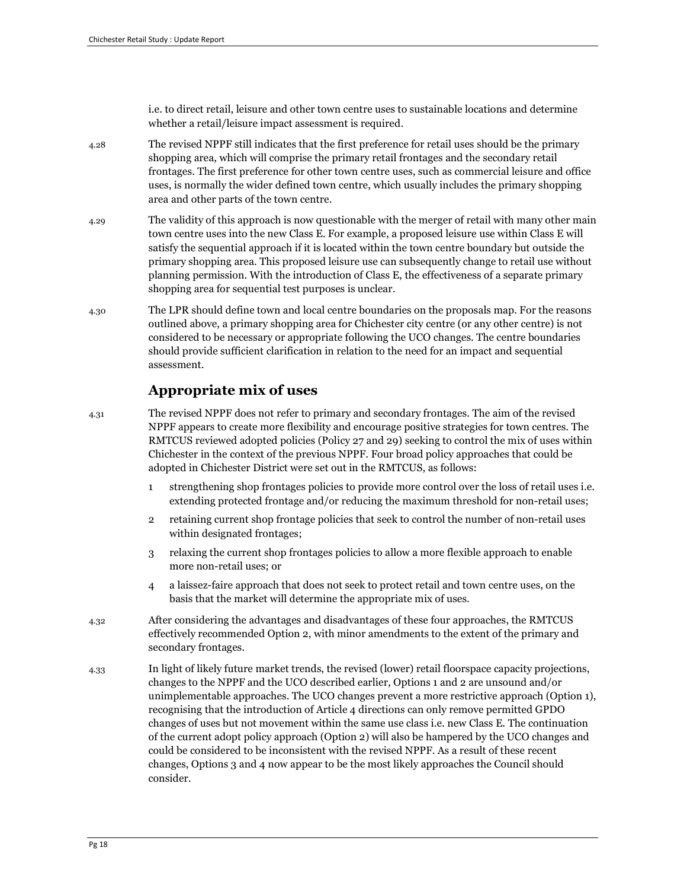i.e. to direct retail, leisure and other town centre uses to sustainable locations and determine whether a retail/leisure impact assessment is required.

4.28 The revised NPPF still indicates that the first preference for retail uses should be the primary shopping area, which will comprise the primary retail frontages and the secondary retail frontages. The first preference for other town centre uses, such as commercial leisure and office uses, is normally the wider defined town centre, which usually includes the primary shopping area and other parts of the town centre.

4.29 The validity of this approach is now questionable with the merger of retail with many other main town centre uses into the new Class E. For example, a proposed leisure use within Class E will satisfy the sequential approach if it is located within the town centre boundary but outside the primary shopping area. This proposed leisure use can subsequently change to retail use without planning permission. With the introduction of Class E, the effectiveness of a separate primary shopping area for sequential test purposes is unclear.

4.30 The LPR should define town and local centre boundaries on the proposals map. For the reasons outlined above, a primary shopping area for Chichester city centre (or any other centre) is not considered to be necessary or appropriate following the UCO changes. The centre boundaries should provide sufficient clarification in relation to the need for an impact and sequential assessment.

## Appropriate mix of uses

4.31 The revised NPPF does not refer to primary and secondary frontages. The aim of the revised NPPF appears to create more flexibility and encourage positive strategies for town centres. The RMTCUS reviewed adopted policies (Policy 27 and 29) seeking to control the mix of uses within Chichester in the context of the previous NPPF. Four broad policy approaches that could be adopted in Chichester District were set out in the RMTCUS, as follows:

1. strengthening shop frontages policies to provide more control over the loss of retail uses i.e. extending protected frontage and/or reducing the maximum threshold for non-retail uses;
2. retaining current shop frontage policies that seek to control the number of non-retail uses within designated frontages;
3. relaxing the current shop frontages policies to allow a more flexible approach to enable more non-retail uses; or
4. a laissez-faire approach that does not seek to protect retail and town centre uses, on the basis that the market will determine the appropriate mix of uses.

4.32 After considering the advantages and disadvantages of these four approaches, the RMTCUS effectively recommended Option 2, with minor amendments to the extent of the primary and secondary frontages.

4.33 In light of likely future market trends, the revised (lower) retail floorspace capacity projections, changes to the NPPF and the UCO described earlier, Options 1 and 2 are unsound and/or unimplementable approaches. The UCO changes prevent a more restrictive approach (Option 1), recognising that the introduction of Article 4 directions can only remove permitted GPDO changes of uses but not movement within the same use class i.e. new Class E. The continuation of the current adopt policy approach (Option 2) will also be hampered by the UCO changes and could be considered to be inconsistent with the revised NPPF. As a result of these recent changes, Options 3 and 4 now appear to be the most likely approaches the Council should consider.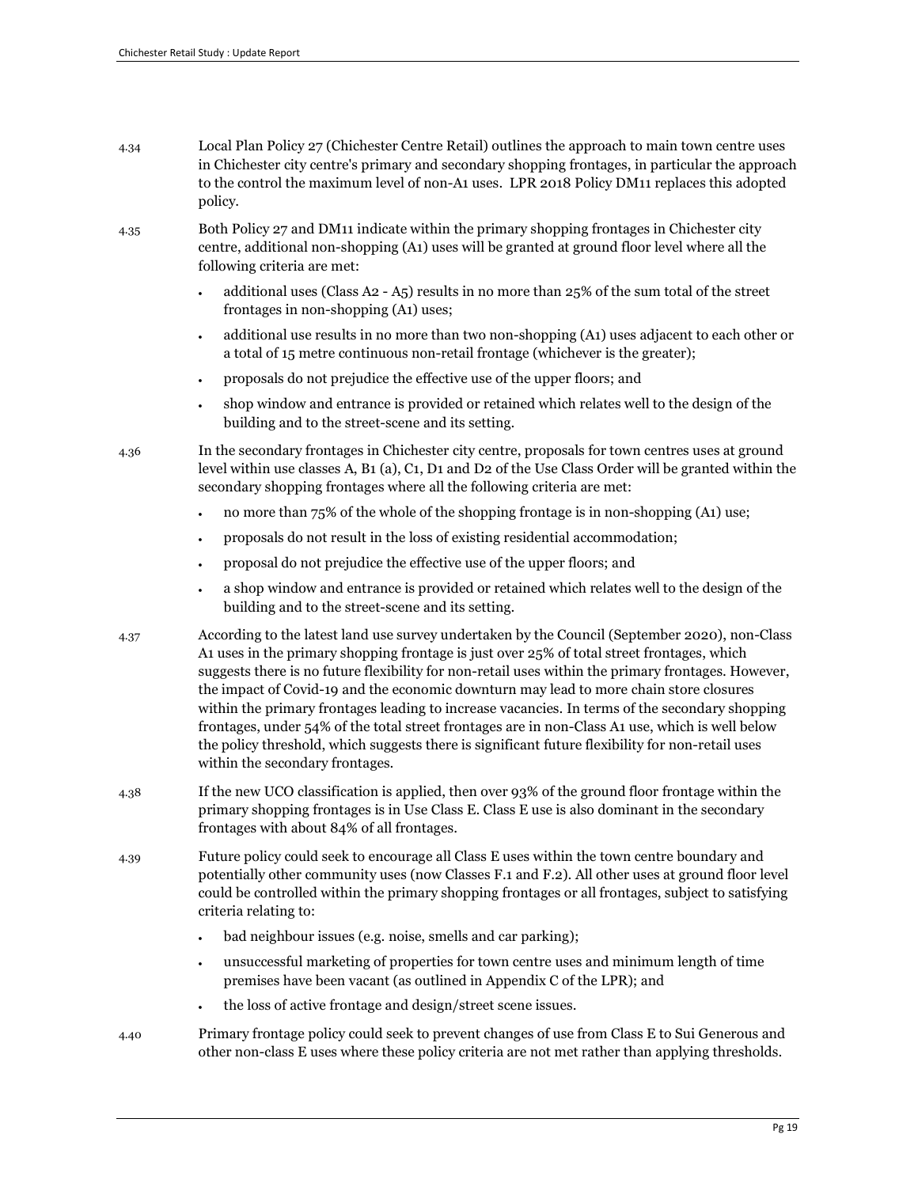4.34 Local Plan Policy 27 (Chichester Centre Retail) outlines the approach to main town centre uses in Chichester city centre's primary and secondary shopping frontages, in particular the approach to the control the maximum level of non-A1 uses. LPR 2018 Policy DM11 replaces this adopted policy.

4.35 Both Policy 27 and DM11 indicate within the primary shopping frontages in Chichester city centre, additional non-shopping (A1) uses will be granted at ground floor level where all the following criteria are met:

- additional uses (Class A2 - A5) results in no more than 25% of the sum total of the street frontages in non-shopping (A1) uses;
- additional use results in no more than two non-shopping (A1) uses adjacent to each other or a total of 15 metre continuous non-retail frontage (whichever is the greater);
- proposals do not prejudice the effective use of the upper floors; and
- shop window and entrance is provided or retained which relates well to the design of the building and to the street-scene and its setting.

4.36 In the secondary frontages in Chichester city centre, proposals for town centres uses at ground level within use classes A, B1 (a), C1, D1 and D2 of the Use Class Order will be granted within the secondary shopping frontages where all the following criteria are met:

- no more than 75% of the whole of the shopping frontage is in non-shopping (A1) use;
- proposals do not result in the loss of existing residential accommodation;
- proposal do not prejudice the effective use of the upper floors; and
- a shop window and entrance is provided or retained which relates well to the design of the building and to the street-scene and its setting.

4.37 According to the latest land use survey undertaken by the Council (September 2020), non-Class A1 uses in the primary shopping frontage is just over 25% of total street frontages, which suggests there is no future flexibility for non-retail uses within the primary frontages. However, the impact of Covid-19 and the economic downturn may lead to more chain store closures within the primary frontages leading to increase vacancies. In terms of the secondary shopping frontages, under 54% of the total street frontages are in non-Class A1 use, which is well below the policy threshold, which suggests there is significant future flexibility for non-retail uses within the secondary frontages.

4.38 If the new UCO classification is applied, then over 93% of the ground floor frontage within the primary shopping frontages is in Use Class E. Class E use is also dominant in the secondary frontages with about 84% of all frontages.

4.39 Future policy could seek to encourage all Class E uses within the town centre boundary and potentially other community uses (now Classes F.1 and F.2). All other uses at ground floor level could be controlled within the primary shopping frontages or all frontages, subject to satisfying criteria relating to:

- bad neighbour issues (e.g. noise, smells and car parking);
- unsuccessful marketing of properties for town centre uses and minimum length of time premises have been vacant (as outlined in Appendix C of the LPR); and
- the loss of active frontage and design/street scene issues.

4.40 Primary frontage policy could seek to prevent changes of use from Class E to Sui Generous and other non-class E uses where these policy criteria are not met rather than applying thresholds.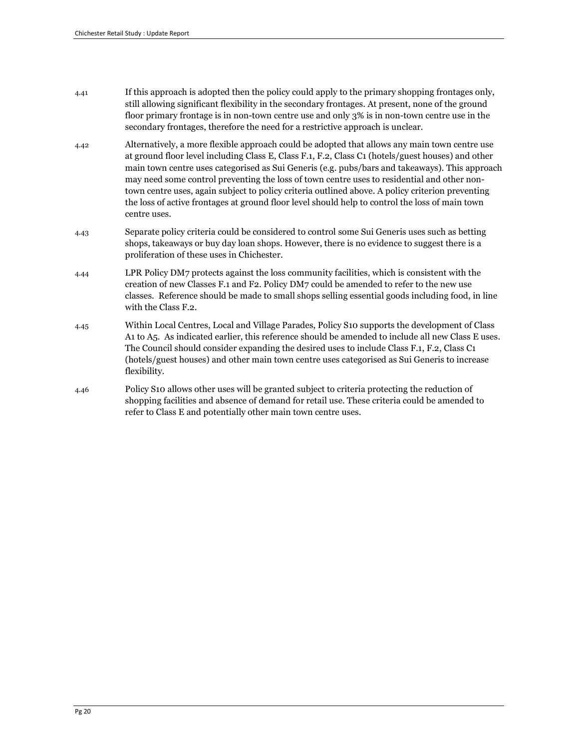4.41 If this approach is adopted then the policy could apply to the primary shopping frontages only, still allowing significant flexibility in the secondary frontages. At present, none of the ground floor primary frontage is in non-town centre use and only 3% is in non-town centre use in the secondary frontages, therefore the need for a restrictive approach is unclear.

4.42 Alternatively, a more flexible approach could be adopted that allows any main town centre use at ground floor level including Class E, Class F.1, F.2, Class C1 (hotels/guest houses) and other main town centre uses categorised as Sui Generis (e.g. pubs/bars and takeaways). This approach may need some control preventing the loss of town centre uses to residential and other non-town centre uses, again subject to policy criteria outlined above. A policy criterion preventing the loss of active frontages at ground floor level should help to control the loss of main town centre uses.

4.43 Separate policy criteria could be considered to control some Sui Generis uses such as betting shops, takeaways or buy day loan shops. However, there is no evidence to suggest there is a proliferation of these uses in Chichester.

4.44 LPR Policy DM7 protects against the loss community facilities, which is consistent with the creation of new Classes F.1 and F2. Policy DM7 could be amended to refer to the new use classes. Reference should be made to small shops selling essential goods including food, in line with the Class F.2.

4.45 Within Local Centres, Local and Village Parades, Policy S10 supports the development of Class A1 to A5. As indicated earlier, this reference should be amended to include all new Class E uses. The Council should consider expanding the desired uses to include Class F.1, F.2, Class C1 (hotels/guest houses) and other main town centre uses categorised as Sui Generis to increase flexibility.

4.46 Policy S10 allows other uses will be granted subject to criteria protecting the reduction of shopping facilities and absence of demand for retail use. These criteria could be amended to refer to Class E and potentially other main town centre uses.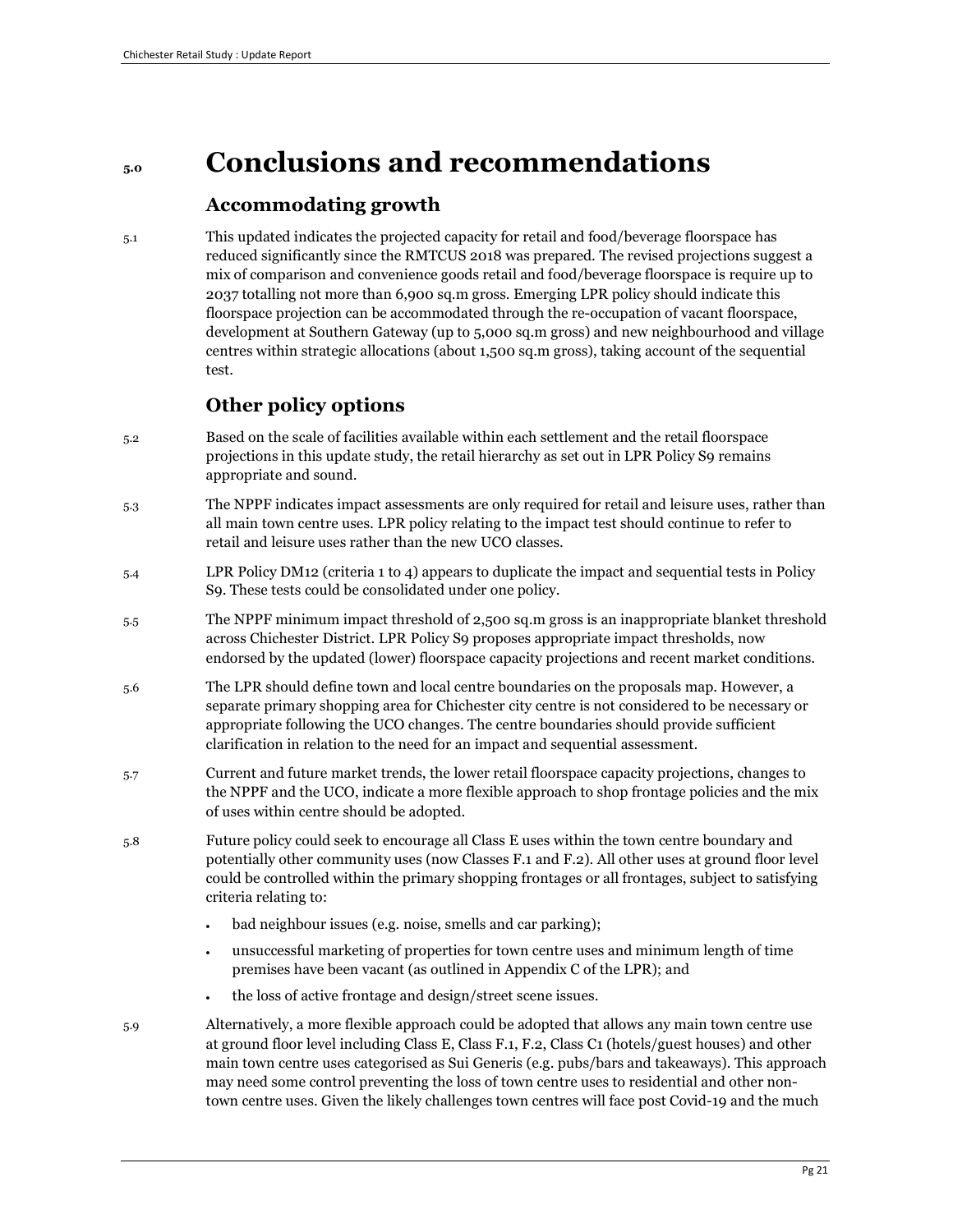# 5.0 Conclusions and recommendations

## Accommodating growth

5.1 This updated indicates the projected capacity for retail and food/beverage floorspace has reduced significantly since the RMTCUS 2018 was prepared. The revised projections suggest a mix of comparison and convenience goods retail and food/beverage floorspace is require up to 2037 totalling not more than 6,900 sq.m gross. Emerging LPR policy should indicate this floorspace projection can be accommodated through the re-occupation of vacant floorspace, development at Southern Gateway (up to 5,000 sq.m gross) and new neighbourhood and village centres within strategic allocations (about 1,500 sq.m gross), taking account of the sequential test.

## Other policy options

5.2 Based on the scale of facilities available within each settlement and the retail floorspace projections in this update study, the retail hierarchy as set out in LPR Policy S9 remains appropriate and sound.

5.3 The NPPF indicates impact assessments are only required for retail and leisure uses, rather than all main town centre uses. LPR policy relating to the impact test should continue to refer to retail and leisure uses rather than the new UCO classes.

5.4 LPR Policy DM12 (criteria 1 to 4) appears to duplicate the impact and sequential tests in Policy S9. These tests could be consolidated under one policy.

5.5 The NPPF minimum impact threshold of 2,500 sq.m gross is an inappropriate blanket threshold across Chichester District. LPR Policy S9 proposes appropriate impact thresholds, now endorsed by the updated (lower) floorspace capacity projections and recent market conditions.

5.6 The LPR should define town and local centre boundaries on the proposals map. However, a separate primary shopping area for Chichester city centre is not considered to be necessary or appropriate following the UCO changes. The centre boundaries should provide sufficient clarification in relation to the need for an impact and sequential assessment.

5.7 Current and future market trends, the lower retail floorspace capacity projections, changes to the NPPF and the UCO, indicate a more flexible approach to shop frontage policies and the mix of uses within centre should be adopted.

5.8 Future policy could seek to encourage all Class E uses within the town centre boundary and potentially other community uses (now Classes F.1 and F.2). All other uses at ground floor level could be controlled within the primary shopping frontages or all frontages, subject to satisfying criteria relating to:

- bad neighbour issues (e.g. noise, smells and car parking);
- unsuccessful marketing of properties for town centre uses and minimum length of time premises have been vacant (as outlined in Appendix C of the LPR); and
- the loss of active frontage and design/street scene issues.

5.9 Alternatively, a more flexible approach could be adopted that allows any main town centre use at ground floor level including Class E, Class F.1, F.2, Class C1 (hotels/guest houses) and other main town centre uses categorised as Sui Generis (e.g. pubs/bars and takeaways). This approach may need some control preventing the loss of town centre uses to residential and other non-town centre uses. Given the likely challenges town centres will face post Covid-19 and the much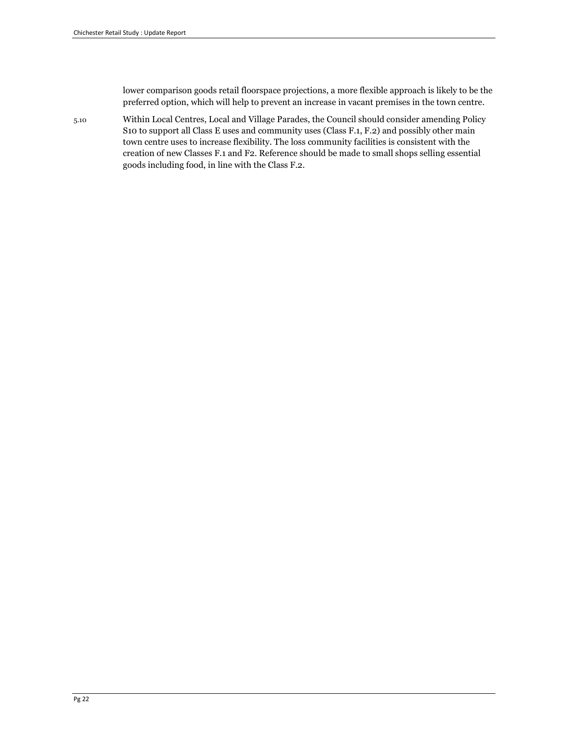lower comparison goods retail floorspace projections, a more flexible approach is likely to be the preferred option, which will help to prevent an increase in vacant premises in the town centre.

5.10 Within Local Centres, Local and Village Parades, the Council should consider amending Policy S10 to support all Class E uses and community uses (Class F.1, F.2) and possibly other main town centre uses to increase flexibility. The loss community facilities is consistent with the creation of new Classes F.1 and F2. Reference should be made to small shops selling essential goods including food, in line with the Class F.2.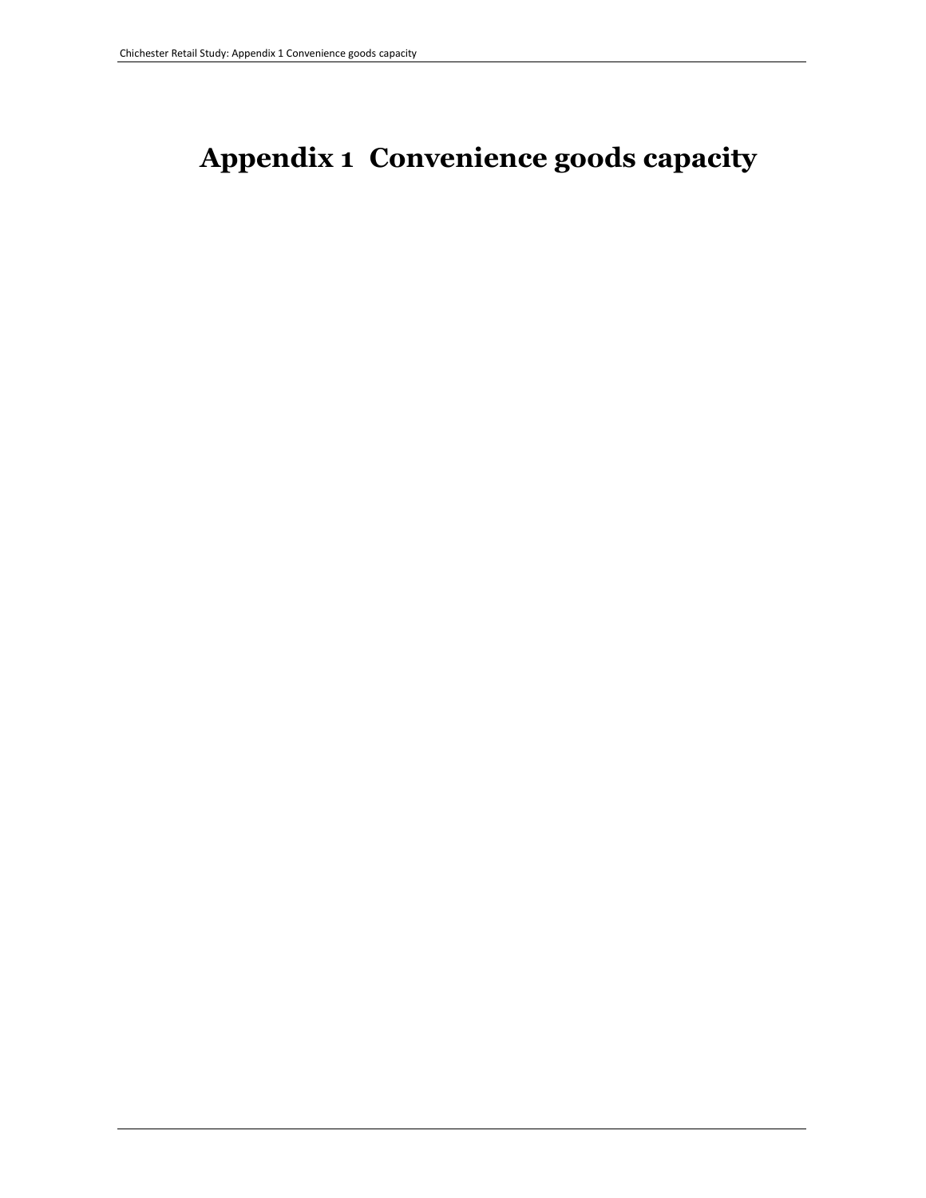# Appendix 1 Convenience goods capacity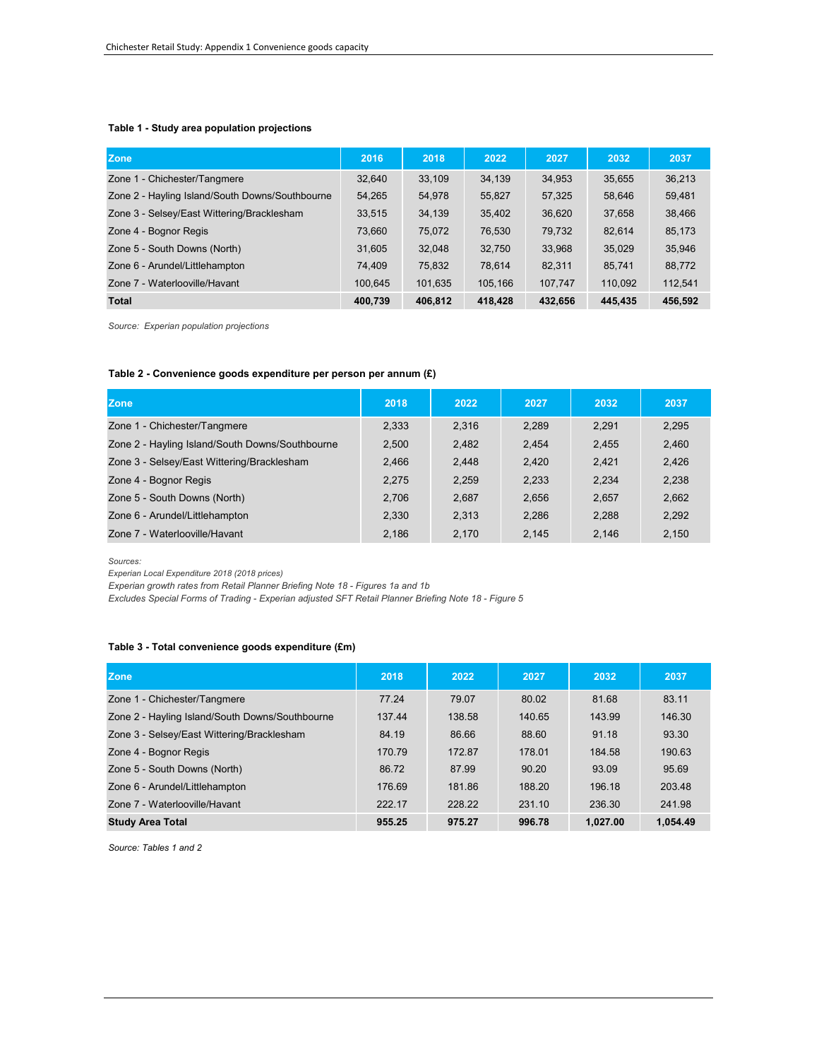**Table 1 - Study area population projections**

| Zone | 2016 | 2018 | 2022 | 2027 | 2032 | 2037 |
|---|---|---|---|---|---|---|
| Zone 1 - Chichester/Tangmere | 32,640 | 33,109 | 34,139 | 34,953 | 35,655 | 36,213 |
| Zone 2 - Hayling Island/South Downs/Southbourne | 54,265 | 54,978 | 55,827 | 57,325 | 58,646 | 59,481 |
| Zone 3 - Selsey/East Wittering/Bracklesham | 33,515 | 34,139 | 35,402 | 36,620 | 37,658 | 38,466 |
| Zone 4 - Bognor Regis | 73,660 | 75,072 | 76,530 | 79,732 | 82,614 | 85,173 |
| Zone 5 - South Downs (North) | 31,605 | 32,048 | 32,750 | 33,968 | 35,029 | 35,946 |
| Zone 6 - Arundel/Littlehampton | 74,409 | 75,832 | 78,614 | 82,311 | 85,741 | 88,772 |
| Zone 7 - Waterlooville/Havant | 100,645 | 101,635 | 105,166 | 107,747 | 110,092 | 112,541 |
| **Total** | **400,739** | **406,812** | **418,428** | **432,656** | **445,435** | **456,592** |

*Source: Experian population projections*

**Table 2 - Convenience goods expenditure per person per annum (£)**

| Zone | 2018 | 2022 | 2027 | 2032 | 2037 |
|---|---|---|---|---|---|
| Zone 1 - Chichester/Tangmere | 2,333 | 2,316 | 2,289 | 2,291 | 2,295 |
| Zone 2 - Hayling Island/South Downs/Southbourne | 2,500 | 2,482 | 2,454 | 2,455 | 2,460 |
| Zone 3 - Selsey/East Wittering/Bracklesham | 2,466 | 2,448 | 2,420 | 2,421 | 2,426 |
| Zone 4 - Bognor Regis | 2,275 | 2,259 | 2,233 | 2,234 | 2,238 |
| Zone 5 - South Downs (North) | 2,706 | 2,687 | 2,656 | 2,657 | 2,662 |
| Zone 6 - Arundel/Littlehampton | 2,330 | 2,313 | 2,286 | 2,288 | 2,292 |
| Zone 7 - Waterlooville/Havant | 2,186 | 2,170 | 2,145 | 2,146 | 2,150 |

*Sources:*
*Experian Local Expenditure 2018 (2018 prices)*
*Experian growth rates from Retail Planner Briefing Note 18 - Figures 1a and 1b*
*Excludes Special Forms of Trading - Experian adjusted SFT Retail Planner Briefing Note 18 - Figure 5*

**Table 3 - Total convenience goods expenditure (£m)**

| Zone | 2018 | 2022 | 2027 | 2032 | 2037 |
|---|---|---|---|---|---|
| Zone 1 - Chichester/Tangmere | 77.24 | 79.07 | 80.02 | 81.68 | 83.11 |
| Zone 2 - Hayling Island/South Downs/Southbourne | 137.44 | 138.58 | 140.65 | 143.99 | 146.30 |
| Zone 3 - Selsey/East Wittering/Bracklesham | 84.19 | 86.66 | 88.60 | 91.18 | 93.30 |
| Zone 4 - Bognor Regis | 170.79 | 172.87 | 178.01 | 184.58 | 190.63 |
| Zone 5 - South Downs (North) | 86.72 | 87.99 | 90.20 | 93.09 | 95.69 |
| Zone 6 - Arundel/Littlehampton | 176.69 | 181.86 | 188.20 | 196.18 | 203.48 |
| Zone 7 - Waterlooville/Havant | 222.17 | 228.22 | 231.10 | 236.30 | 241.98 |
| **Study Area Total** | **955.25** | **975.27** | **996.78** | **1,027.00** | **1,054.49** |

*Source: Tables 1 and 2*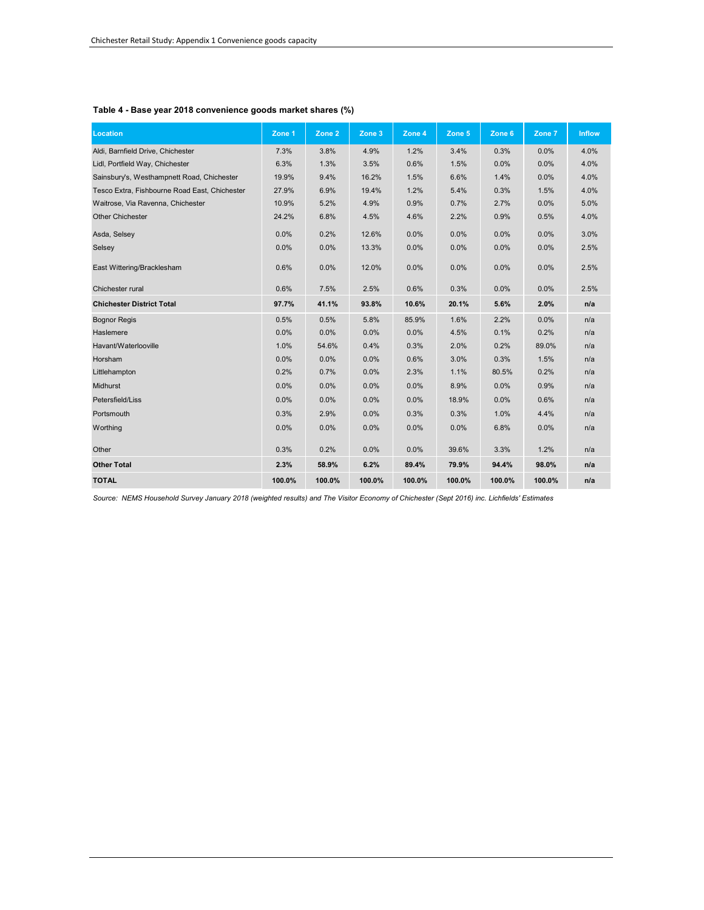**Table 4 - Base year 2018 convenience goods market shares (%)**

| Location | Zone 1 | Zone 2 | Zone 3 | Zone 4 | Zone 5 | Zone 6 | Zone 7 | Inflow |
|---|---|---|---|---|---|---|---|---|
| Aldi, Barnfield Drive, Chichester | 7.3% | 3.8% | 4.9% | 1.2% | 3.4% | 0.3% | 0.0% | 4.0% |
| Lidl, Portfield Way, Chichester | 6.3% | 1.3% | 3.5% | 0.6% | 1.5% | 0.0% | 0.0% | 4.0% |
| Sainsbury's, Westhampnett Road, Chichester | 19.9% | 9.4% | 16.2% | 1.5% | 6.6% | 1.4% | 0.0% | 4.0% |
| Tesco Extra, Fishbourne Road East, Chichester | 27.9% | 6.9% | 19.4% | 1.2% | 5.4% | 0.3% | 1.5% | 4.0% |
| Waitrose, Via Ravenna, Chichester | 10.9% | 5.2% | 4.9% | 0.9% | 0.7% | 2.7% | 0.0% | 5.0% |
| Other Chichester | 24.2% | 6.8% | 4.5% | 4.6% | 2.2% | 0.9% | 0.5% | 4.0% |
| Asda, Selsey | 0.0% | 0.2% | 12.6% | 0.0% | 0.0% | 0.0% | 0.0% | 3.0% |
| Selsey | 0.0% | 0.0% | 13.3% | 0.0% | 0.0% | 0.0% | 0.0% | 2.5% |
| East Wittering/Bracklesham | 0.6% | 0.0% | 12.0% | 0.0% | 0.0% | 0.0% | 0.0% | 2.5% |
| Chichester rural | 0.6% | 7.5% | 2.5% | 0.6% | 0.3% | 0.0% | 0.0% | 2.5% |
| **Chichester District Total** | **97.7%** | **41.1%** | **93.8%** | **10.6%** | **20.1%** | **5.6%** | **2.0%** | **n/a** |
| Bognor Regis | 0.5% | 0.5% | 5.8% | 85.9% | 1.6% | 2.2% | 0.0% | n/a |
| Haslemere | 0.0% | 0.0% | 0.0% | 0.0% | 4.5% | 0.1% | 0.2% | n/a |
| Havant/Waterlooville | 1.0% | 54.6% | 0.4% | 0.3% | 2.0% | 0.2% | 89.0% | n/a |
| Horsham | 0.0% | 0.0% | 0.0% | 0.6% | 3.0% | 0.3% | 1.5% | n/a |
| Littlehampton | 0.2% | 0.7% | 0.0% | 2.3% | 1.1% | 80.5% | 0.2% | n/a |
| Midhurst | 0.0% | 0.0% | 0.0% | 0.0% | 8.9% | 0.0% | 0.9% | n/a |
| Petersfield/Liss | 0.0% | 0.0% | 0.0% | 0.0% | 18.9% | 0.0% | 0.6% | n/a |
| Portsmouth | 0.3% | 2.9% | 0.0% | 0.3% | 0.3% | 1.0% | 4.4% | n/a |
| Worthing | 0.0% | 0.0% | 0.0% | 0.0% | 0.0% | 6.8% | 0.0% | n/a |
| Other | 0.3% | 0.2% | 0.0% | 0.0% | 39.6% | 3.3% | 1.2% | n/a |
| **Other Total** | **2.3%** | **58.9%** | **6.2%** | **89.4%** | **79.9%** | **94.4%** | **98.0%** | **n/a** |
| **TOTAL** | **100.0%** | **100.0%** | **100.0%** | **100.0%** | **100.0%** | **100.0%** | **100.0%** | **n/a** |

*Source: NEMS Household Survey January 2018 (weighted results) and The Visitor Economy of Chichester (Sept 2016) inc. Lichfields' Estimates*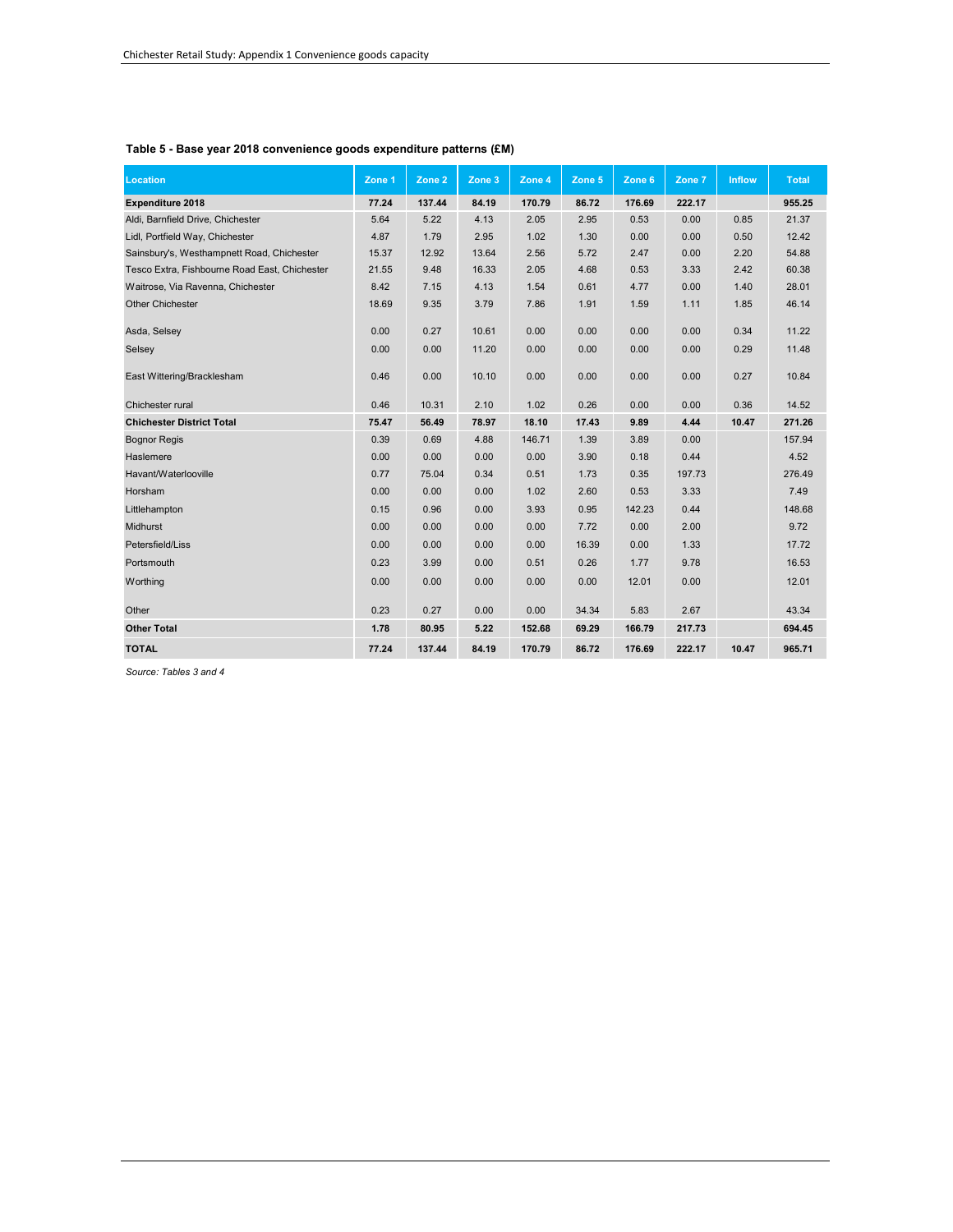**Table 5 - Base year 2018 convenience goods expenditure patterns (£M)**

| Location | Zone 1 | Zone 2 | Zone 3 | Zone 4 | Zone 5 | Zone 6 | Zone 7 | Inflow | Total |
|---|---|---|---|---|---|---|---|---|---|
| **Expenditure 2018** | **77.24** | **137.44** | **84.19** | **170.79** | **86.72** | **176.69** | **222.17** | | **955.25** |
| Aldi, Barnfield Drive, Chichester | 5.64 | 5.22 | 4.13 | 2.05 | 2.95 | 0.53 | 0.00 | 0.85 | 21.37 |
| Lidl, Portfield Way, Chichester | 4.87 | 1.79 | 2.95 | 1.02 | 1.30 | 0.00 | 0.00 | 0.50 | 12.42 |
| Sainsbury's, Westhampnett Road, Chichester | 15.37 | 12.92 | 13.64 | 2.56 | 5.72 | 2.47 | 0.00 | 2.20 | 54.88 |
| Tesco Extra, Fishbourne Road East, Chichester | 21.55 | 9.48 | 16.33 | 2.05 | 4.68 | 0.53 | 3.33 | 2.42 | 60.38 |
| Waitrose, Via Ravenna, Chichester | 8.42 | 7.15 | 4.13 | 1.54 | 0.61 | 4.77 | 0.00 | 1.40 | 28.01 |
| Other Chichester | 18.69 | 9.35 | 3.79 | 7.86 | 1.91 | 1.59 | 1.11 | 1.85 | 46.14 |
| Asda, Selsey | 0.00 | 0.27 | 10.61 | 0.00 | 0.00 | 0.00 | 0.00 | 0.34 | 11.22 |
| Selsey | 0.00 | 0.00 | 11.20 | 0.00 | 0.00 | 0.00 | 0.00 | 0.29 | 11.48 |
| East Wittering/Bracklesham | 0.46 | 0.00 | 10.10 | 0.00 | 0.00 | 0.00 | 0.00 | 0.27 | 10.84 |
| Chichester rural | 0.46 | 10.31 | 2.10 | 1.02 | 0.26 | 0.00 | 0.00 | 0.36 | 14.52 |
| **Chichester District Total** | **75.47** | **56.49** | **78.97** | **18.10** | **17.43** | **9.89** | **4.44** | **10.47** | **271.26** |
| Bognor Regis | 0.39 | 0.69 | 4.88 | 146.71 | 1.39 | 3.89 | 0.00 | | 157.94 |
| Haslemere | 0.00 | 0.00 | 0.00 | 0.00 | 3.90 | 0.18 | 0.44 | | 4.52 |
| Havant/Waterlooville | 0.77 | 75.04 | 0.34 | 0.51 | 1.73 | 0.35 | 197.73 | | 276.49 |
| Horsham | 0.00 | 0.00 | 0.00 | 1.02 | 2.60 | 0.53 | 3.33 | | 7.49 |
| Littlehampton | 0.15 | 0.96 | 0.00 | 3.93 | 0.95 | 142.23 | 0.44 | | 148.68 |
| Midhurst | 0.00 | 0.00 | 0.00 | 0.00 | 7.72 | 0.00 | 2.00 | | 9.72 |
| Petersfield/Liss | 0.00 | 0.00 | 0.00 | 0.00 | 16.39 | 0.00 | 1.33 | | 17.72 |
| Portsmouth | 0.23 | 3.99 | 0.00 | 0.51 | 0.26 | 1.77 | 9.78 | | 16.53 |
| Worthing | 0.00 | 0.00 | 0.00 | 0.00 | 0.00 | 12.01 | 0.00 | | 12.01 |
| Other | 0.23 | 0.27 | 0.00 | 0.00 | 34.34 | 5.83 | 2.67 | | 43.34 |
| **Other Total** | **1.78** | **80.95** | **5.22** | **152.68** | **69.29** | **166.79** | **217.73** | | **694.45** |
| **TOTAL** | **77.24** | **137.44** | **84.19** | **170.79** | **86.72** | **176.69** | **222.17** | **10.47** | **965.71** |

*Source: Tables 3 and 4*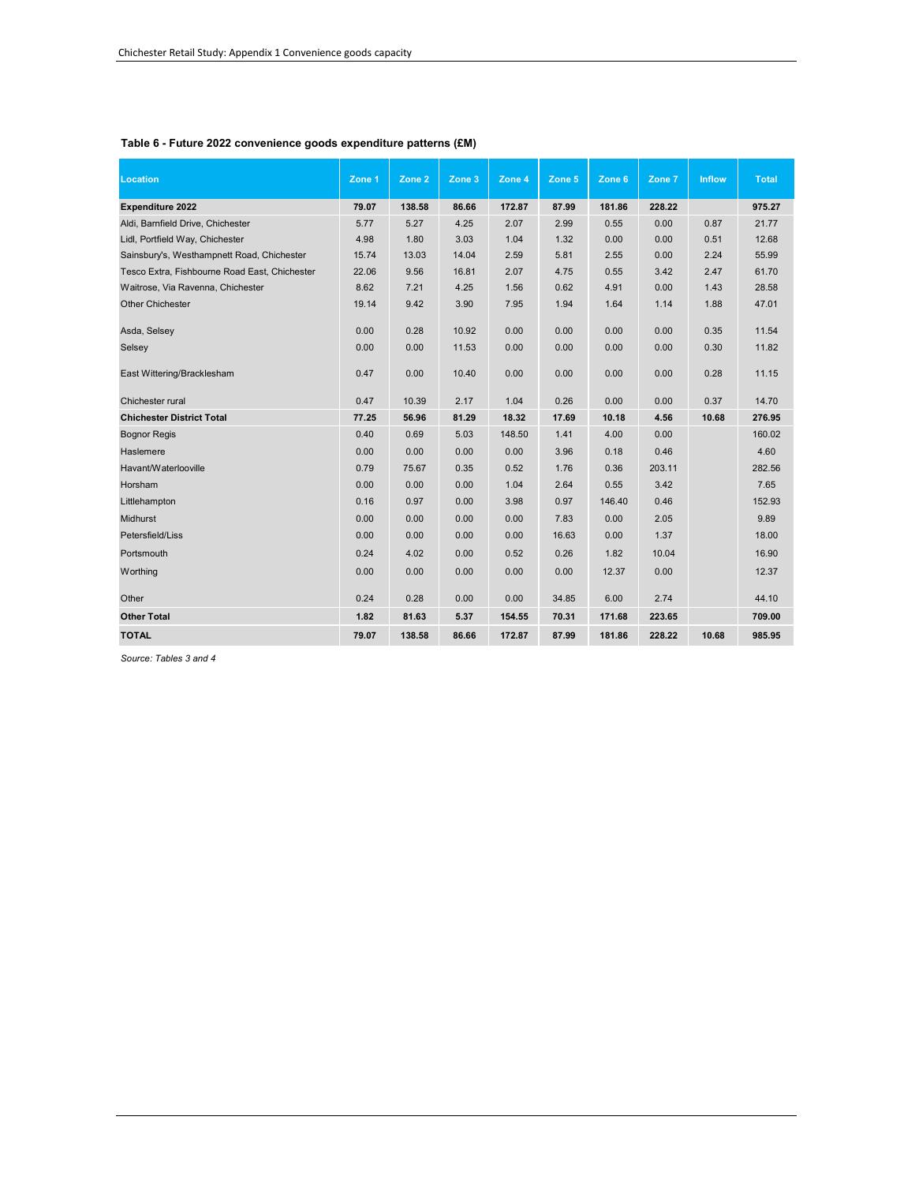**Table 6 - Future 2022 convenience goods expenditure patterns (£M)**

| Location | Zone 1 | Zone 2 | Zone 3 | Zone 4 | Zone 5 | Zone 6 | Zone 7 | Inflow | Total |
|---|---|---|---|---|---|---|---|---|---|
| **Expenditure 2022** | **79.07** | **138.58** | **86.66** | **172.87** | **87.99** | **181.86** | **228.22** | | **975.27** |
| Aldi, Barnfield Drive, Chichester | 5.77 | 5.27 | 4.25 | 2.07 | 2.99 | 0.55 | 0.00 | 0.87 | 21.77 |
| Lidl, Portfield Way, Chichester | 4.98 | 1.80 | 3.03 | 1.04 | 1.32 | 0.00 | 0.00 | 0.51 | 12.68 |
| Sainsbury's, Westhampnett Road, Chichester | 15.74 | 13.03 | 14.04 | 2.59 | 5.81 | 2.55 | 0.00 | 2.24 | 55.99 |
| Tesco Extra, Fishbourne Road East, Chichester | 22.06 | 9.56 | 16.81 | 2.07 | 4.75 | 0.55 | 3.42 | 2.47 | 61.70 |
| Waitrose, Via Ravenna, Chichester | 8.62 | 7.21 | 4.25 | 1.56 | 0.62 | 4.91 | 0.00 | 1.43 | 28.58 |
| Other Chichester | 19.14 | 9.42 | 3.90 | 7.95 | 1.94 | 1.64 | 1.14 | 1.88 | 47.01 |
| Asda, Selsey | 0.00 | 0.28 | 10.92 | 0.00 | 0.00 | 0.00 | 0.00 | 0.35 | 11.54 |
| Selsey | 0.00 | 0.00 | 11.53 | 0.00 | 0.00 | 0.00 | 0.00 | 0.30 | 11.82 |
| East Wittering/Bracklesham | 0.47 | 0.00 | 10.40 | 0.00 | 0.00 | 0.00 | 0.00 | 0.28 | 11.15 |
| Chichester rural | 0.47 | 10.39 | 2.17 | 1.04 | 0.26 | 0.00 | 0.00 | 0.37 | 14.70 |
| **Chichester District Total** | **77.25** | **56.96** | **81.29** | **18.32** | **17.69** | **10.18** | **4.56** | **10.68** | **276.95** |
| Bognor Regis | 0.40 | 0.69 | 5.03 | 148.50 | 1.41 | 4.00 | 0.00 | | 160.02 |
| Haslemere | 0.00 | 0.00 | 0.00 | 0.00 | 3.96 | 0.18 | 0.46 | | 4.60 |
| Havant/Waterlooville | 0.79 | 75.67 | 0.35 | 0.52 | 1.76 | 0.36 | 203.11 | | 282.56 |
| Horsham | 0.00 | 0.00 | 0.00 | 1.04 | 2.64 | 0.55 | 3.42 | | 7.65 |
| Littlehampton | 0.16 | 0.97 | 0.00 | 3.98 | 0.97 | 146.40 | 0.46 | | 152.93 |
| Midhurst | 0.00 | 0.00 | 0.00 | 0.00 | 7.83 | 0.00 | 2.05 | | 9.89 |
| Petersfield/Liss | 0.00 | 0.00 | 0.00 | 0.00 | 16.63 | 0.00 | 1.37 | | 18.00 |
| Portsmouth | 0.24 | 4.02 | 0.00 | 0.52 | 0.26 | 1.82 | 10.04 | | 16.90 |
| Worthing | 0.00 | 0.00 | 0.00 | 0.00 | 0.00 | 12.37 | 0.00 | | 12.37 |
| Other | 0.24 | 0.28 | 0.00 | 0.00 | 34.85 | 6.00 | 2.74 | | 44.10 |
| **Other Total** | **1.82** | **81.63** | **5.37** | **154.55** | **70.31** | **171.68** | **223.65** | | **709.00** |
| **TOTAL** | **79.07** | **138.58** | **86.66** | **172.87** | **87.99** | **181.86** | **228.22** | **10.68** | **985.95** |

*Source: Tables 3 and 4*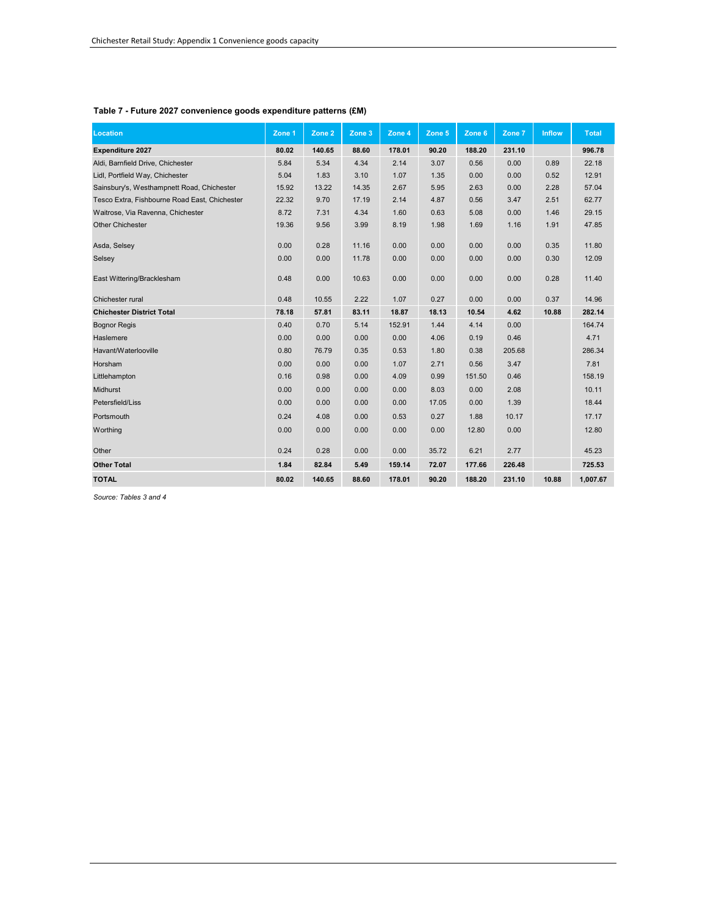**Table 7 - Future 2027 convenience goods expenditure patterns (£M)**

| Location | Zone 1 | Zone 2 | Zone 3 | Zone 4 | Zone 5 | Zone 6 | Zone 7 | Inflow | Total |
|---|---|---|---|---|---|---|---|---|---|
| **Expenditure 2027** | **80.02** | **140.65** | **88.60** | **178.01** | **90.20** | **188.20** | **231.10** | | **996.78** |
| Aldi, Barnfield Drive, Chichester | 5.84 | 5.34 | 4.34 | 2.14 | 3.07 | 0.56 | 0.00 | 0.89 | 22.18 |
| Lidl, Portfield Way, Chichester | 5.04 | 1.83 | 3.10 | 1.07 | 1.35 | 0.00 | 0.00 | 0.52 | 12.91 |
| Sainsbury's, Westhampnett Road, Chichester | 15.92 | 13.22 | 14.35 | 2.67 | 5.95 | 2.63 | 0.00 | 2.28 | 57.04 |
| Tesco Extra, Fishbourne Road East, Chichester | 22.32 | 9.70 | 17.19 | 2.14 | 4.87 | 0.56 | 3.47 | 2.51 | 62.77 |
| Waitrose, Via Ravenna, Chichester | 8.72 | 7.31 | 4.34 | 1.60 | 0.63 | 5.08 | 0.00 | 1.46 | 29.15 |
| Other Chichester | 19.36 | 9.56 | 3.99 | 8.19 | 1.98 | 1.69 | 1.16 | 1.91 | 47.85 |
| Asda, Selsey | 0.00 | 0.28 | 11.16 | 0.00 | 0.00 | 0.00 | 0.00 | 0.35 | 11.80 |
| Selsey | 0.00 | 0.00 | 11.78 | 0.00 | 0.00 | 0.00 | 0.00 | 0.30 | 12.09 |
| East Wittering/Bracklesham | 0.48 | 0.00 | 10.63 | 0.00 | 0.00 | 0.00 | 0.00 | 0.28 | 11.40 |
| Chichester rural | 0.48 | 10.55 | 2.22 | 1.07 | 0.27 | 0.00 | 0.00 | 0.37 | 14.96 |
| **Chichester District Total** | **78.18** | **57.81** | **83.11** | **18.87** | **18.13** | **10.54** | **4.62** | **10.88** | **282.14** |
| Bognor Regis | 0.40 | 0.70 | 5.14 | 152.91 | 1.44 | 4.14 | 0.00 | | 164.74 |
| Haslemere | 0.00 | 0.00 | 0.00 | 0.00 | 4.06 | 0.19 | 0.46 | | 4.71 |
| Havant/Waterlooville | 0.80 | 76.79 | 0.35 | 0.53 | 1.80 | 0.38 | 205.68 | | 286.34 |
| Horsham | 0.00 | 0.00 | 0.00 | 1.07 | 2.71 | 0.56 | 3.47 | | 7.81 |
| Littlehampton | 0.16 | 0.98 | 0.00 | 4.09 | 0.99 | 151.50 | 0.46 | | 158.19 |
| Midhurst | 0.00 | 0.00 | 0.00 | 0.00 | 8.03 | 0.00 | 2.08 | | 10.11 |
| Petersfield/Liss | 0.00 | 0.00 | 0.00 | 0.00 | 17.05 | 0.00 | 1.39 | | 18.44 |
| Portsmouth | 0.24 | 4.08 | 0.00 | 0.53 | 0.27 | 1.88 | 10.17 | | 17.17 |
| Worthing | 0.00 | 0.00 | 0.00 | 0.00 | 0.00 | 12.80 | 0.00 | | 12.80 |
| Other | 0.24 | 0.28 | 0.00 | 0.00 | 35.72 | 6.21 | 2.77 | | 45.23 |
| **Other Total** | **1.84** | **82.84** | **5.49** | **159.14** | **72.07** | **177.66** | **226.48** | | **725.53** |
| **TOTAL** | **80.02** | **140.65** | **88.60** | **178.01** | **90.20** | **188.20** | **231.10** | **10.88** | **1,007.67** |

*Source: Tables 3 and 4*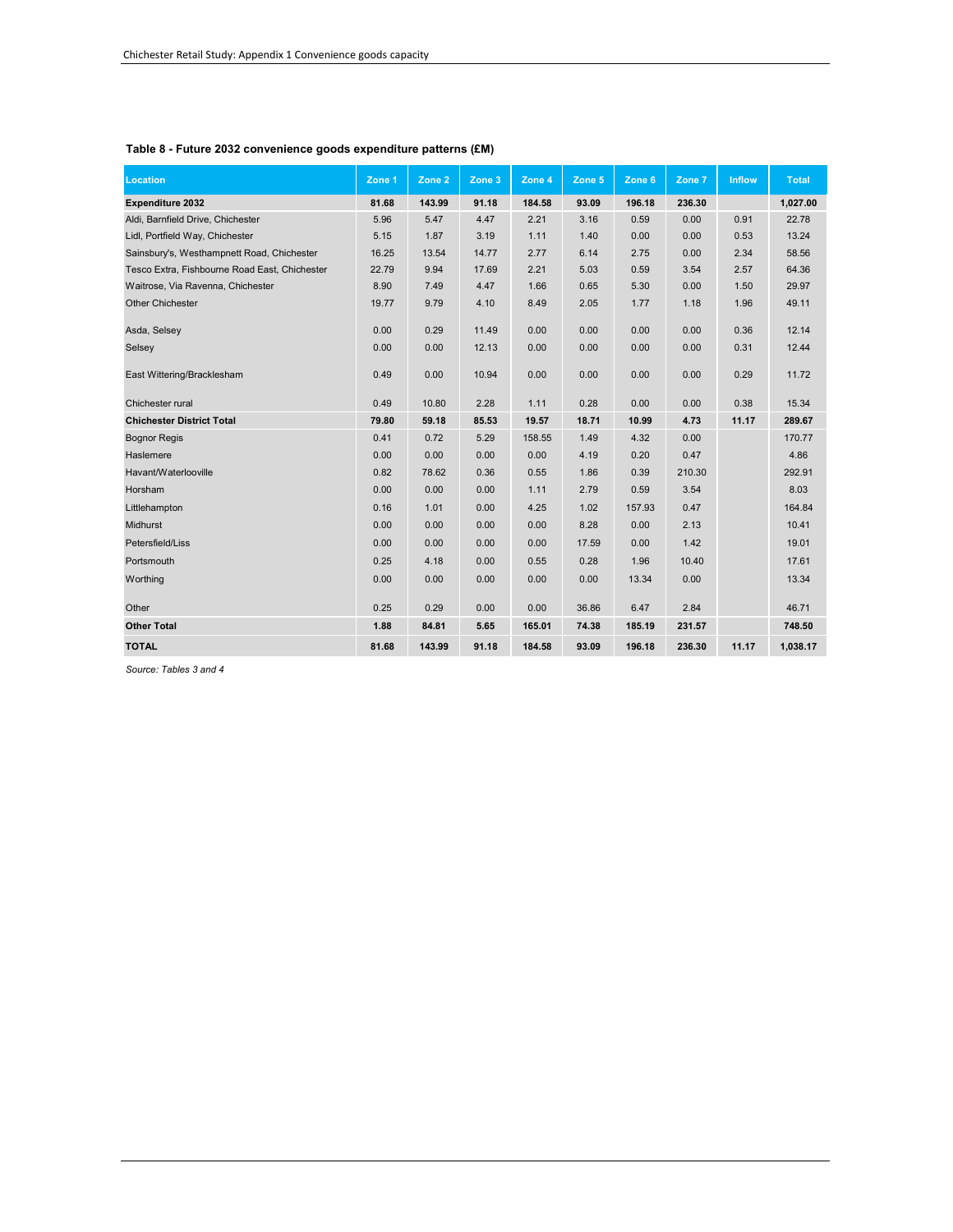**Table 8 - Future 2032 convenience goods expenditure patterns (£M)**

| Location | Zone 1 | Zone 2 | Zone 3 | Zone 4 | Zone 5 | Zone 6 | Zone 7 | Inflow | Total |
|---|---|---|---|---|---|---|---|---|---|
| **Expenditure 2032** | **81.68** | **143.99** | **91.18** | **184.58** | **93.09** | **196.18** | **236.30** | | **1,027.00** |
| Aldi, Barnfield Drive, Chichester | 5.96 | 5.47 | 4.47 | 2.21 | 3.16 | 0.59 | 0.00 | 0.91 | 22.78 |
| Lidl, Portfield Way, Chichester | 5.15 | 1.87 | 3.19 | 1.11 | 1.40 | 0.00 | 0.00 | 0.53 | 13.24 |
| Sainsbury's, Westhampnett Road, Chichester | 16.25 | 13.54 | 14.77 | 2.77 | 6.14 | 2.75 | 0.00 | 2.34 | 58.56 |
| Tesco Extra, Fishbourne Road East, Chichester | 22.79 | 9.94 | 17.69 | 2.21 | 5.03 | 0.59 | 3.54 | 2.57 | 64.36 |
| Waitrose, Via Ravenna, Chichester | 8.90 | 7.49 | 4.47 | 1.66 | 0.65 | 5.30 | 0.00 | 1.50 | 29.97 |
| Other Chichester | 19.77 | 9.79 | 4.10 | 8.49 | 2.05 | 1.77 | 1.18 | 1.96 | 49.11 |
| Asda, Selsey | 0.00 | 0.29 | 11.49 | 0.00 | 0.00 | 0.00 | 0.00 | 0.36 | 12.14 |
| Selsey | 0.00 | 0.00 | 12.13 | 0.00 | 0.00 | 0.00 | 0.00 | 0.31 | 12.44 |
| East Wittering/Bracklesham | 0.49 | 0.00 | 10.94 | 0.00 | 0.00 | 0.00 | 0.00 | 0.29 | 11.72 |
| Chichester rural | 0.49 | 10.80 | 2.28 | 1.11 | 0.28 | 0.00 | 0.00 | 0.38 | 15.34 |
| **Chichester District Total** | **79.80** | **59.18** | **85.53** | **19.57** | **18.71** | **10.99** | **4.73** | **11.17** | **289.67** |
| Bognor Regis | 0.41 | 0.72 | 5.29 | 158.55 | 1.49 | 4.32 | 0.00 | | 170.77 |
| Haslemere | 0.00 | 0.00 | 0.00 | 0.00 | 4.19 | 0.20 | 0.47 | | 4.86 |
| Havant/Waterlooville | 0.82 | 78.62 | 0.36 | 0.55 | 1.86 | 0.39 | 210.30 | | 292.91 |
| Horsham | 0.00 | 0.00 | 0.00 | 1.11 | 2.79 | 0.59 | 3.54 | | 8.03 |
| Littlehampton | 0.16 | 1.01 | 0.00 | 4.25 | 1.02 | 157.93 | 0.47 | | 164.84 |
| Midhurst | 0.00 | 0.00 | 0.00 | 0.00 | 8.28 | 0.00 | 2.13 | | 10.41 |
| Petersfield/Liss | 0.00 | 0.00 | 0.00 | 0.00 | 17.59 | 0.00 | 1.42 | | 19.01 |
| Portsmouth | 0.25 | 4.18 | 0.00 | 0.55 | 0.28 | 1.96 | 10.40 | | 17.61 |
| Worthing | 0.00 | 0.00 | 0.00 | 0.00 | 0.00 | 13.34 | 0.00 | | 13.34 |
| Other | 0.25 | 0.29 | 0.00 | 0.00 | 36.86 | 6.47 | 2.84 | | 46.71 |
| **Other Total** | **1.88** | **84.81** | **5.65** | **165.01** | **74.38** | **185.19** | **231.57** | | **748.50** |
| **TOTAL** | **81.68** | **143.99** | **91.18** | **184.58** | **93.09** | **196.18** | **236.30** | **11.17** | **1,038.17** |

*Source: Tables 3 and 4*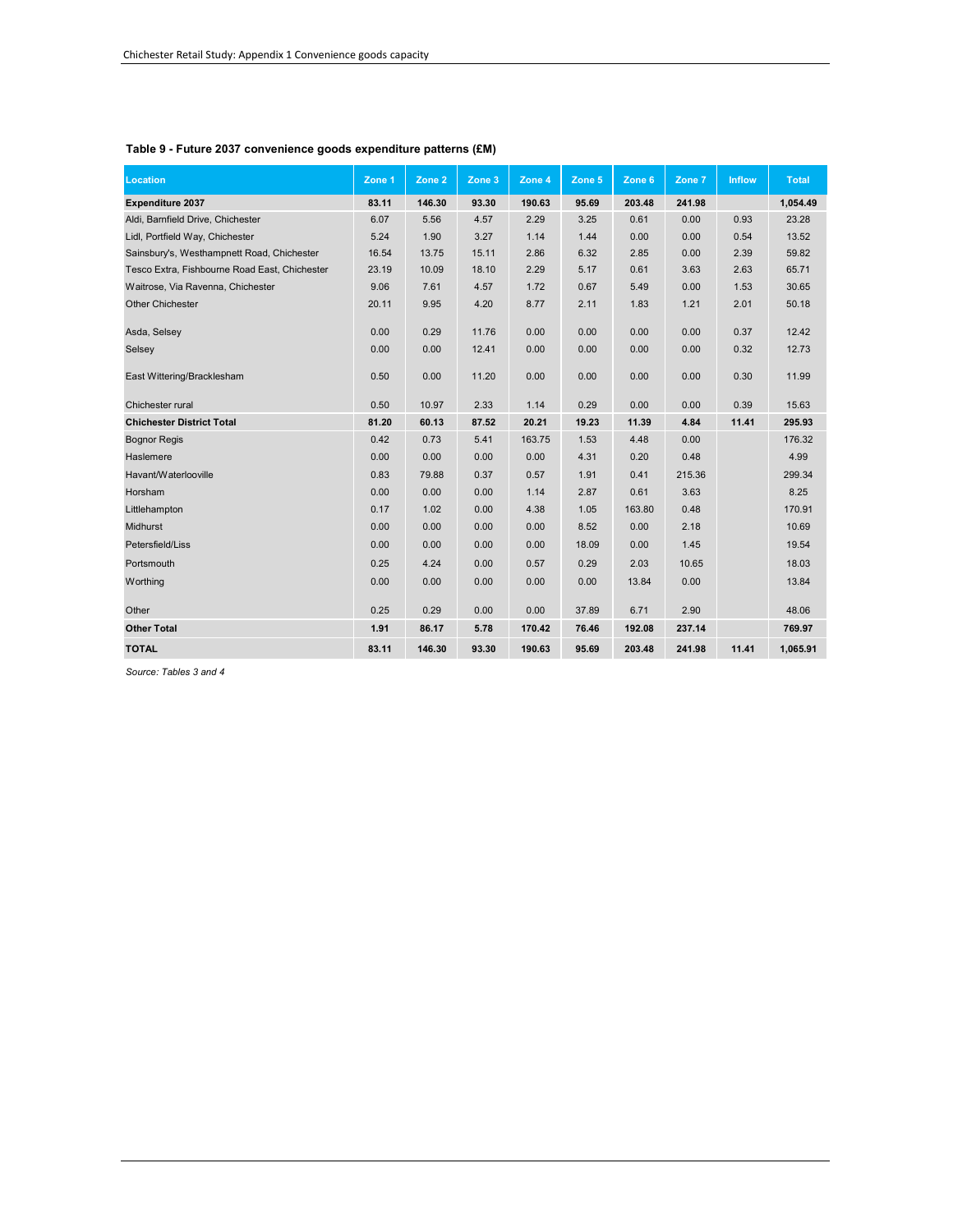**Table 9 - Future 2037 convenience goods expenditure patterns (£M)**

| Location | Zone 1 | Zone 2 | Zone 3 | Zone 4 | Zone 5 | Zone 6 | Zone 7 | Inflow | Total |
|---|---|---|---|---|---|---|---|---|---|
| **Expenditure 2037** | **83.11** | **146.30** | **93.30** | **190.63** | **95.69** | **203.48** | **241.98** | | **1,054.49** |
| Aldi, Barnfield Drive, Chichester | 6.07 | 5.56 | 4.57 | 2.29 | 3.25 | 0.61 | 0.00 | 0.93 | 23.28 |
| Lidl, Portfield Way, Chichester | 5.24 | 1.90 | 3.27 | 1.14 | 1.44 | 0.00 | 0.00 | 0.54 | 13.52 |
| Sainsbury's, Westhampnett Road, Chichester | 16.54 | 13.75 | 15.11 | 2.86 | 6.32 | 2.85 | 0.00 | 2.39 | 59.82 |
| Tesco Extra, Fishbourne Road East, Chichester | 23.19 | 10.09 | 18.10 | 2.29 | 5.17 | 0.61 | 3.63 | 2.63 | 65.71 |
| Waitrose, Via Ravenna, Chichester | 9.06 | 7.61 | 4.57 | 1.72 | 0.67 | 5.49 | 0.00 | 1.53 | 30.65 |
| Other Chichester | 20.11 | 9.95 | 4.20 | 8.77 | 2.11 | 1.83 | 1.21 | 2.01 | 50.18 |
| Asda, Selsey | 0.00 | 0.29 | 11.76 | 0.00 | 0.00 | 0.00 | 0.00 | 0.37 | 12.42 |
| Selsey | 0.00 | 0.00 | 12.41 | 0.00 | 0.00 | 0.00 | 0.00 | 0.32 | 12.73 |
| East Wittering/Bracklesham | 0.50 | 0.00 | 11.20 | 0.00 | 0.00 | 0.00 | 0.00 | 0.30 | 11.99 |
| Chichester rural | 0.50 | 10.97 | 2.33 | 1.14 | 0.29 | 0.00 | 0.00 | 0.39 | 15.63 |
| **Chichester District Total** | **81.20** | **60.13** | **87.52** | **20.21** | **19.23** | **11.39** | **4.84** | **11.41** | **295.93** |
| Bognor Regis | 0.42 | 0.73 | 5.41 | 163.75 | 1.53 | 4.48 | 0.00 | | 176.32 |
| Haslemere | 0.00 | 0.00 | 0.00 | 0.00 | 4.31 | 0.20 | 0.48 | | 4.99 |
| Havant/Waterlooville | 0.83 | 79.88 | 0.37 | 0.57 | 1.91 | 0.41 | 215.36 | | 299.34 |
| Horsham | 0.00 | 0.00 | 0.00 | 1.14 | 2.87 | 0.61 | 3.63 | | 8.25 |
| Littlehampton | 0.17 | 1.02 | 0.00 | 4.38 | 1.05 | 163.80 | 0.48 | | 170.91 |
| Midhurst | 0.00 | 0.00 | 0.00 | 0.00 | 8.52 | 0.00 | 2.18 | | 10.69 |
| Petersfield/Liss | 0.00 | 0.00 | 0.00 | 0.00 | 18.09 | 0.00 | 1.45 | | 19.54 |
| Portsmouth | 0.25 | 4.24 | 0.00 | 0.57 | 0.29 | 2.03 | 10.65 | | 18.03 |
| Worthing | 0.00 | 0.00 | 0.00 | 0.00 | 0.00 | 13.84 | 0.00 | | 13.84 |
| Other | 0.25 | 0.29 | 0.00 | 0.00 | 37.89 | 6.71 | 2.90 | | 48.06 |
| **Other Total** | **1.91** | **86.17** | **5.78** | **170.42** | **76.46** | **192.08** | **237.14** | | **769.97** |
| **TOTAL** | **83.11** | **146.30** | **93.30** | **190.63** | **95.69** | **203.48** | **241.98** | **11.41** | **1,065.91** |

*Source: Tables 3 and 4*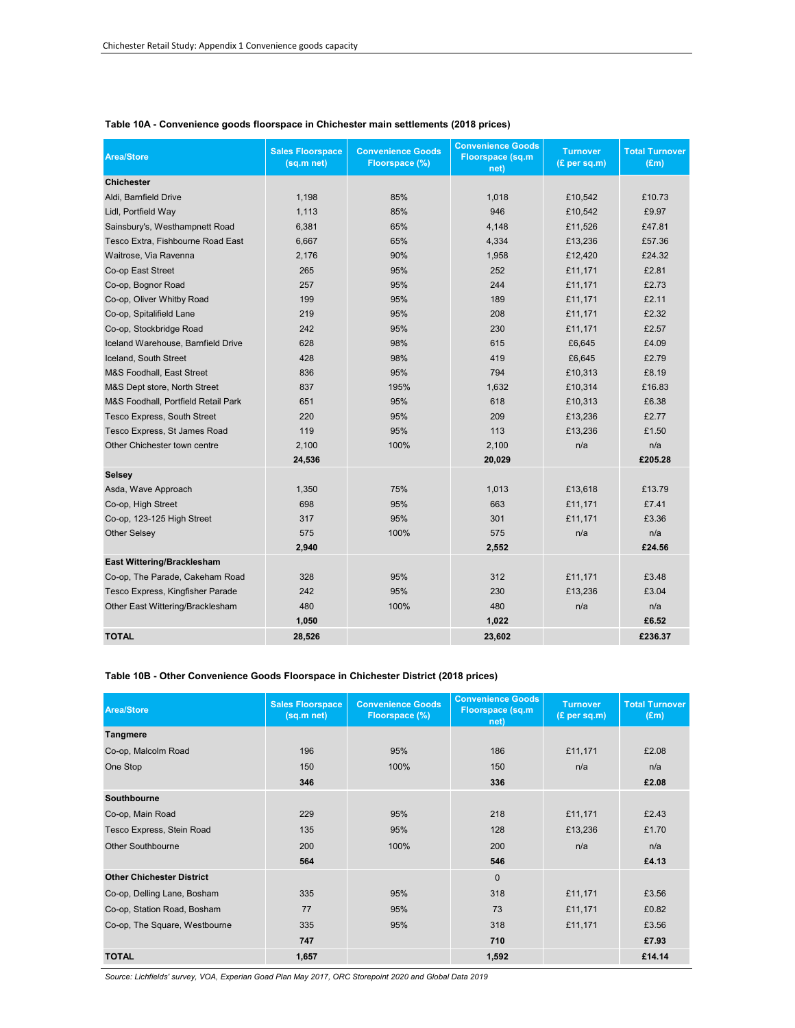**Table 10A - Convenience goods floorspace in Chichester main settlements (2018 prices)**

| Area/Store | Sales Floorspace (sq.m net) | Convenience Goods Floorspace (%) | Convenience Goods Floorspace (sq.m net) | Turnover (£ per sq.m) | Total Turnover (£m) |
|---|---|---|---|---|---|
| **Chichester** | | | | | |
| Aldi, Barnfield Drive | 1,198 | 85% | 1,018 | £10,542 | £10.73 |
| Lidl, Portfield Way | 1,113 | 85% | 946 | £10,542 | £9.97 |
| Sainsbury's, Westhampnett Road | 6,381 | 65% | 4,148 | £11,526 | £47.81 |
| Tesco Extra, Fishbourne Road East | 6,667 | 65% | 4,334 | £13,236 | £57.36 |
| Waitrose, Via Ravenna | 2,176 | 90% | 1,958 | £12,420 | £24.32 |
| Co-op East Street | 265 | 95% | 252 | £11,171 | £2.81 |
| Co-op, Bognor Road | 257 | 95% | 244 | £11,171 | £2.73 |
| Co-op, Oliver Whitby Road | 199 | 95% | 189 | £11,171 | £2.11 |
| Co-op, Spitalifield Lane | 219 | 95% | 208 | £11,171 | £2.32 |
| Co-op, Stockbridge Road | 242 | 95% | 230 | £11,171 | £2.57 |
| Iceland Warehouse, Barnfield Drive | 628 | 98% | 615 | £6,645 | £4.09 |
| Iceland, South Street | 428 | 98% | 419 | £6,645 | £2.79 |
| M&S Foodhall, East Street | 836 | 95% | 794 | £10,313 | £8.19 |
| M&S Dept store, North Street | 837 | 195% | 1,632 | £10,314 | £16.83 |
| M&S Foodhall, Portfield Retail Park | 651 | 95% | 618 | £10,313 | £6.38 |
| Tesco Express, South Street | 220 | 95% | 209 | £13,236 | £2.77 |
| Tesco Express, St James Road | 119 | 95% | 113 | £13,236 | £1.50 |
| Other Chichester town centre | 2,100 | 100% | 2,100 | n/a | n/a |
| | **24,536** | | **20,029** | | **£205.28** |
| **Selsey** | | | | | |
| Asda, Wave Approach | 1,350 | 75% | 1,013 | £13,618 | £13.79 |
| Co-op, High Street | 698 | 95% | 663 | £11,171 | £7.41 |
| Co-op, 123-125 High Street | 317 | 95% | 301 | £11,171 | £3.36 |
| Other Selsey | 575 | 100% | 575 | n/a | n/a |
| | **2,940** | | **2,552** | | **£24.56** |
| **East Wittering/Bracklesham** | | | | | |
| Co-op, The Parade, Cakeham Road | 328 | 95% | 312 | £11,171 | £3.48 |
| Tesco Express, Kingfisher Parade | 242 | 95% | 230 | £13,236 | £3.04 |
| Other East Wittering/Bracklesham | 480 | 100% | 480 | n/a | n/a |
| | **1,050** | | **1,022** | | **£6.52** |
| **TOTAL** | **28,526** | | **23,602** | | **£236.37** |

**Table 10B - Other Convenience Goods Floorspace in Chichester District (2018 prices)**

| Area/Store | Sales Floorspace (sq.m net) | Convenience Goods Floorspace (%) | Convenience Goods Floorspace (sq.m net) | Turnover (£ per sq.m) | Total Turnover (£m) |
|---|---|---|---|---|---|
| **Tangmere** | | | | | |
| Co-op, Malcolm Road | 196 | 95% | 186 | £11,171 | £2.08 |
| One Stop | 150 | 100% | 150 | n/a | n/a |
| | **346** | | **336** | | **£2.08** |
| **Southbourne** | | | | | |
| Co-op, Main Road | 229 | 95% | 218 | £11,171 | £2.43 |
| Tesco Express, Stein Road | 135 | 95% | 128 | £13,236 | £1.70 |
| Other Southbourne | 200 | 100% | 200 | n/a | n/a |
| | **564** | | **546** | | **£4.13** |
| **Other Chichester District** | | | 0 | | |
| Co-op, Delling Lane, Bosham | 335 | 95% | 318 | £11,171 | £3.56 |
| Co-op, Station Road, Bosham | 77 | 95% | 73 | £11,171 | £0.82 |
| Co-op, The Square, Westbourne | 335 | 95% | 318 | £11,171 | £3.56 |
| | **747** | | **710** | | **£7.93** |
| **TOTAL** | **1,657** | | **1,592** | | **£14.14** |

*Source: Lichfields' survey, VOA, Experian Goad Plan May 2017, ORC Storepoint 2020 and Global Data 2019*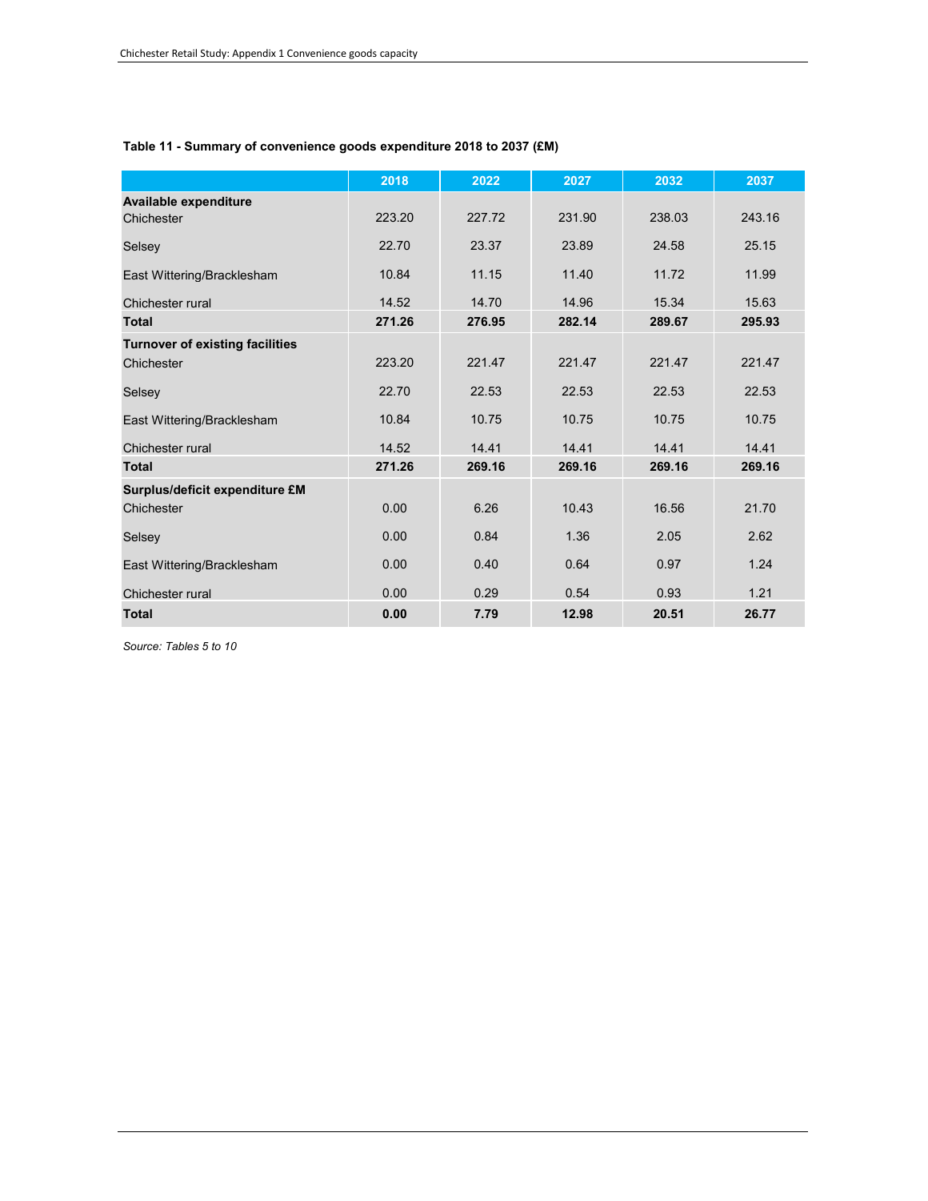**Table 11 - Summary of convenience goods expenditure 2018 to 2037 (£M)**

| | 2018 | 2022 | 2027 | 2032 | 2037 |
|---|---|---|---|---|---|
| **Available expenditure** | | | | | |
| Chichester | 223.20 | 227.72 | 231.90 | 238.03 | 243.16 |
| Selsey | 22.70 | 23.37 | 23.89 | 24.58 | 25.15 |
| East Wittering/Bracklesham | 10.84 | 11.15 | 11.40 | 11.72 | 11.99 |
| Chichester rural | 14.52 | 14.70 | 14.96 | 15.34 | 15.63 |
| **Total** | **271.26** | **276.95** | **282.14** | **289.67** | **295.93** |
| **Turnover of existing facilities** | | | | | |
| Chichester | 223.20 | 221.47 | 221.47 | 221.47 | 221.47 |
| Selsey | 22.70 | 22.53 | 22.53 | 22.53 | 22.53 |
| East Wittering/Bracklesham | 10.84 | 10.75 | 10.75 | 10.75 | 10.75 |
| Chichester rural | 14.52 | 14.41 | 14.41 | 14.41 | 14.41 |
| **Total** | **271.26** | **269.16** | **269.16** | **269.16** | **269.16** |
| **Surplus/deficit expenditure £M** | | | | | |
| Chichester | 0.00 | 6.26 | 10.43 | 16.56 | 21.70 |
| Selsey | 0.00 | 0.84 | 1.36 | 2.05 | 2.62 |
| East Wittering/Bracklesham | 0.00 | 0.40 | 0.64 | 0.97 | 1.24 |
| Chichester rural | 0.00 | 0.29 | 0.54 | 0.93 | 1.21 |
| **Total** | **0.00** | **7.79** | **12.98** | **20.51** | **26.77** |

*Source: Tables 5 to 10*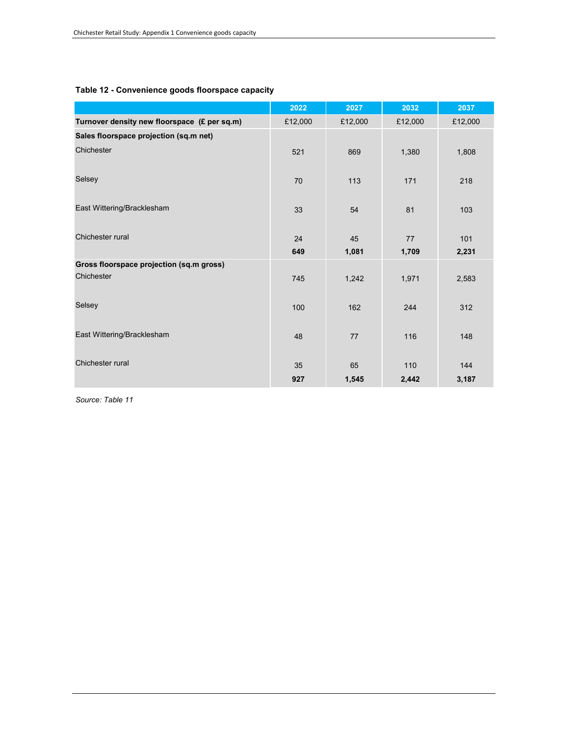**Table 12 - Convenience goods floorspace capacity**

| | 2022 | 2027 | 2032 | 2037 |
|---|---|---|---|---|
| **Turnover density new floorspace (£ per sq.m)** | £12,000 | £12,000 | £12,000 | £12,000 |
| **Sales floorspace projection (sq.m net)** | | | | |
| Chichester | 521 | 869 | 1,380 | 1,808 |
| Selsey | 70 | 113 | 171 | 218 |
| East Wittering/Bracklesham | 33 | 54 | 81 | 103 |
| Chichester rural | 24 | 45 | 77 | 101 |
| | **649** | **1,081** | **1,709** | **2,231** |
| **Gross floorspace projection (sq.m gross)** | | | | |
| Chichester | 745 | 1,242 | 1,971 | 2,583 |
| Selsey | 100 | 162 | 244 | 312 |
| East Wittering/Bracklesham | 48 | 77 | 116 | 148 |
| Chichester rural | 35 | 65 | 110 | 144 |
| | **927** | **1,545** | **2,442** | **3,187** |

*Source: Table 11*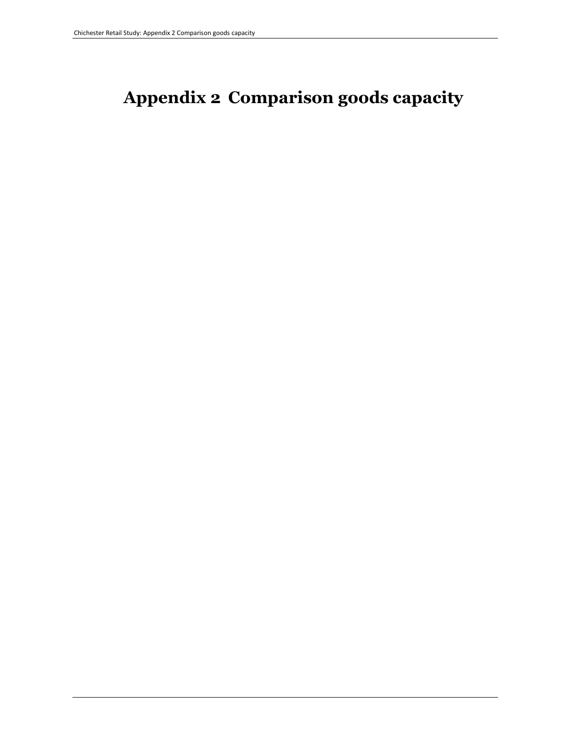# Appendix 2 Comparison goods capacity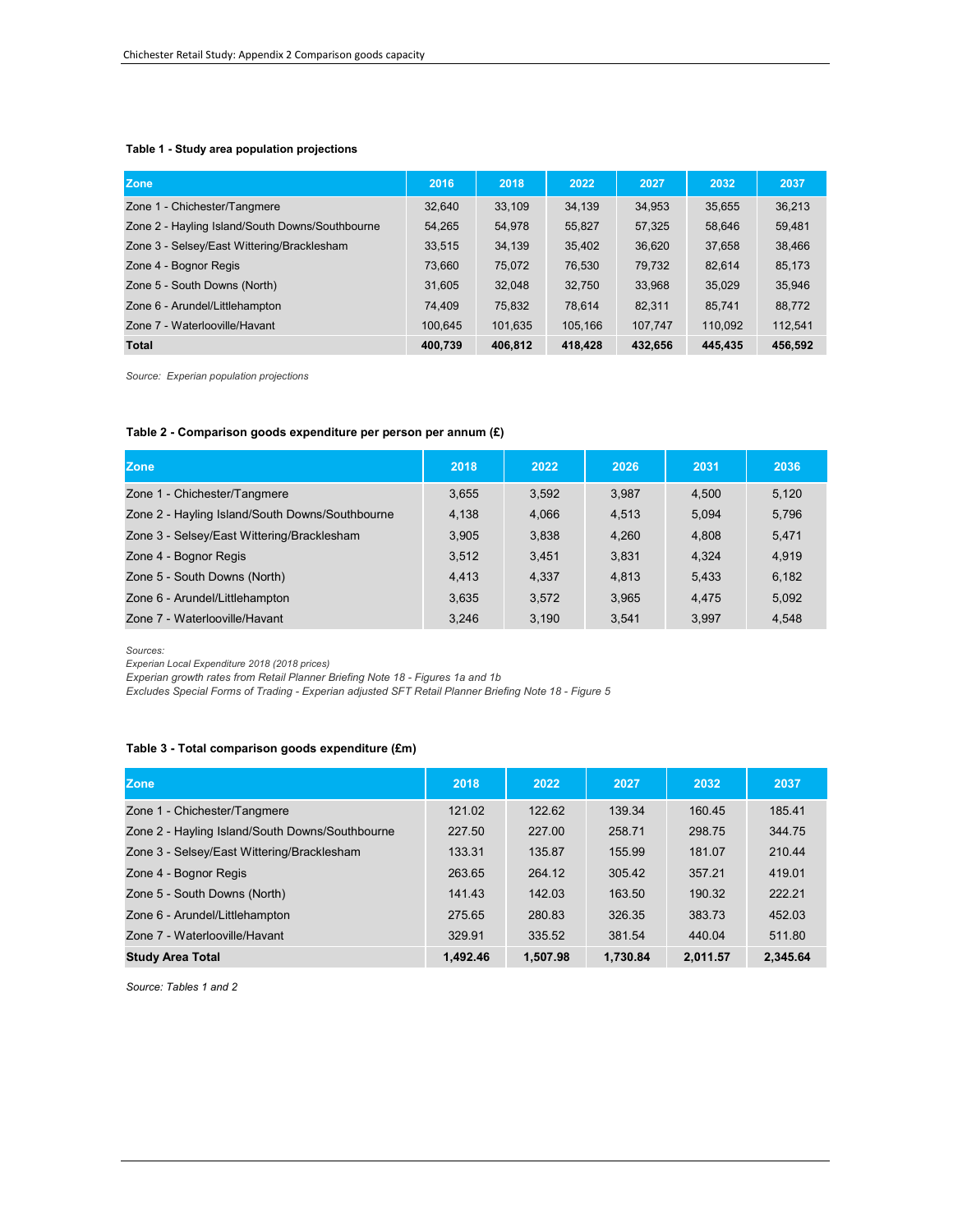**Table 1 - Study area population projections**

| Zone | 2016 | 2018 | 2022 | 2027 | 2032 | 2037 |
|---|---|---|---|---|---|---|
| Zone 1 - Chichester/Tangmere | 32,640 | 33,109 | 34,139 | 34,953 | 35,655 | 36,213 |
| Zone 2 - Hayling Island/South Downs/Southbourne | 54,265 | 54,978 | 55,827 | 57,325 | 58,646 | 59,481 |
| Zone 3 - Selsey/East Wittering/Bracklesham | 33,515 | 34,139 | 35,402 | 36,620 | 37,658 | 38,466 |
| Zone 4 - Bognor Regis | 73,660 | 75,072 | 76,530 | 79,732 | 82,614 | 85,173 |
| Zone 5 - South Downs (North) | 31,605 | 32,048 | 32,750 | 33,968 | 35,029 | 35,946 |
| Zone 6 - Arundel/Littlehampton | 74,409 | 75,832 | 78,614 | 82,311 | 85,741 | 88,772 |
| Zone 7 - Waterlooville/Havant | 100,645 | 101,635 | 105,166 | 107,747 | 110,092 | 112,541 |
| **Total** | **400,739** | **406,812** | **418,428** | **432,656** | **445,435** | **456,592** |

*Source: Experian population projections*

**Table 2 - Comparison goods expenditure per person per annum (£)**

| Zone | 2018 | 2022 | 2026 | 2031 | 2036 |
|---|---|---|---|---|---|
| Zone 1 - Chichester/Tangmere | 3,655 | 3,592 | 3,987 | 4,500 | 5,120 |
| Zone 2 - Hayling Island/South Downs/Southbourne | 4,138 | 4,066 | 4,513 | 5,094 | 5,796 |
| Zone 3 - Selsey/East Wittering/Bracklesham | 3,905 | 3,838 | 4,260 | 4,808 | 5,471 |
| Zone 4 - Bognor Regis | 3,512 | 3,451 | 3,831 | 4,324 | 4,919 |
| Zone 5 - South Downs (North) | 4,413 | 4,337 | 4,813 | 5,433 | 6,182 |
| Zone 6 - Arundel/Littlehampton | 3,635 | 3,572 | 3,965 | 4,475 | 5,092 |
| Zone 7 - Waterlooville/Havant | 3,246 | 3,190 | 3,541 | 3,997 | 4,548 |

*Sources:*
*Experian Local Expenditure 2018 (2018 prices)*
*Experian growth rates from Retail Planner Briefing Note 18 - Figures 1a and 1b*
*Excludes Special Forms of Trading - Experian adjusted SFT Retail Planner Briefing Note 18 - Figure 5*

**Table 3 - Total comparison goods expenditure (£m)**

| Zone | 2018 | 2022 | 2027 | 2032 | 2037 |
|---|---|---|---|---|---|
| Zone 1 - Chichester/Tangmere | 121.02 | 122.62 | 139.34 | 160.45 | 185.41 |
| Zone 2 - Hayling Island/South Downs/Southbourne | 227.50 | 227.00 | 258.71 | 298.75 | 344.75 |
| Zone 3 - Selsey/East Wittering/Bracklesham | 133.31 | 135.87 | 155.99 | 181.07 | 210.44 |
| Zone 4 - Bognor Regis | 263.65 | 264.12 | 305.42 | 357.21 | 419.01 |
| Zone 5 - South Downs (North) | 141.43 | 142.03 | 163.50 | 190.32 | 222.21 |
| Zone 6 - Arundel/Littlehampton | 275.65 | 280.83 | 326.35 | 383.73 | 452.03 |
| Zone 7 - Waterlooville/Havant | 329.91 | 335.52 | 381.54 | 440.04 | 511.80 |
| **Study Area Total** | **1,492.46** | **1,507.98** | **1,730.84** | **2,011.57** | **2,345.64** |

*Source: Tables 1 and 2*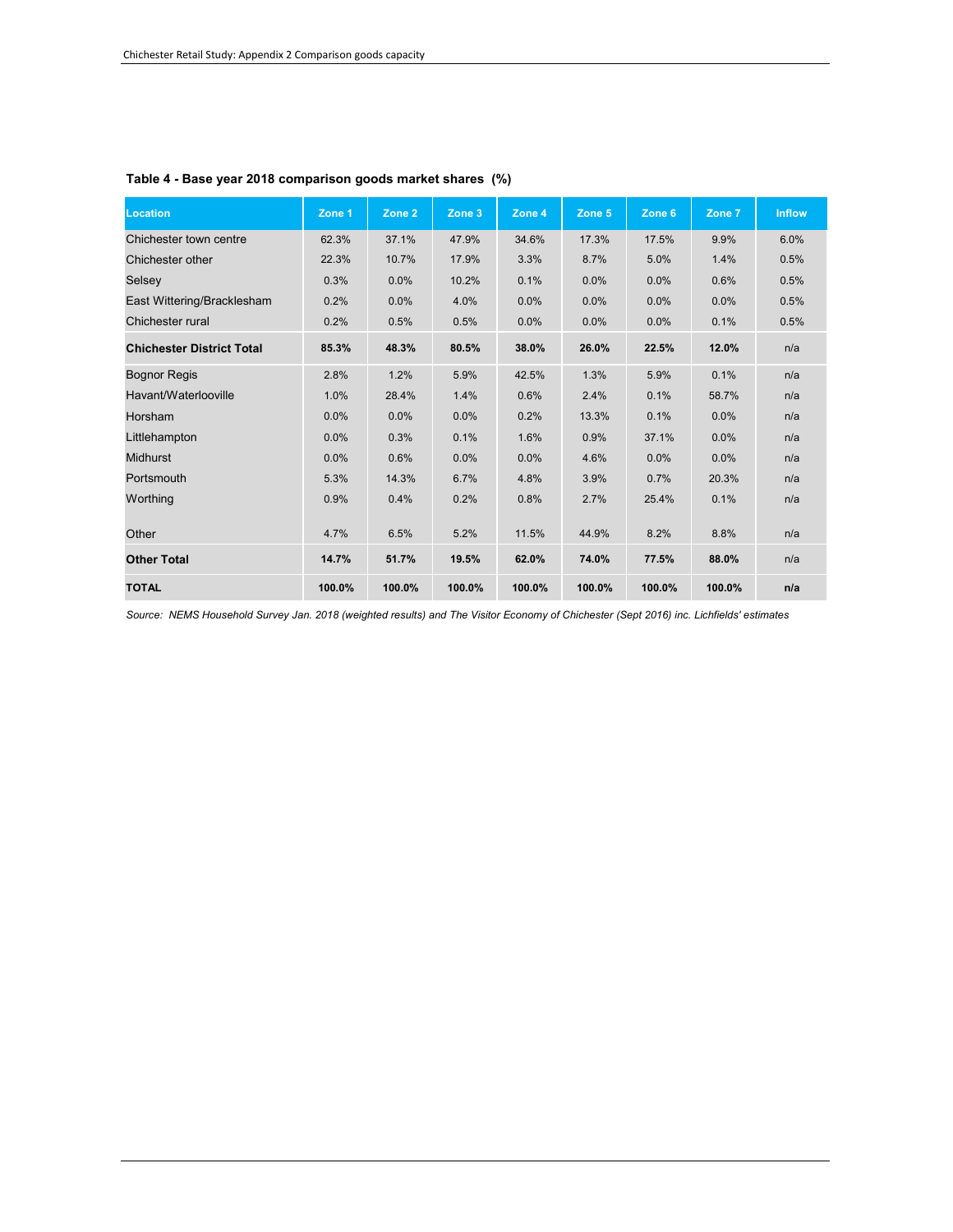**Table 4 - Base year 2018 comparison goods market shares (%)**

| Location | Zone 1 | Zone 2 | Zone 3 | Zone 4 | Zone 5 | Zone 6 | Zone 7 | Inflow |
|---|---|---|---|---|---|---|---|---|
| Chichester town centre | 62.3% | 37.1% | 47.9% | 34.6% | 17.3% | 17.5% | 9.9% | 6.0% |
| Chichester other | 22.3% | 10.7% | 17.9% | 3.3% | 8.7% | 5.0% | 1.4% | 0.5% |
| Selsey | 0.3% | 0.0% | 10.2% | 0.1% | 0.0% | 0.0% | 0.6% | 0.5% |
| East Wittering/Bracklesham | 0.2% | 0.0% | 4.0% | 0.0% | 0.0% | 0.0% | 0.0% | 0.5% |
| Chichester rural | 0.2% | 0.5% | 0.5% | 0.0% | 0.0% | 0.0% | 0.1% | 0.5% |
| **Chichester District Total** | **85.3%** | **48.3%** | **80.5%** | **38.0%** | **26.0%** | **22.5%** | **12.0%** | n/a |
| Bognor Regis | 2.8% | 1.2% | 5.9% | 42.5% | 1.3% | 5.9% | 0.1% | n/a |
| Havant/Waterlooville | 1.0% | 28.4% | 1.4% | 0.6% | 2.4% | 0.1% | 58.7% | n/a |
| Horsham | 0.0% | 0.0% | 0.0% | 0.2% | 13.3% | 0.1% | 0.0% | n/a |
| Littlehampton | 0.0% | 0.3% | 0.1% | 1.6% | 0.9% | 37.1% | 0.0% | n/a |
| Midhurst | 0.0% | 0.6% | 0.0% | 0.0% | 4.6% | 0.0% | 0.0% | n/a |
| Portsmouth | 5.3% | 14.3% | 6.7% | 4.8% | 3.9% | 0.7% | 20.3% | n/a |
| Worthing | 0.9% | 0.4% | 0.2% | 0.8% | 2.7% | 25.4% | 0.1% | n/a |
| Other | 4.7% | 6.5% | 5.2% | 11.5% | 44.9% | 8.2% | 8.8% | n/a |
| **Other Total** | **14.7%** | **51.7%** | **19.5%** | **62.0%** | **74.0%** | **77.5%** | **88.0%** | n/a |
| **TOTAL** | **100.0%** | **100.0%** | **100.0%** | **100.0%** | **100.0%** | **100.0%** | **100.0%** | **n/a** |

*Source: NEMS Household Survey Jan. 2018 (weighted results) and The Visitor Economy of Chichester (Sept 2016) inc. Lichfields' estimates*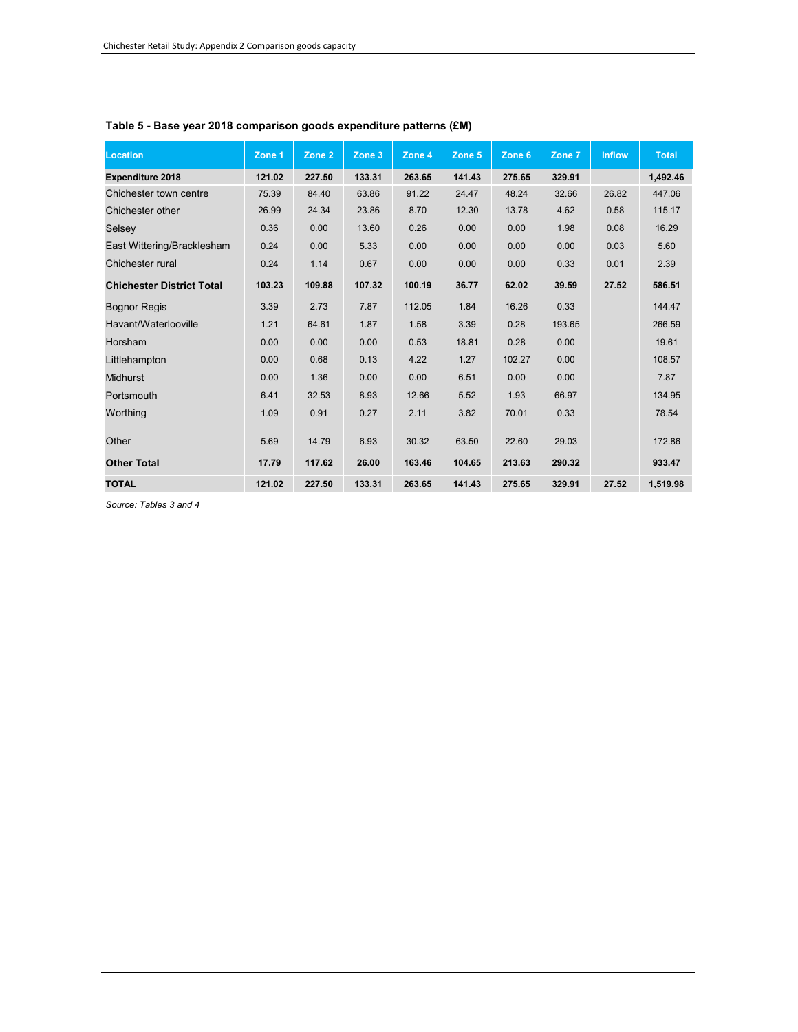**Table 5 - Base year 2018 comparison goods expenditure patterns (£M)**

| Location | Zone 1 | Zone 2 | Zone 3 | Zone 4 | Zone 5 | Zone 6 | Zone 7 | Inflow | Total |
|---|---|---|---|---|---|---|---|---|---|
| **Expenditure 2018** | **121.02** | **227.50** | **133.31** | **263.65** | **141.43** | **275.65** | **329.91** | | **1,492.46** |
| Chichester town centre | 75.39 | 84.40 | 63.86 | 91.22 | 24.47 | 48.24 | 32.66 | 26.82 | 447.06 |
| Chichester other | 26.99 | 24.34 | 23.86 | 8.70 | 12.30 | 13.78 | 4.62 | 0.58 | 115.17 |
| Selsey | 0.36 | 0.00 | 13.60 | 0.26 | 0.00 | 0.00 | 1.98 | 0.08 | 16.29 |
| East Wittering/Bracklesham | 0.24 | 0.00 | 5.33 | 0.00 | 0.00 | 0.00 | 0.00 | 0.03 | 5.60 |
| Chichester rural | 0.24 | 1.14 | 0.67 | 0.00 | 0.00 | 0.00 | 0.33 | 0.01 | 2.39 |
| **Chichester District Total** | **103.23** | **109.88** | **107.32** | **100.19** | **36.77** | **62.02** | **39.59** | **27.52** | **586.51** |
| Bognor Regis | 3.39 | 2.73 | 7.87 | 112.05 | 1.84 | 16.26 | 0.33 | | 144.47 |
| Havant/Waterlooville | 1.21 | 64.61 | 1.87 | 1.58 | 3.39 | 0.28 | 193.65 | | 266.59 |
| Horsham | 0.00 | 0.00 | 0.00 | 0.53 | 18.81 | 0.28 | 0.00 | | 19.61 |
| Littlehampton | 0.00 | 0.68 | 0.13 | 4.22 | 1.27 | 102.27 | 0.00 | | 108.57 |
| Midhurst | 0.00 | 1.36 | 0.00 | 0.00 | 6.51 | 0.00 | 0.00 | | 7.87 |
| Portsmouth | 6.41 | 32.53 | 8.93 | 12.66 | 5.52 | 1.93 | 66.97 | | 134.95 |
| Worthing | 1.09 | 0.91 | 0.27 | 2.11 | 3.82 | 70.01 | 0.33 | | 78.54 |
| Other | 5.69 | 14.79 | 6.93 | 30.32 | 63.50 | 22.60 | 29.03 | | 172.86 |
| **Other Total** | **17.79** | **117.62** | **26.00** | **163.46** | **104.65** | **213.63** | **290.32** | | **933.47** |
| **TOTAL** | **121.02** | **227.50** | **133.31** | **263.65** | **141.43** | **275.65** | **329.91** | **27.52** | **1,519.98** |

*Source: Tables 3 and 4*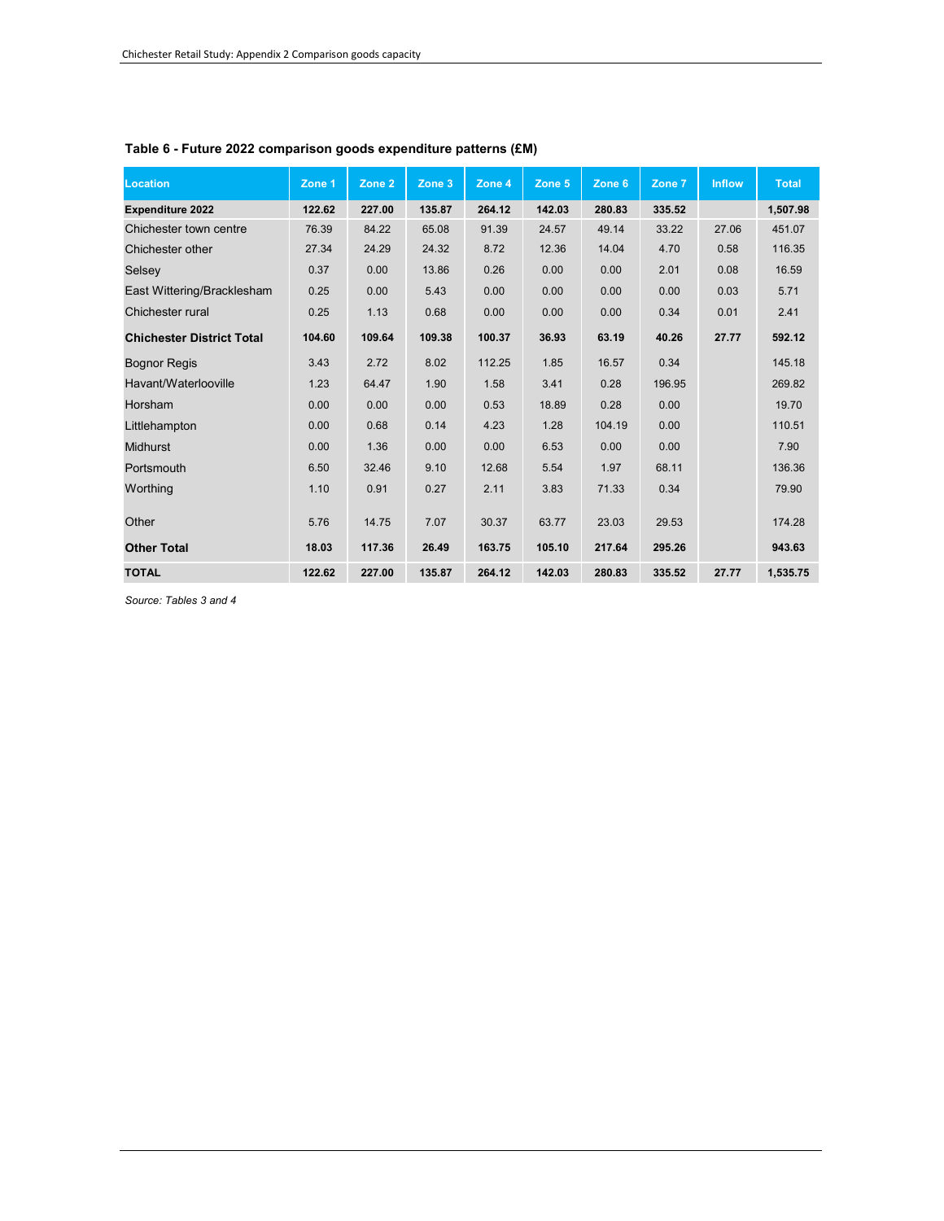**Table 6 - Future 2022 comparison goods expenditure patterns (£M)**

| Location | Zone 1 | Zone 2 | Zone 3 | Zone 4 | Zone 5 | Zone 6 | Zone 7 | Inflow | Total |
|---|---|---|---|---|---|---|---|---|---|
| **Expenditure 2022** | **122.62** | **227.00** | **135.87** | **264.12** | **142.03** | **280.83** | **335.52** | | **1,507.98** |
| Chichester town centre | 76.39 | 84.22 | 65.08 | 91.39 | 24.57 | 49.14 | 33.22 | 27.06 | 451.07 |
| Chichester other | 27.34 | 24.29 | 24.32 | 8.72 | 12.36 | 14.04 | 4.70 | 0.58 | 116.35 |
| Selsey | 0.37 | 0.00 | 13.86 | 0.26 | 0.00 | 0.00 | 2.01 | 0.08 | 16.59 |
| East Wittering/Bracklesham | 0.25 | 0.00 | 5.43 | 0.00 | 0.00 | 0.00 | 0.00 | 0.03 | 5.71 |
| Chichester rural | 0.25 | 1.13 | 0.68 | 0.00 | 0.00 | 0.00 | 0.34 | 0.01 | 2.41 |
| **Chichester District Total** | **104.60** | **109.64** | **109.38** | **100.37** | **36.93** | **63.19** | **40.26** | **27.77** | **592.12** |
| Bognor Regis | 3.43 | 2.72 | 8.02 | 112.25 | 1.85 | 16.57 | 0.34 | | 145.18 |
| Havant/Waterlooville | 1.23 | 64.47 | 1.90 | 1.58 | 3.41 | 0.28 | 196.95 | | 269.82 |
| Horsham | 0.00 | 0.00 | 0.00 | 0.53 | 18.89 | 0.28 | 0.00 | | 19.70 |
| Littlehampton | 0.00 | 0.68 | 0.14 | 4.23 | 1.28 | 104.19 | 0.00 | | 110.51 |
| Midhurst | 0.00 | 1.36 | 0.00 | 0.00 | 6.53 | 0.00 | 0.00 | | 7.90 |
| Portsmouth | 6.50 | 32.46 | 9.10 | 12.68 | 5.54 | 1.97 | 68.11 | | 136.36 |
| Worthing | 1.10 | 0.91 | 0.27 | 2.11 | 3.83 | 71.33 | 0.34 | | 79.90 |
| Other | 5.76 | 14.75 | 7.07 | 30.37 | 63.77 | 23.03 | 29.53 | | 174.28 |
| **Other Total** | **18.03** | **117.36** | **26.49** | **163.75** | **105.10** | **217.64** | **295.26** | | **943.63** |
| **TOTAL** | **122.62** | **227.00** | **135.87** | **264.12** | **142.03** | **280.83** | **335.52** | **27.77** | **1,535.75** |

*Source: Tables 3 and 4*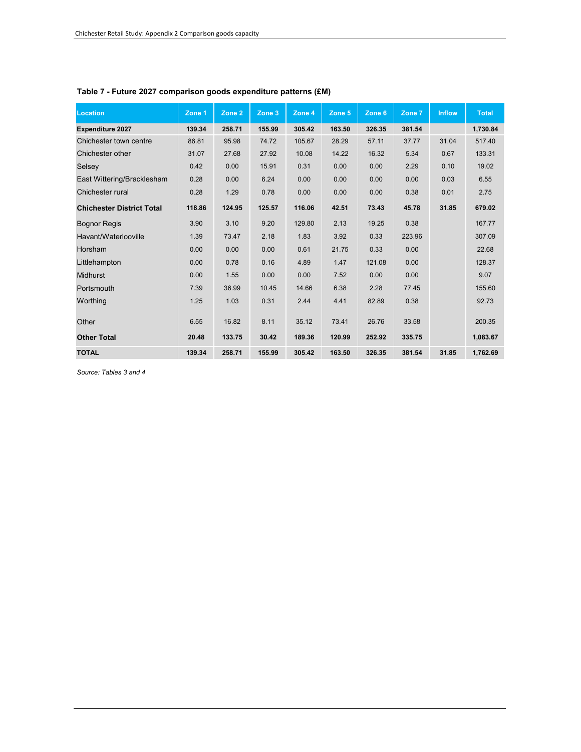**Table 7 - Future 2027 comparison goods expenditure patterns (£M)**

| Location | Zone 1 | Zone 2 | Zone 3 | Zone 4 | Zone 5 | Zone 6 | Zone 7 | Inflow | Total |
|---|---|---|---|---|---|---|---|---|---|
| **Expenditure 2027** | **139.34** | **258.71** | **155.99** | **305.42** | **163.50** | **326.35** | **381.54** | | **1,730.84** |
| Chichester town centre | 86.81 | 95.98 | 74.72 | 105.67 | 28.29 | 57.11 | 37.77 | 31.04 | 517.40 |
| Chichester other | 31.07 | 27.68 | 27.92 | 10.08 | 14.22 | 16.32 | 5.34 | 0.67 | 133.31 |
| Selsey | 0.42 | 0.00 | 15.91 | 0.31 | 0.00 | 0.00 | 2.29 | 0.10 | 19.02 |
| East Wittering/Bracklesham | 0.28 | 0.00 | 6.24 | 0.00 | 0.00 | 0.00 | 0.00 | 0.03 | 6.55 |
| Chichester rural | 0.28 | 1.29 | 0.78 | 0.00 | 0.00 | 0.00 | 0.38 | 0.01 | 2.75 |
| **Chichester District Total** | **118.86** | **124.95** | **125.57** | **116.06** | **42.51** | **73.43** | **45.78** | **31.85** | **679.02** |
| Bognor Regis | 3.90 | 3.10 | 9.20 | 129.80 | 2.13 | 19.25 | 0.38 | | 167.77 |
| Havant/Waterlooville | 1.39 | 73.47 | 2.18 | 1.83 | 3.92 | 0.33 | 223.96 | | 307.09 |
| Horsham | 0.00 | 0.00 | 0.00 | 0.61 | 21.75 | 0.33 | 0.00 | | 22.68 |
| Littlehampton | 0.00 | 0.78 | 0.16 | 4.89 | 1.47 | 121.08 | 0.00 | | 128.37 |
| Midhurst | 0.00 | 1.55 | 0.00 | 0.00 | 7.52 | 0.00 | 0.00 | | 9.07 |
| Portsmouth | 7.39 | 36.99 | 10.45 | 14.66 | 6.38 | 2.28 | 77.45 | | 155.60 |
| Worthing | 1.25 | 1.03 | 0.31 | 2.44 | 4.41 | 82.89 | 0.38 | | 92.73 |
| Other | 6.55 | 16.82 | 8.11 | 35.12 | 73.41 | 26.76 | 33.58 | | 200.35 |
| **Other Total** | **20.48** | **133.75** | **30.42** | **189.36** | **120.99** | **252.92** | **335.75** | | **1,083.67** |
| **TOTAL** | **139.34** | **258.71** | **155.99** | **305.42** | **163.50** | **326.35** | **381.54** | **31.85** | **1,762.69** |

*Source: Tables 3 and 4*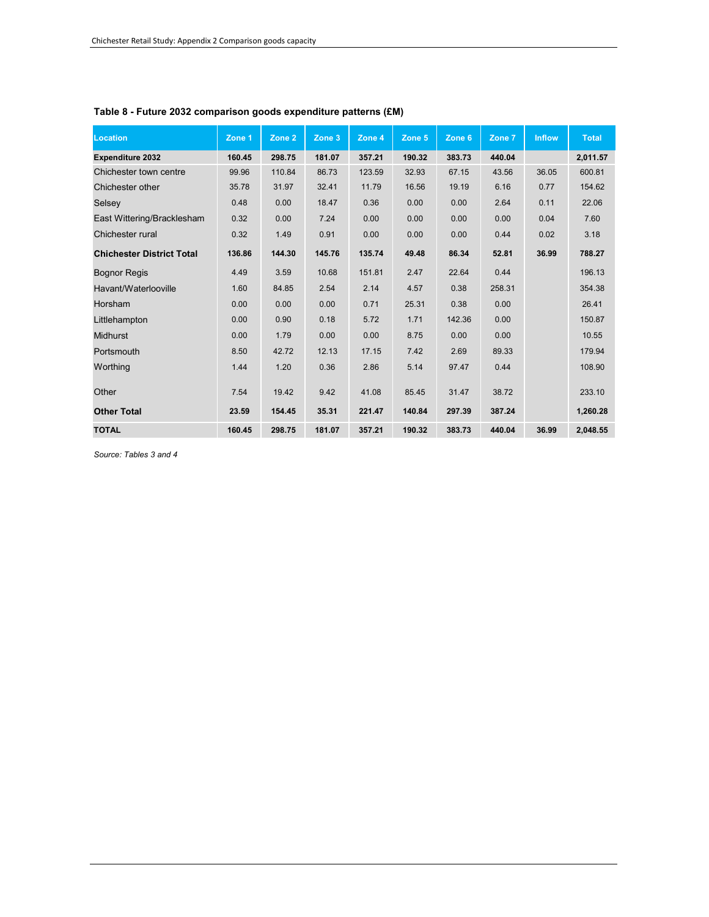### Table 8 - Future 2032 comparison goods expenditure patterns (£M)

| Location | Zone 1 | Zone 2 | Zone 3 | Zone 4 | Zone 5 | Zone 6 | Zone 7 | Inflow | Total |
|---|---|---|---|---|---|---|---|---|---|
| **Expenditure 2032** | **160.45** | **298.75** | **181.07** | **357.21** | **190.32** | **383.73** | **440.04** | | **2,011.57** |
| Chichester town centre | 99.96 | 110.84 | 86.73 | 123.59 | 32.93 | 67.15 | 43.56 | 36.05 | 600.81 |
| Chichester other | 35.78 | 31.97 | 32.41 | 11.79 | 16.56 | 19.19 | 6.16 | 0.77 | 154.62 |
| Selsey | 0.48 | 0.00 | 18.47 | 0.36 | 0.00 | 0.00 | 2.64 | 0.11 | 22.06 |
| East Wittering/Bracklesham | 0.32 | 0.00 | 7.24 | 0.00 | 0.00 | 0.00 | 0.00 | 0.04 | 7.60 |
| Chichester rural | 0.32 | 1.49 | 0.91 | 0.00 | 0.00 | 0.00 | 0.44 | 0.02 | 3.18 |
| **Chichester District Total** | **136.86** | **144.30** | **145.76** | **135.74** | **49.48** | **86.34** | **52.81** | **36.99** | **788.27** |
| Bognor Regis | 4.49 | 3.59 | 10.68 | 151.81 | 2.47 | 22.64 | 0.44 | | 196.13 |
| Havant/Waterlooville | 1.60 | 84.85 | 2.54 | 2.14 | 4.57 | 0.38 | 258.31 | | 354.38 |
| Horsham | 0.00 | 0.00 | 0.00 | 0.71 | 25.31 | 0.38 | 0.00 | | 26.41 |
| Littlehampton | 0.00 | 0.90 | 0.18 | 5.72 | 1.71 | 142.36 | 0.00 | | 150.87 |
| Midhurst | 0.00 | 1.79 | 0.00 | 0.00 | 8.75 | 0.00 | 0.00 | | 10.55 |
| Portsmouth | 8.50 | 42.72 | 12.13 | 17.15 | 7.42 | 2.69 | 89.33 | | 179.94 |
| Worthing | 1.44 | 1.20 | 0.36 | 2.86 | 5.14 | 97.47 | 0.44 | | 108.90 |
| Other | 7.54 | 19.42 | 9.42 | 41.08 | 85.45 | 31.47 | 38.72 | | 233.10 |
| **Other Total** | **23.59** | **154.45** | **35.31** | **221.47** | **140.84** | **297.39** | **387.24** | | **1,260.28** |
| **TOTAL** | **160.45** | **298.75** | **181.07** | **357.21** | **190.32** | **383.73** | **440.04** | **36.99** | **2,048.55** |

*Source: Tables 3 and 4*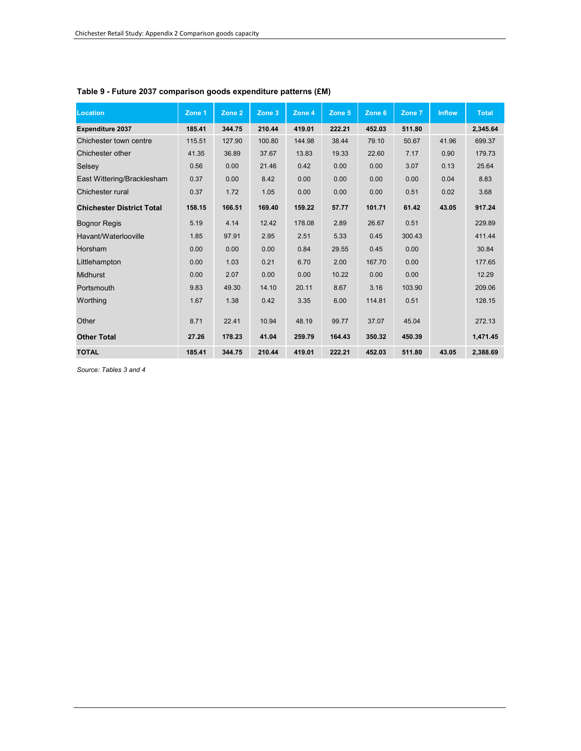**Table 9 - Future 2037 comparison goods expenditure patterns (£M)**

| Location | Zone 1 | Zone 2 | Zone 3 | Zone 4 | Zone 5 | Zone 6 | Zone 7 | Inflow | Total |
|---|---|---|---|---|---|---|---|---|---|
| **Expenditure 2037** | **185.41** | **344.75** | **210.44** | **419.01** | **222.21** | **452.03** | **511.80** | | **2,345.64** |
| Chichester town centre | 115.51 | 127.90 | 100.80 | 144.98 | 38.44 | 79.10 | 50.67 | 41.96 | 699.37 |
| Chichester other | 41.35 | 36.89 | 37.67 | 13.83 | 19.33 | 22.60 | 7.17 | 0.90 | 179.73 |
| Selsey | 0.56 | 0.00 | 21.46 | 0.42 | 0.00 | 0.00 | 3.07 | 0.13 | 25.64 |
| East Wittering/Bracklesham | 0.37 | 0.00 | 8.42 | 0.00 | 0.00 | 0.00 | 0.00 | 0.04 | 8.83 |
| Chichester rural | 0.37 | 1.72 | 1.05 | 0.00 | 0.00 | 0.00 | 0.51 | 0.02 | 3.68 |
| **Chichester District Total** | **158.15** | **166.51** | **169.40** | **159.22** | **57.77** | **101.71** | **61.42** | **43.05** | **917.24** |
| Bognor Regis | 5.19 | 4.14 | 12.42 | 178.08 | 2.89 | 26.67 | 0.51 | | 229.89 |
| Havant/Waterlooville | 1.85 | 97.91 | 2.95 | 2.51 | 5.33 | 0.45 | 300.43 | | 411.44 |
| Horsham | 0.00 | 0.00 | 0.00 | 0.84 | 29.55 | 0.45 | 0.00 | | 30.84 |
| Littlehampton | 0.00 | 1.03 | 0.21 | 6.70 | 2.00 | 167.70 | 0.00 | | 177.65 |
| Midhurst | 0.00 | 2.07 | 0.00 | 0.00 | 10.22 | 0.00 | 0.00 | | 12.29 |
| Portsmouth | 9.83 | 49.30 | 14.10 | 20.11 | 8.67 | 3.16 | 103.90 | | 209.06 |
| Worthing | 1.67 | 1.38 | 0.42 | 3.35 | 6.00 | 114.81 | 0.51 | | 128.15 |
| Other | 8.71 | 22.41 | 10.94 | 48.19 | 99.77 | 37.07 | 45.04 | | 272.13 |
| **Other Total** | **27.26** | **178.23** | **41.04** | **259.79** | **164.43** | **350.32** | **450.39** | | **1,471.45** |
| **TOTAL** | **185.41** | **344.75** | **210.44** | **419.01** | **222.21** | **452.03** | **511.80** | **43.05** | **2,388.69** |

*Source: Tables 3 and 4*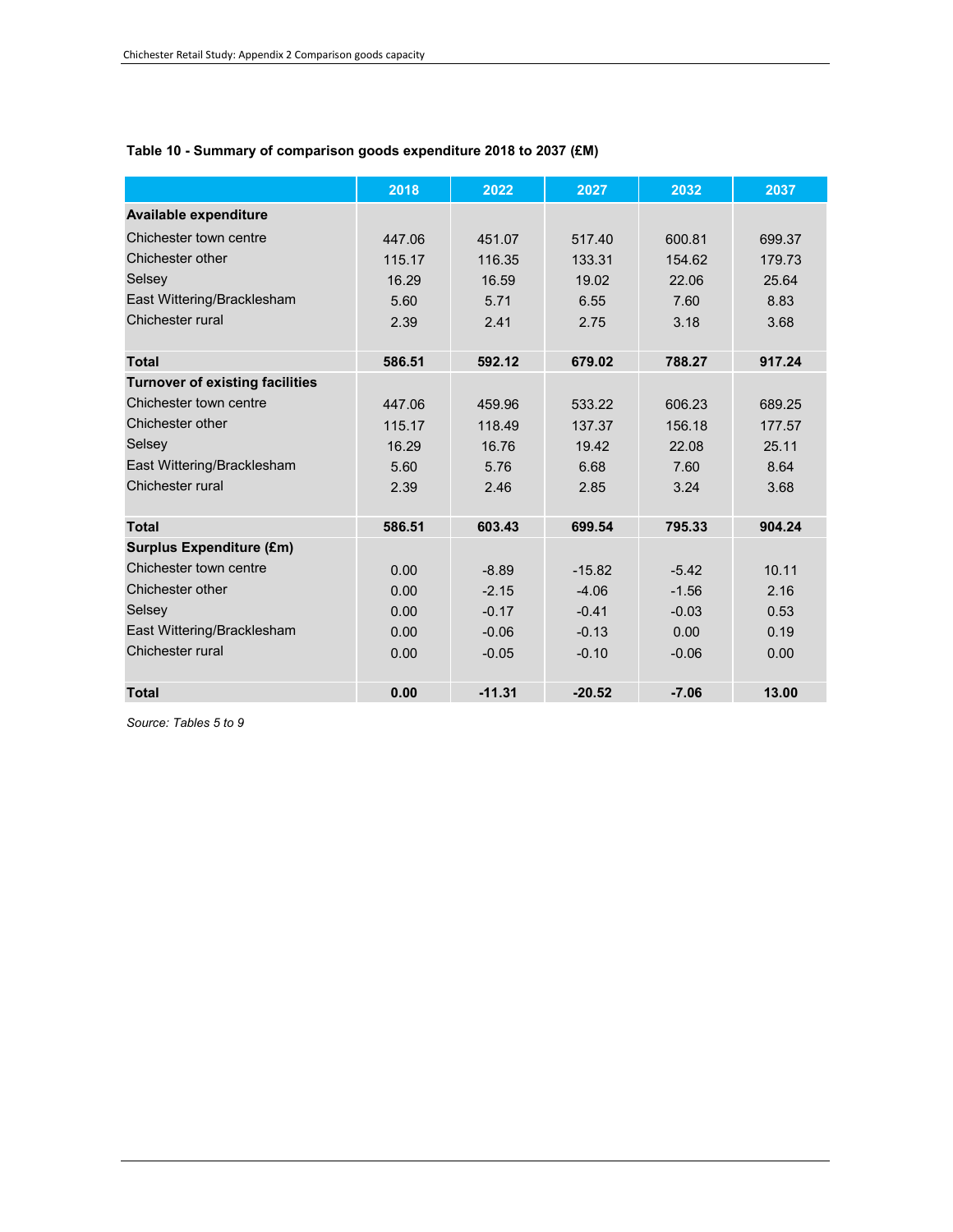**Table 10 - Summary of comparison goods expenditure 2018 to 2037 (£M)**

| | 2018 | 2022 | 2027 | 2032 | 2037 |
|---|---|---|---|---|---|
| **Available expenditure** | | | | | |
| Chichester town centre | 447.06 | 451.07 | 517.40 | 600.81 | 699.37 |
| Chichester other | 115.17 | 116.35 | 133.31 | 154.62 | 179.73 |
| Selsey | 16.29 | 16.59 | 19.02 | 22.06 | 25.64 |
| East Wittering/Bracklesham | 5.60 | 5.71 | 6.55 | 7.60 | 8.83 |
| Chichester rural | 2.39 | 2.41 | 2.75 | 3.18 | 3.68 |
| **Total** | **586.51** | **592.12** | **679.02** | **788.27** | **917.24** |
| **Turnover of existing facilities** | | | | | |
| Chichester town centre | 447.06 | 459.96 | 533.22 | 606.23 | 689.25 |
| Chichester other | 115.17 | 118.49 | 137.37 | 156.18 | 177.57 |
| Selsey | 16.29 | 16.76 | 19.42 | 22.08 | 25.11 |
| East Wittering/Bracklesham | 5.60 | 5.76 | 6.68 | 7.60 | 8.64 |
| Chichester rural | 2.39 | 2.46 | 2.85 | 3.24 | 3.68 |
| **Total** | **586.51** | **603.43** | **699.54** | **795.33** | **904.24** |
| **Surplus Expenditure (£m)** | | | | | |
| Chichester town centre | 0.00 | -8.89 | -15.82 | -5.42 | 10.11 |
| Chichester other | 0.00 | -2.15 | -4.06 | -1.56 | 2.16 |
| Selsey | 0.00 | -0.17 | -0.41 | -0.03 | 0.53 |
| East Wittering/Bracklesham | 0.00 | -0.06 | -0.13 | 0.00 | 0.19 |
| Chichester rural | 0.00 | -0.05 | -0.10 | -0.06 | 0.00 |
| **Total** | **0.00** | **-11.31** | **-20.52** | **-7.06** | **13.00** |

*Source: Tables 5 to 9*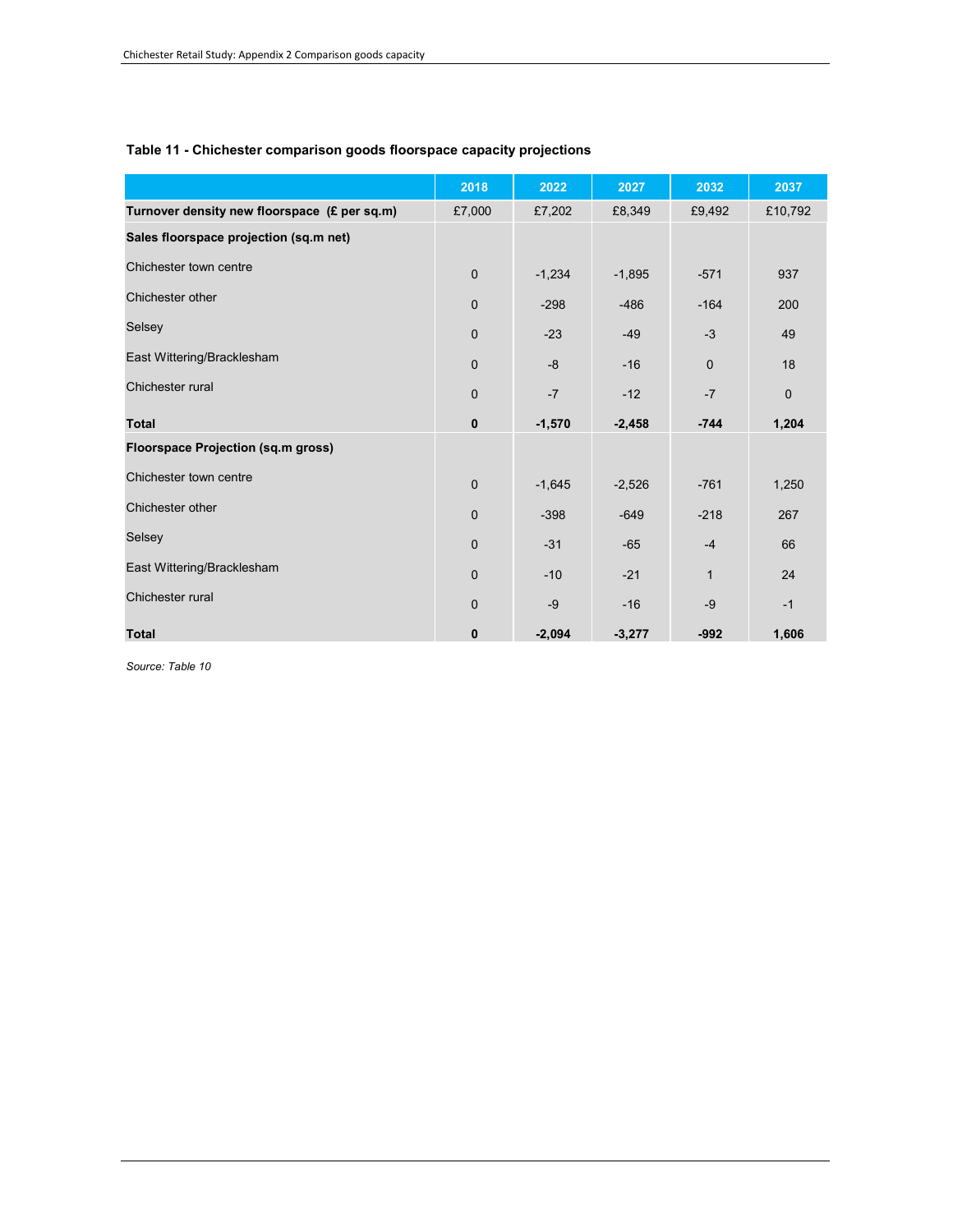**Table 11 - Chichester comparison goods floorspace capacity projections**

| | 2018 | 2022 | 2027 | 2032 | 2037 |
|---|---|---|---|---|---|
| **Turnover density new floorspace (£ per sq.m)** | £7,000 | £7,202 | £8,349 | £9,492 | £10,792 |
| **Sales floorspace projection (sq.m net)** | | | | | |
| Chichester town centre | 0 | -1,234 | -1,895 | -571 | 937 |
| Chichester other | 0 | -298 | -486 | -164 | 200 |
| Selsey | 0 | -23 | -49 | -3 | 49 |
| East Wittering/Bracklesham | 0 | -8 | -16 | 0 | 18 |
| Chichester rural | 0 | -7 | -12 | -7 | 0 |
| **Total** | **0** | **-1,570** | **-2,458** | **-744** | **1,204** |
| **Floorspace Projection (sq.m gross)** | | | | | |
| Chichester town centre | 0 | -1,645 | -2,526 | -761 | 1,250 |
| Chichester other | 0 | -398 | -649 | -218 | 267 |
| Selsey | 0 | -31 | -65 | -4 | 66 |
| East Wittering/Bracklesham | 0 | -10 | -21 | 1 | 24 |
| Chichester rural | 0 | -9 | -16 | -9 | -1 |
| **Total** | **0** | **-2,094** | **-3,277** | **-992** | **1,606** |

*Source: Table 10*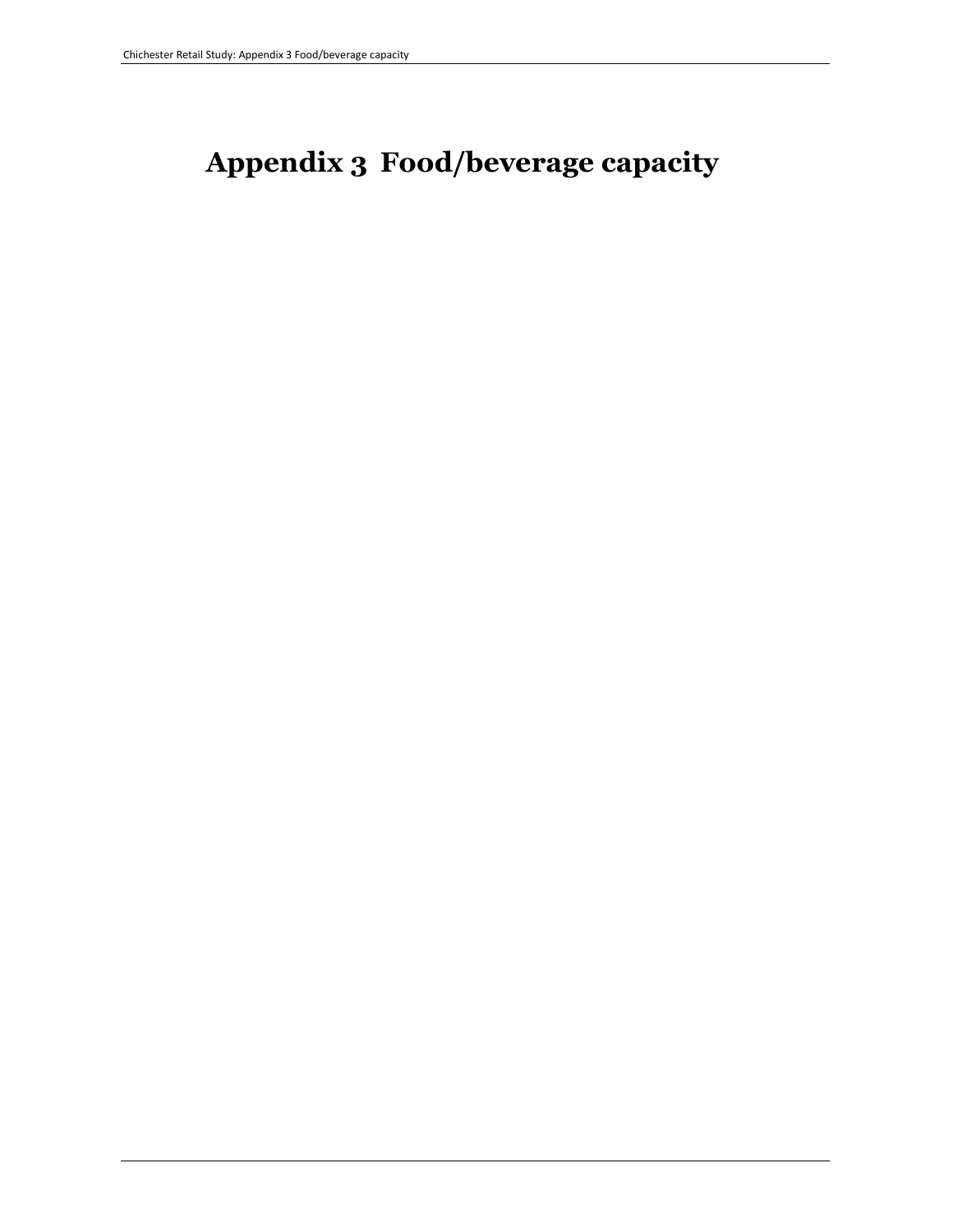# Appendix 3 Food/beverage capacity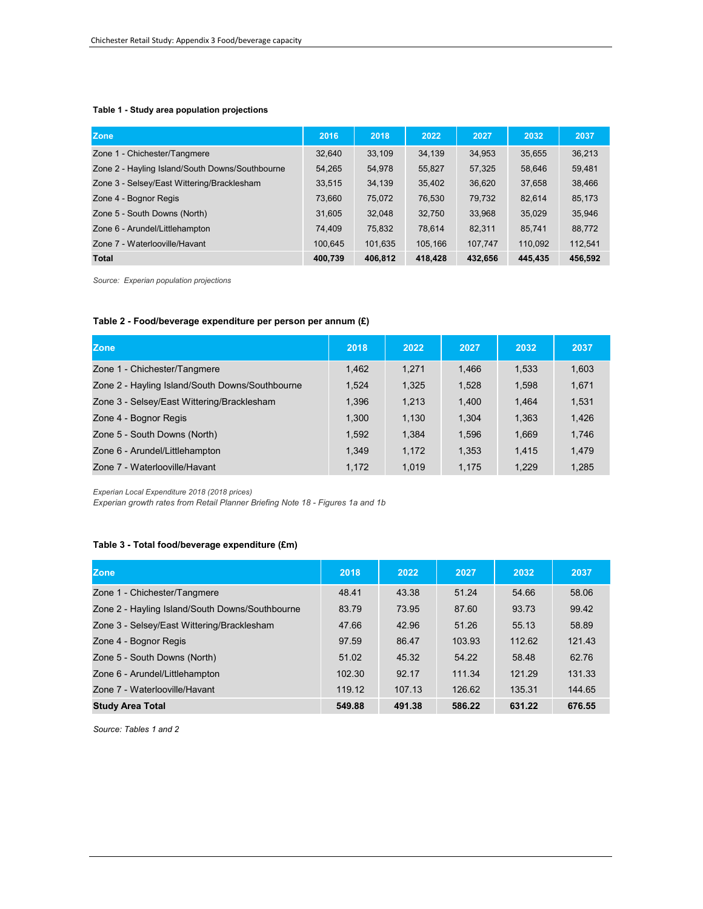**Table 1 - Study area population projections**

| Zone | 2016 | 2018 | 2022 | 2027 | 2032 | 2037 |
|---|---|---|---|---|---|---|
| Zone 1 - Chichester/Tangmere | 32,640 | 33,109 | 34,139 | 34,953 | 35,655 | 36,213 |
| Zone 2 - Hayling Island/South Downs/Southbourne | 54,265 | 54,978 | 55,827 | 57,325 | 58,646 | 59,481 |
| Zone 3 - Selsey/East Wittering/Bracklesham | 33,515 | 34,139 | 35,402 | 36,620 | 37,658 | 38,466 |
| Zone 4 - Bognor Regis | 73,660 | 75,072 | 76,530 | 79,732 | 82,614 | 85,173 |
| Zone 5 - South Downs (North) | 31,605 | 32,048 | 32,750 | 33,968 | 35,029 | 35,946 |
| Zone 6 - Arundel/Littlehampton | 74,409 | 75,832 | 78,614 | 82,311 | 85,741 | 88,772 |
| Zone 7 - Waterlooville/Havant | 100,645 | 101,635 | 105,166 | 107,747 | 110,092 | 112,541 |
| **Total** | **400,739** | **406,812** | **418,428** | **432,656** | **445,435** | **456,592** |

*Source: Experian population projections*

**Table 2 - Food/beverage expenditure per person per annum (£)**

| Zone | 2018 | 2022 | 2027 | 2032 | 2037 |
|---|---|---|---|---|---|
| Zone 1 - Chichester/Tangmere | 1,462 | 1,271 | 1,466 | 1,533 | 1,603 |
| Zone 2 - Hayling Island/South Downs/Southbourne | 1,524 | 1,325 | 1,528 | 1,598 | 1,671 |
| Zone 3 - Selsey/East Wittering/Bracklesham | 1,396 | 1,213 | 1,400 | 1,464 | 1,531 |
| Zone 4 - Bognor Regis | 1,300 | 1,130 | 1,304 | 1,363 | 1,426 |
| Zone 5 - South Downs (North) | 1,592 | 1,384 | 1,596 | 1,669 | 1,746 |
| Zone 6 - Arundel/Littlehampton | 1,349 | 1,172 | 1,353 | 1,415 | 1,479 |
| Zone 7 - Waterlooville/Havant | 1,172 | 1,019 | 1,175 | 1,229 | 1,285 |

*Experian Local Expenditure 2018 (2018 prices)*
*Experian growth rates from Retail Planner Briefing Note 18 - Figures 1a and 1b*

**Table 3 - Total food/beverage expenditure (£m)**

| Zone | 2018 | 2022 | 2027 | 2032 | 2037 |
|---|---|---|---|---|---|
| Zone 1 - Chichester/Tangmere | 48.41 | 43.38 | 51.24 | 54.66 | 58.06 |
| Zone 2 - Hayling Island/South Downs/Southbourne | 83.79 | 73.95 | 87.60 | 93.73 | 99.42 |
| Zone 3 - Selsey/East Wittering/Bracklesham | 47.66 | 42.96 | 51.26 | 55.13 | 58.89 |
| Zone 4 - Bognor Regis | 97.59 | 86.47 | 103.93 | 112.62 | 121.43 |
| Zone 5 - South Downs (North) | 51.02 | 45.32 | 54.22 | 58.48 | 62.76 |
| Zone 6 - Arundel/Littlehampton | 102.30 | 92.17 | 111.34 | 121.29 | 131.33 |
| Zone 7 - Waterlooville/Havant | 119.12 | 107.13 | 126.62 | 135.31 | 144.65 |
| **Study Area Total** | **549.88** | **491.38** | **586.22** | **631.22** | **676.55** |

*Source: Tables 1 and 2*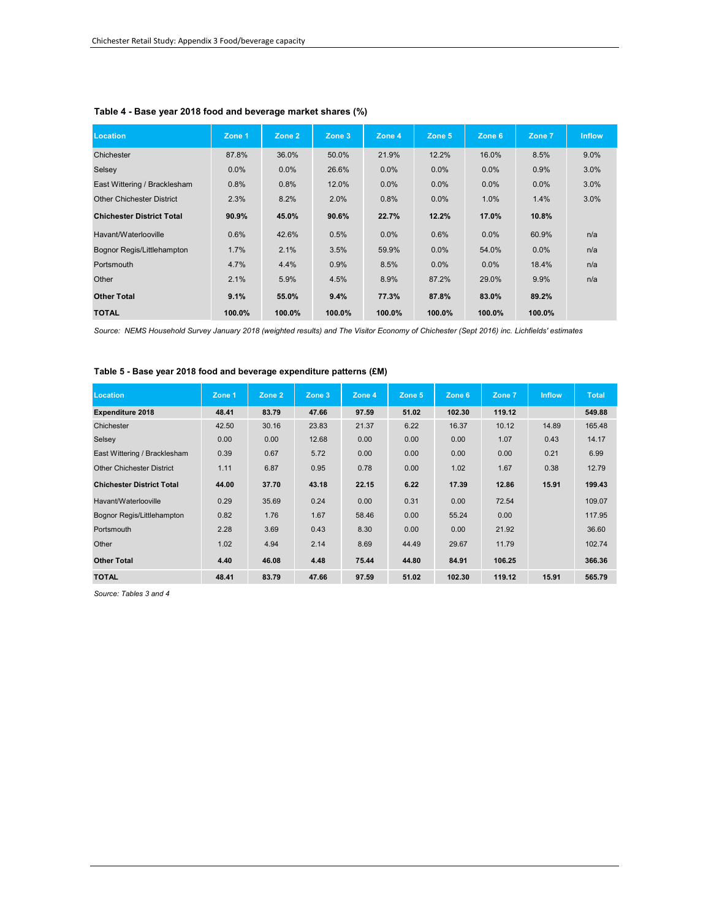### Table 4 - Base year 2018 food and beverage market shares (%)

| Location | Zone 1 | Zone 2 | Zone 3 | Zone 4 | Zone 5 | Zone 6 | Zone 7 | Inflow |
|---|---|---|---|---|---|---|---|---|
| Chichester | 87.8% | 36.0% | 50.0% | 21.9% | 12.2% | 16.0% | 8.5% | 9.0% |
| Selsey | 0.0% | 0.0% | 26.6% | 0.0% | 0.0% | 0.0% | 0.9% | 3.0% |
| East Wittering / Bracklesham | 0.8% | 0.8% | 12.0% | 0.0% | 0.0% | 0.0% | 0.0% | 3.0% |
| Other Chichester District | 2.3% | 8.2% | 2.0% | 0.8% | 0.0% | 1.0% | 1.4% | 3.0% |
| **Chichester District Total** | **90.9%** | **45.0%** | **90.6%** | **22.7%** | **12.2%** | **17.0%** | **10.8%** | |
| Havant/Waterlooville | 0.6% | 42.6% | 0.5% | 0.0% | 0.6% | 0.0% | 60.9% | n/a |
| Bognor Regis/Littlehampton | 1.7% | 2.1% | 3.5% | 59.9% | 0.0% | 54.0% | 0.0% | n/a |
| Portsmouth | 4.7% | 4.4% | 0.9% | 8.5% | 0.0% | 0.0% | 18.4% | n/a |
| Other | 2.1% | 5.9% | 4.5% | 8.9% | 87.2% | 29.0% | 9.9% | n/a |
| **Other Total** | **9.1%** | **55.0%** | **9.4%** | **77.3%** | **87.8%** | **83.0%** | **89.2%** | |
| **TOTAL** | **100.0%** | **100.0%** | **100.0%** | **100.0%** | **100.0%** | **100.0%** | **100.0%** | |

*Source: NEMS Household Survey January 2018 (weighted results) and The Visitor Economy of Chichester (Sept 2016) inc. Lichfields' estimates*

### Table 5 - Base year 2018 food and beverage expenditure patterns (£M)

| Location | Zone 1 | Zone 2 | Zone 3 | Zone 4 | Zone 5 | Zone 6 | Zone 7 | Inflow | Total |
|---|---|---|---|---|---|---|---|---|---|
| **Expenditure 2018** | **48.41** | **83.79** | **47.66** | **97.59** | **51.02** | **102.30** | **119.12** | | **549.88** |
| Chichester | 42.50 | 30.16 | 23.83 | 21.37 | 6.22 | 16.37 | 10.12 | 14.89 | 165.48 |
| Selsey | 0.00 | 0.00 | 12.68 | 0.00 | 0.00 | 0.00 | 1.07 | 0.43 | 14.17 |
| East Wittering / Bracklesham | 0.39 | 0.67 | 5.72 | 0.00 | 0.00 | 0.00 | 0.00 | 0.21 | 6.99 |
| Other Chichester District | 1.11 | 6.87 | 0.95 | 0.78 | 0.00 | 1.02 | 1.67 | 0.38 | 12.79 |
| **Chichester District Total** | **44.00** | **37.70** | **43.18** | **22.15** | **6.22** | **17.39** | **12.86** | **15.91** | **199.43** |
| Havant/Waterlooville | 0.29 | 35.69 | 0.24 | 0.00 | 0.31 | 0.00 | 72.54 | | 109.07 |
| Bognor Regis/Littlehampton | 0.82 | 1.76 | 1.67 | 58.46 | 0.00 | 55.24 | 0.00 | | 117.95 |
| Portsmouth | 2.28 | 3.69 | 0.43 | 8.30 | 0.00 | 0.00 | 21.92 | | 36.60 |
| Other | 1.02 | 4.94 | 2.14 | 8.69 | 44.49 | 29.67 | 11.79 | | 102.74 |
| **Other Total** | **4.40** | **46.08** | **4.48** | **75.44** | **44.80** | **84.91** | **106.25** | | **366.36** |
| **TOTAL** | **48.41** | **83.79** | **47.66** | **97.59** | **51.02** | **102.30** | **119.12** | **15.91** | **565.79** |

*Source: Tables 3 and 4*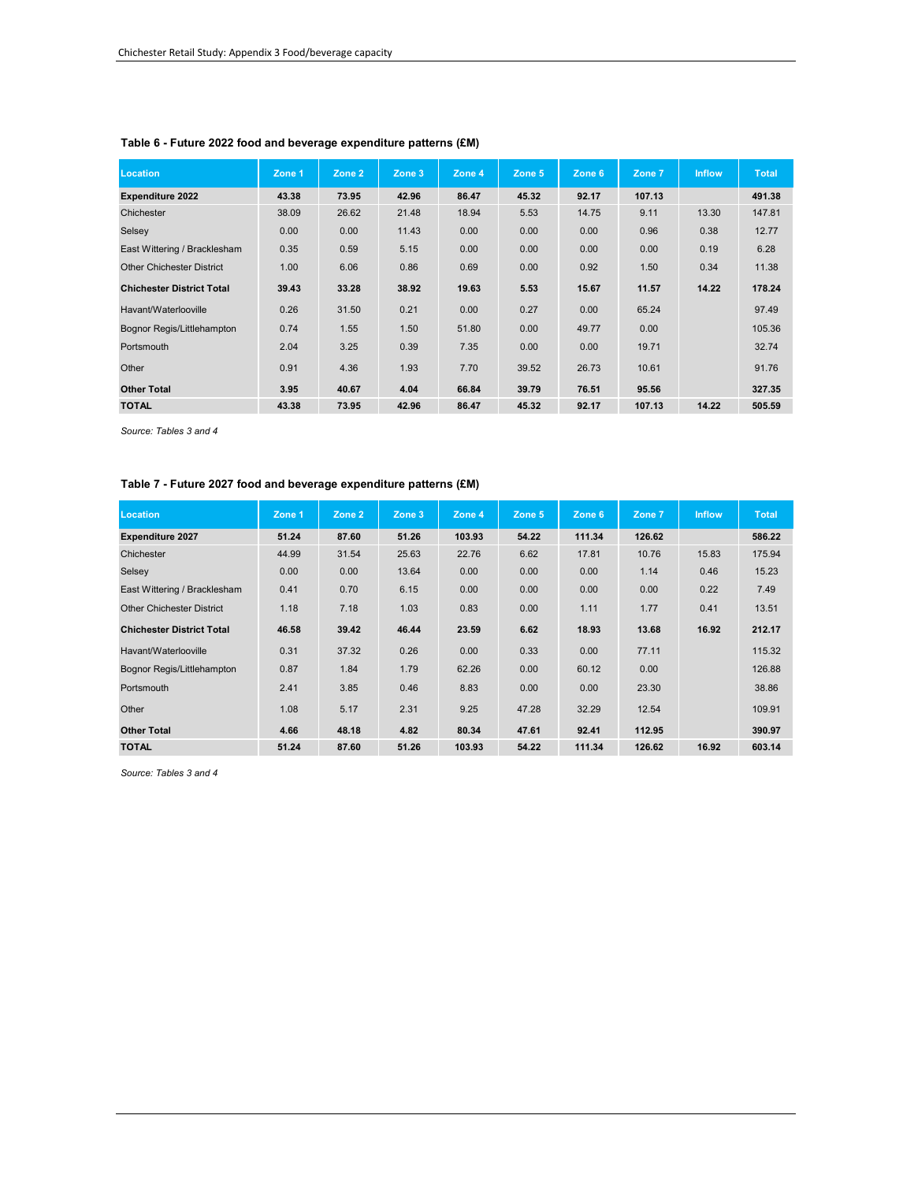**Table 6 - Future 2022 food and beverage expenditure patterns (£M)**

| Location | Zone 1 | Zone 2 | Zone 3 | Zone 4 | Zone 5 | Zone 6 | Zone 7 | Inflow | Total |
|---|---|---|---|---|---|---|---|---|---|
| **Expenditure 2022** | **43.38** | **73.95** | **42.96** | **86.47** | **45.32** | **92.17** | **107.13** | | **491.38** |
| Chichester | 38.09 | 26.62 | 21.48 | 18.94 | 5.53 | 14.75 | 9.11 | 13.30 | 147.81 |
| Selsey | 0.00 | 0.00 | 11.43 | 0.00 | 0.00 | 0.00 | 0.96 | 0.38 | 12.77 |
| East Wittering / Bracklesham | 0.35 | 0.59 | 5.15 | 0.00 | 0.00 | 0.00 | 0.00 | 0.19 | 6.28 |
| Other Chichester District | 1.00 | 6.06 | 0.86 | 0.69 | 0.00 | 0.92 | 1.50 | 0.34 | 11.38 |
| **Chichester District Total** | **39.43** | **33.28** | **38.92** | **19.63** | **5.53** | **15.67** | **11.57** | **14.22** | **178.24** |
| Havant/Waterlooville | 0.26 | 31.50 | 0.21 | 0.00 | 0.27 | 0.00 | 65.24 | | 97.49 |
| Bognor Regis/Littlehampton | 0.74 | 1.55 | 1.50 | 51.80 | 0.00 | 49.77 | 0.00 | | 105.36 |
| Portsmouth | 2.04 | 3.25 | 0.39 | 7.35 | 0.00 | 0.00 | 19.71 | | 32.74 |
| Other | 0.91 | 4.36 | 1.93 | 7.70 | 39.52 | 26.73 | 10.61 | | 91.76 |
| **Other Total** | **3.95** | **40.67** | **4.04** | **66.84** | **39.79** | **76.51** | **95.56** | | **327.35** |
| **TOTAL** | **43.38** | **73.95** | **42.96** | **86.47** | **45.32** | **92.17** | **107.13** | **14.22** | **505.59** |

*Source: Tables 3 and 4*

**Table 7 - Future 2027 food and beverage expenditure patterns (£M)**

| Location | Zone 1 | Zone 2 | Zone 3 | Zone 4 | Zone 5 | Zone 6 | Zone 7 | Inflow | Total |
|---|---|---|---|---|---|---|---|---|---|
| **Expenditure 2027** | **51.24** | **87.60** | **51.26** | **103.93** | **54.22** | **111.34** | **126.62** | | **586.22** |
| Chichester | 44.99 | 31.54 | 25.63 | 22.76 | 6.62 | 17.81 | 10.76 | 15.83 | 175.94 |
| Selsey | 0.00 | 0.00 | 13.64 | 0.00 | 0.00 | 0.00 | 1.14 | 0.46 | 15.23 |
| East Wittering / Bracklesham | 0.41 | 0.70 | 6.15 | 0.00 | 0.00 | 0.00 | 0.00 | 0.22 | 7.49 |
| Other Chichester District | 1.18 | 7.18 | 1.03 | 0.83 | 0.00 | 1.11 | 1.77 | 0.41 | 13.51 |
| **Chichester District Total** | **46.58** | **39.42** | **46.44** | **23.59** | **6.62** | **18.93** | **13.68** | **16.92** | **212.17** |
| Havant/Waterlooville | 0.31 | 37.32 | 0.26 | 0.00 | 0.33 | 0.00 | 77.11 | | 115.32 |
| Bognor Regis/Littlehampton | 0.87 | 1.84 | 1.79 | 62.26 | 0.00 | 60.12 | 0.00 | | 126.88 |
| Portsmouth | 2.41 | 3.85 | 0.46 | 8.83 | 0.00 | 0.00 | 23.30 | | 38.86 |
| Other | 1.08 | 5.17 | 2.31 | 9.25 | 47.28 | 32.29 | 12.54 | | 109.91 |
| **Other Total** | **4.66** | **48.18** | **4.82** | **80.34** | **47.61** | **92.41** | **112.95** | | **390.97** |
| **TOTAL** | **51.24** | **87.60** | **51.26** | **103.93** | **54.22** | **111.34** | **126.62** | **16.92** | **603.14** |

*Source: Tables 3 and 4*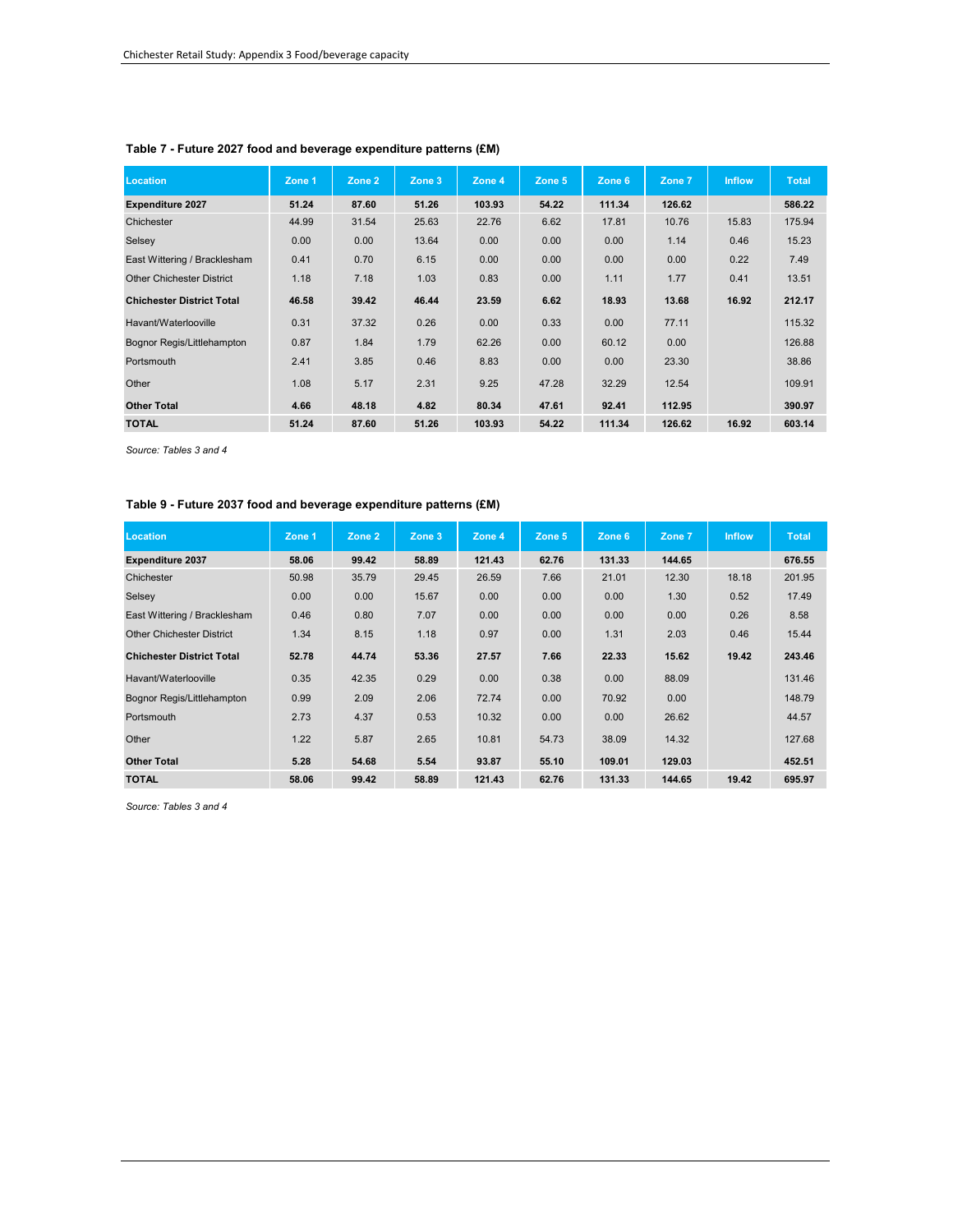**Table 7 - Future 2027 food and beverage expenditure patterns (£M)**

| Location | Zone 1 | Zone 2 | Zone 3 | Zone 4 | Zone 5 | Zone 6 | Zone 7 | Inflow | Total |
|---|---|---|---|---|---|---|---|---|---|
| **Expenditure 2027** | **51.24** | **87.60** | **51.26** | **103.93** | **54.22** | **111.34** | **126.62** | | **586.22** |
| Chichester | 44.99 | 31.54 | 25.63 | 22.76 | 6.62 | 17.81 | 10.76 | 15.83 | 175.94 |
| Selsey | 0.00 | 0.00 | 13.64 | 0.00 | 0.00 | 0.00 | 1.14 | 0.46 | 15.23 |
| East Wittering / Bracklesham | 0.41 | 0.70 | 6.15 | 0.00 | 0.00 | 0.00 | 0.00 | 0.22 | 7.49 |
| Other Chichester District | 1.18 | 7.18 | 1.03 | 0.83 | 0.00 | 1.11 | 1.77 | 0.41 | 13.51 |
| **Chichester District Total** | **46.58** | **39.42** | **46.44** | **23.59** | **6.62** | **18.93** | **13.68** | **16.92** | **212.17** |
| Havant/Waterlooville | 0.31 | 37.32 | 0.26 | 0.00 | 0.33 | 0.00 | 77.11 | | 115.32 |
| Bognor Regis/Littlehampton | 0.87 | 1.84 | 1.79 | 62.26 | 0.00 | 60.12 | 0.00 | | 126.88 |
| Portsmouth | 2.41 | 3.85 | 0.46 | 8.83 | 0.00 | 0.00 | 23.30 | | 38.86 |
| Other | 1.08 | 5.17 | 2.31 | 9.25 | 47.28 | 32.29 | 12.54 | | 109.91 |
| **Other Total** | **4.66** | **48.18** | **4.82** | **80.34** | **47.61** | **92.41** | **112.95** | | **390.97** |
| **TOTAL** | **51.24** | **87.60** | **51.26** | **103.93** | **54.22** | **111.34** | **126.62** | **16.92** | **603.14** |

*Source: Tables 3 and 4*

**Table 9 - Future 2037 food and beverage expenditure patterns (£M)**

| Location | Zone 1 | Zone 2 | Zone 3 | Zone 4 | Zone 5 | Zone 6 | Zone 7 | Inflow | Total |
|---|---|---|---|---|---|---|---|---|---|
| **Expenditure 2037** | **58.06** | **99.42** | **58.89** | **121.43** | **62.76** | **131.33** | **144.65** | | **676.55** |
| Chichester | 50.98 | 35.79 | 29.45 | 26.59 | 7.66 | 21.01 | 12.30 | 18.18 | 201.95 |
| Selsey | 0.00 | 0.00 | 15.67 | 0.00 | 0.00 | 0.00 | 1.30 | 0.52 | 17.49 |
| East Wittering / Bracklesham | 0.46 | 0.80 | 7.07 | 0.00 | 0.00 | 0.00 | 0.00 | 0.26 | 8.58 |
| Other Chichester District | 1.34 | 8.15 | 1.18 | 0.97 | 0.00 | 1.31 | 2.03 | 0.46 | 15.44 |
| **Chichester District Total** | **52.78** | **44.74** | **53.36** | **27.57** | **7.66** | **22.33** | **15.62** | **19.42** | **243.46** |
| Havant/Waterlooville | 0.35 | 42.35 | 0.29 | 0.00 | 0.38 | 0.00 | 88.09 | | 131.46 |
| Bognor Regis/Littlehampton | 0.99 | 2.09 | 2.06 | 72.74 | 0.00 | 70.92 | 0.00 | | 148.79 |
| Portsmouth | 2.73 | 4.37 | 0.53 | 10.32 | 0.00 | 0.00 | 26.62 | | 44.57 |
| Other | 1.22 | 5.87 | 2.65 | 10.81 | 54.73 | 38.09 | 14.32 | | 127.68 |
| **Other Total** | **5.28** | **54.68** | **5.54** | **93.87** | **55.10** | **109.01** | **129.03** | | **452.51** |
| **TOTAL** | **58.06** | **99.42** | **58.89** | **121.43** | **62.76** | **131.33** | **144.65** | **19.42** | **695.97** |

*Source: Tables 3 and 4*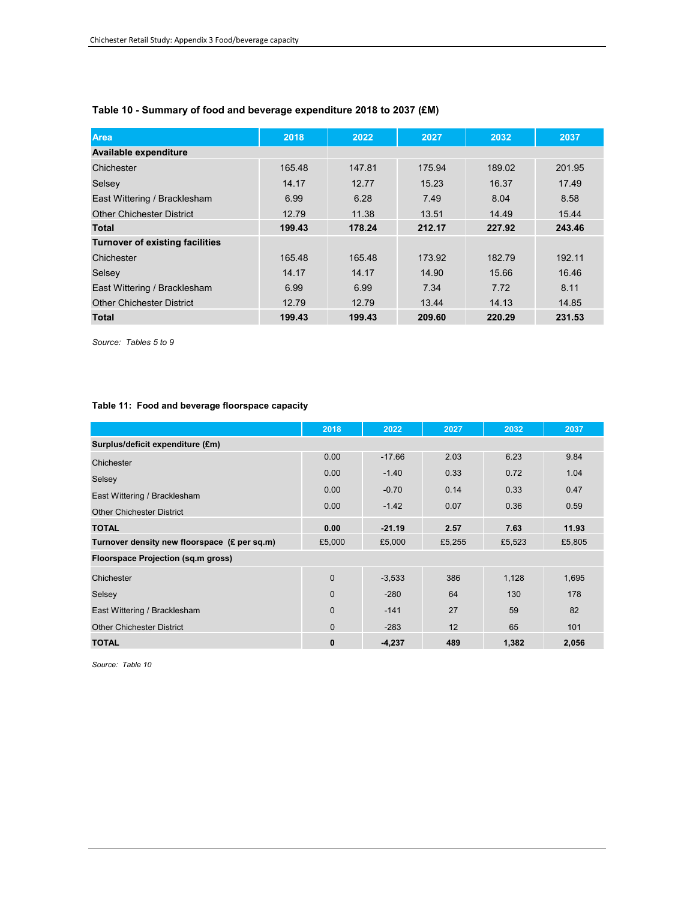**Table 10 - Summary of food and beverage expenditure 2018 to 2037 (£M)**

| Area | 2018 | 2022 | 2027 | 2032 | 2037 |
|---|---|---|---|---|---|
| **Available expenditure** | | | | | |
| Chichester | 165.48 | 147.81 | 175.94 | 189.02 | 201.95 |
| Selsey | 14.17 | 12.77 | 15.23 | 16.37 | 17.49 |
| East Wittering / Bracklesham | 6.99 | 6.28 | 7.49 | 8.04 | 8.58 |
| Other Chichester District | 12.79 | 11.38 | 13.51 | 14.49 | 15.44 |
| **Total** | **199.43** | **178.24** | **212.17** | **227.92** | **243.46** |
| **Turnover of existing facilities** | | | | | |
| Chichester | 165.48 | 165.48 | 173.92 | 182.79 | 192.11 |
| Selsey | 14.17 | 14.17 | 14.90 | 15.66 | 16.46 |
| East Wittering / Bracklesham | 6.99 | 6.99 | 7.34 | 7.72 | 8.11 |
| Other Chichester District | 12.79 | 12.79 | 13.44 | 14.13 | 14.85 |
| **Total** | **199.43** | **199.43** | **209.60** | **220.29** | **231.53** |

*Source: Tables 5 to 9*

**Table 11: Food and beverage floorspace capacity**

| | 2018 | 2022 | 2027 | 2032 | 2037 |
|---|---|---|---|---|---|
| **Surplus/deficit expenditure (£m)** | | | | | |
| Chichester | 0.00 | -17.66 | 2.03 | 6.23 | 9.84 |
| Selsey | 0.00 | -1.40 | 0.33 | 0.72 | 1.04 |
| East Wittering / Bracklesham | 0.00 | -0.70 | 0.14 | 0.33 | 0.47 |
| Other Chichester District | 0.00 | -1.42 | 0.07 | 0.36 | 0.59 |
| **TOTAL** | **0.00** | **-21.19** | **2.57** | **7.63** | **11.93** |
| **Turnover density new floorspace (£ per sq.m)** | £5,000 | £5,000 | £5,255 | £5,523 | £5,805 |
| **Floorspace Projection (sq.m gross)** | | | | | |
| Chichester | 0 | -3,533 | 386 | 1,128 | 1,695 |
| Selsey | 0 | -280 | 64 | 130 | 178 |
| East Wittering / Bracklesham | 0 | -141 | 27 | 59 | 82 |
| Other Chichester District | 0 | -283 | 12 | 65 | 101 |
| **TOTAL** | **0** | **-4,237** | **489** | **1,382** | **2,056** |

*Source: Table 10*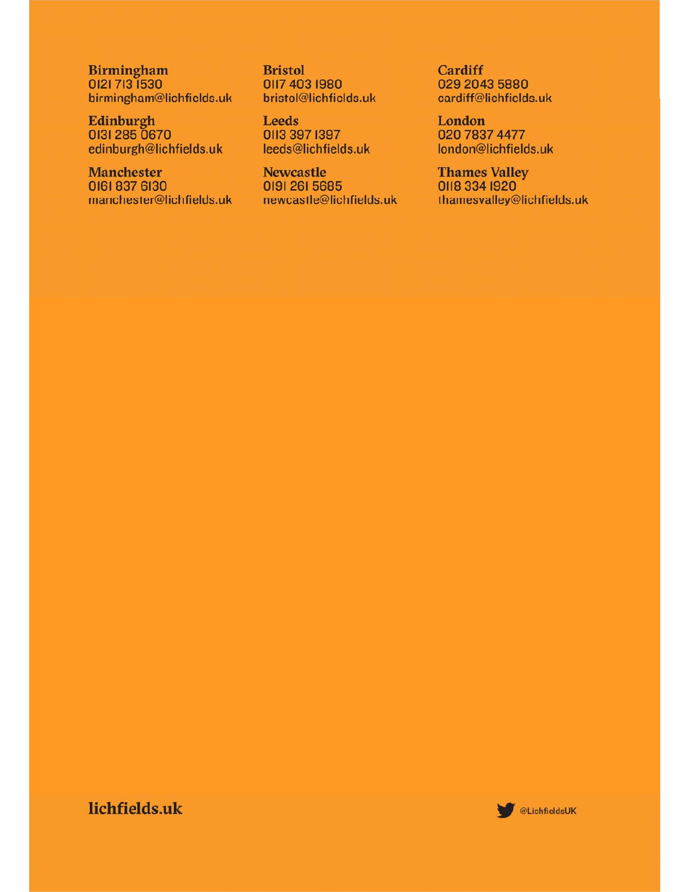**Birmingham**
0121 713 1530
birmingham@lichfields.uk

**Bristol**
0117 403 1980
bristol@lichfields.uk

**Cardiff**
029 2043 5880
cardiff@lichfields.uk

**Edinburgh**
0131 285 0670
edinburgh@lichfields.uk

**Leeds**
0113 397 1397
leeds@lichfields.uk

**London**
020 7837 4477
london@lichfields.uk

**Manchester**
0161 837 6130
manchester@lichfields.uk

**Newcastle**
0191 261 5685
newcastle@lichfields.uk

**Thames Valley**
0118 334 1920
thamesvalley@lichfields.uk

**lichfields.uk**

@LichfieldsUK